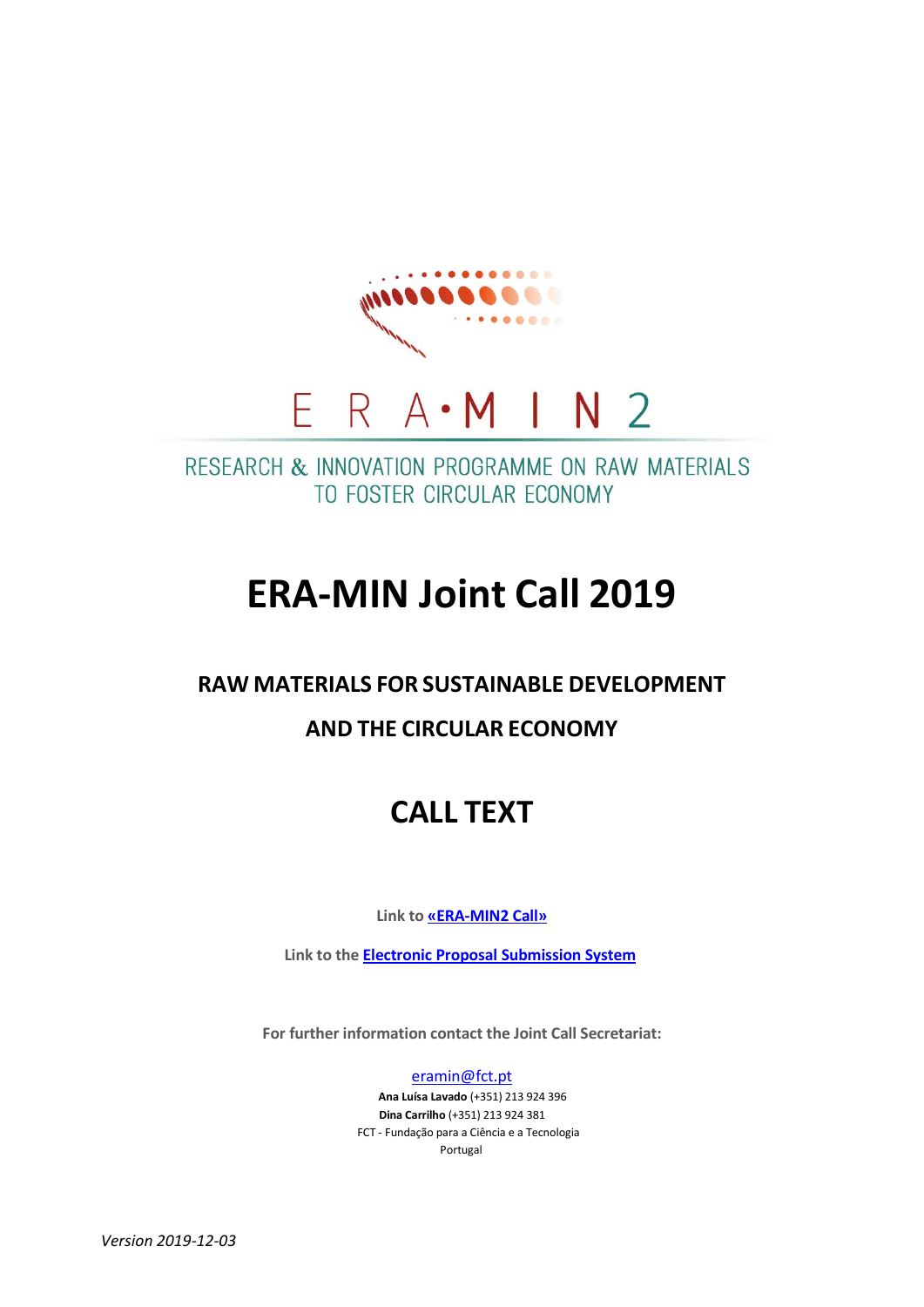E R A•M I N 2

RESEARCH & INNOVATION PROGRAMME ON RAW MATERIALS TO FOSTER CIRCULAR ECONOMY

# ERA-MIN Joint Call 2019

## RAW MATERIALS FOR SUSTAINABLE DEVELOPMENT

## AND THE CIRCULAR ECONOMY

# CALL TEXT

Link to **«ERA-MIN2 Call»**

Link to the **Electronic Proposal Submission System**

For further information contact the Joint Call Secretariat:

eramin@fct.pt

**Ana Luísa Lavado** (+351) 213 924 396

**Dina Carrilho** (+351) 213 924 381

FCT - Fundação para a Ciência e a Tecnologia

Portugal

*Version 2019-12-03*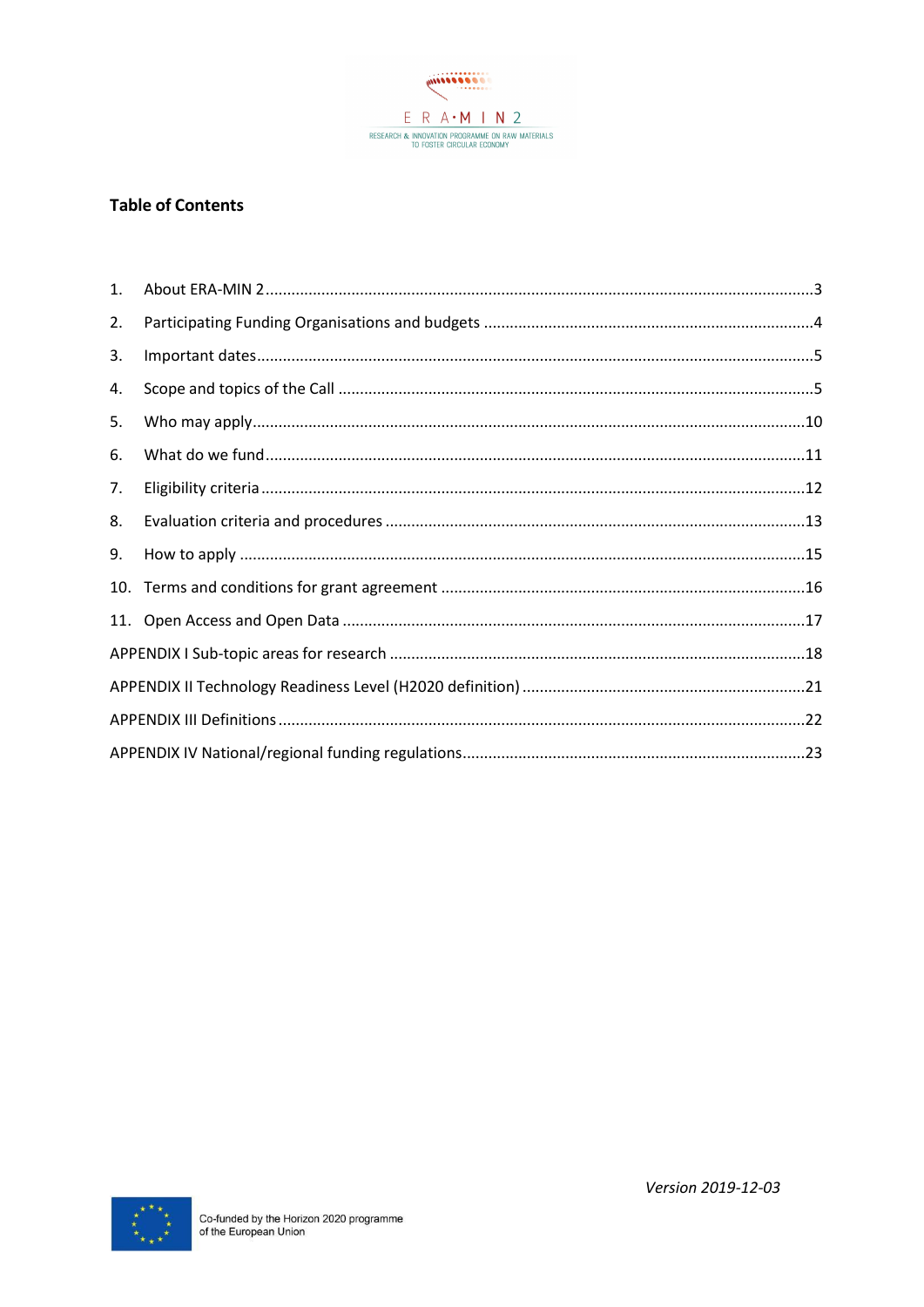## Table of Contents

1. About ERA-MIN 2 .......... 3
2. Participating Funding Organisations and budgets .......... 4
3. Important dates .......... 5
4. Scope and topics of the Call .......... 5
5. Who may apply .......... 10
6. What do we fund .......... 11
7. Eligibility criteria .......... 12
8. Evaluation criteria and procedures .......... 13
9. How to apply .......... 15
10. Terms and conditions for grant agreement .......... 16
11. Open Access and Open Data .......... 17

APPENDIX I Sub-topic areas for research .......... 18

APPENDIX II Technology Readiness Level (H2020 definition) .......... 21

APPENDIX III Definitions .......... 22

APPENDIX IV National/regional funding regulations .......... 23

*Version 2019-12-03*

Co-funded by the Horizon 2020 programme of the European Union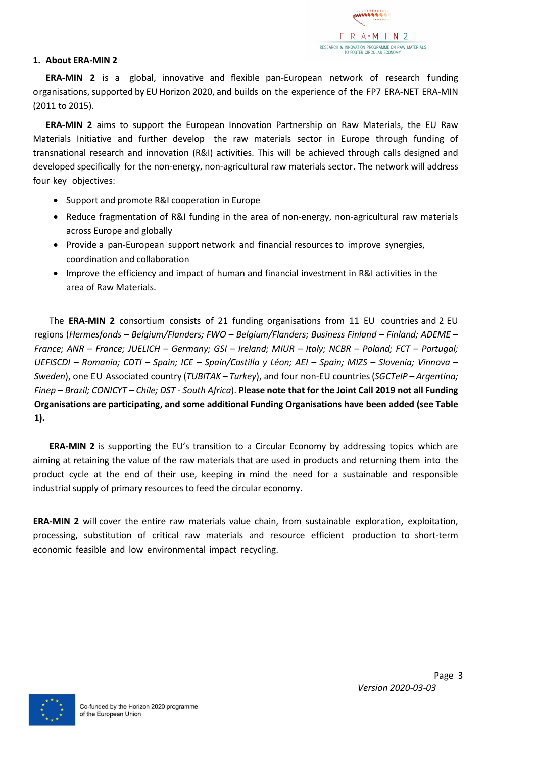## 1. About ERA-MIN 2

**ERA-MIN 2** is a global, innovative and flexible pan-European network of research funding organisations, supported by EU Horizon 2020, and builds on the experience of the FP7 ERA-NET ERA-MIN (2011 to 2015).

**ERA-MIN 2** aims to support the European Innovation Partnership on Raw Materials, the EU Raw Materials Initiative and further develop the raw materials sector in Europe through funding of transnational research and innovation (R&I) activities. This will be achieved through calls designed and developed specifically for the non-energy, non-agricultural raw materials sector. The network will address four key objectives:

- Support and promote R&I cooperation in Europe
- Reduce fragmentation of R&I funding in the area of non-energy, non-agricultural raw materials across Europe and globally
- Provide a pan-European support network and financial resources to improve synergies, coordination and collaboration
- Improve the efficiency and impact of human and financial investment in R&I activities in the area of Raw Materials.

The **ERA-MIN 2** consortium consists of 21 funding organisations from 11 EU countries and 2 EU regions (*Hermesfonds – Belgium/Flanders; FWO – Belgium/Flanders; Business Finland – Finland; ADEME – France; ANR – France; JUELICH – Germany; GSI – Ireland; MIUR – Italy; NCBR – Poland; FCT – Portugal; UEFISCDI – Romania; CDTI – Spain; ICE – Spain/Castilla y Léon; AEI – Spain; MIZS – Slovenia; Vinnova – Sweden*), one EU Associated country (*TUBITAK – Turkey*), and four non-EU countries (*SGCTeIP – Argentina; Finep – Brazil; CONICYT – Chile; DST - South Africa*). **Please note that for the Joint Call 2019 not all Funding Organisations are participating, and some additional Funding Organisations have been added (see Table 1).**

**ERA-MIN 2** is supporting the EU's transition to a Circular Economy by addressing topics which are aiming at retaining the value of the raw materials that are used in products and returning them into the product cycle at the end of their use, keeping in mind the need for a sustainable and responsible industrial supply of primary resources to feed the circular economy.

**ERA-MIN 2** will cover the entire raw materials value chain, from sustainable exploration, exploitation, processing, substitution of critical raw materials and resource efficient production to short-term economic feasible and low environmental impact recycling.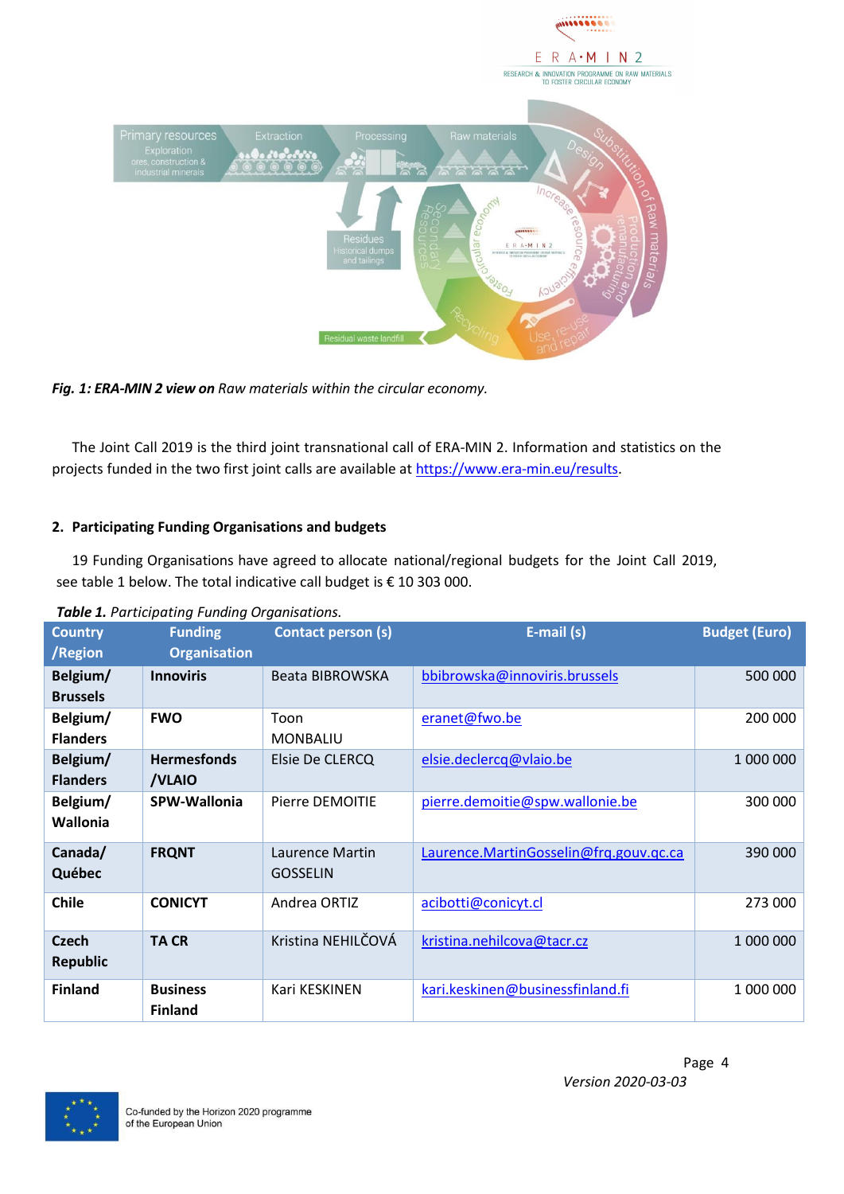*Fig. 1: **ERA-MIN 2 view on** Raw materials within the circular economy.*

The Joint Call 2019 is the third joint transnational call of ERA-MIN 2. Information and statistics on the projects funded in the two first joint calls are available at https://www.era-min.eu/results.

## 2. Participating Funding Organisations and budgets

19 Funding Organisations have agreed to allocate national/regional budgets for the Joint Call 2019, see table 1 below. The total indicative call budget is € 10 303 000.

***Table 1.** Participating Funding Organisations.*

| Country /Region | Funding Organisation | Contact person (s) | E-mail (s) | Budget (Euro) |
|---|---|---|---|---|
| **Belgium/ Brussels** | **Innoviris** | Beata BIBROWSKA | bbibrowska@innoviris.brussels | 500 000 |
| **Belgium/ Flanders** | **FWO** | Toon MONBALIU | eranet@fwo.be | 200 000 |
| **Belgium/ Flanders** | **Hermesfonds /VLAIO** | Elsie De CLERCQ | elsie.declercq@vlaio.be | 1 000 000 |
| **Belgium/ Wallonia** | **SPW-Wallonia** | Pierre DEMOITIE | pierre.demoitie@spw.wallonie.be | 300 000 |
| **Canada/ Québec** | **FRQNT** | Laurence Martin GOSSELIN | Laurence.MartinGosselin@frq.gouv.qc.ca | 390 000 |
| **Chile** | **CONICYT** | Andrea ORTIZ | acibotti@conicyt.cl | 273 000 |
| **Czech Republic** | **TA CR** | Kristina NEHILČOVÁ | kristina.nehilcova@tacr.cz | 1 000 000 |
| **Finland** | **Business Finland** | Kari KESKINEN | kari.keskinen@businessfinland.fi | 1 000 000 |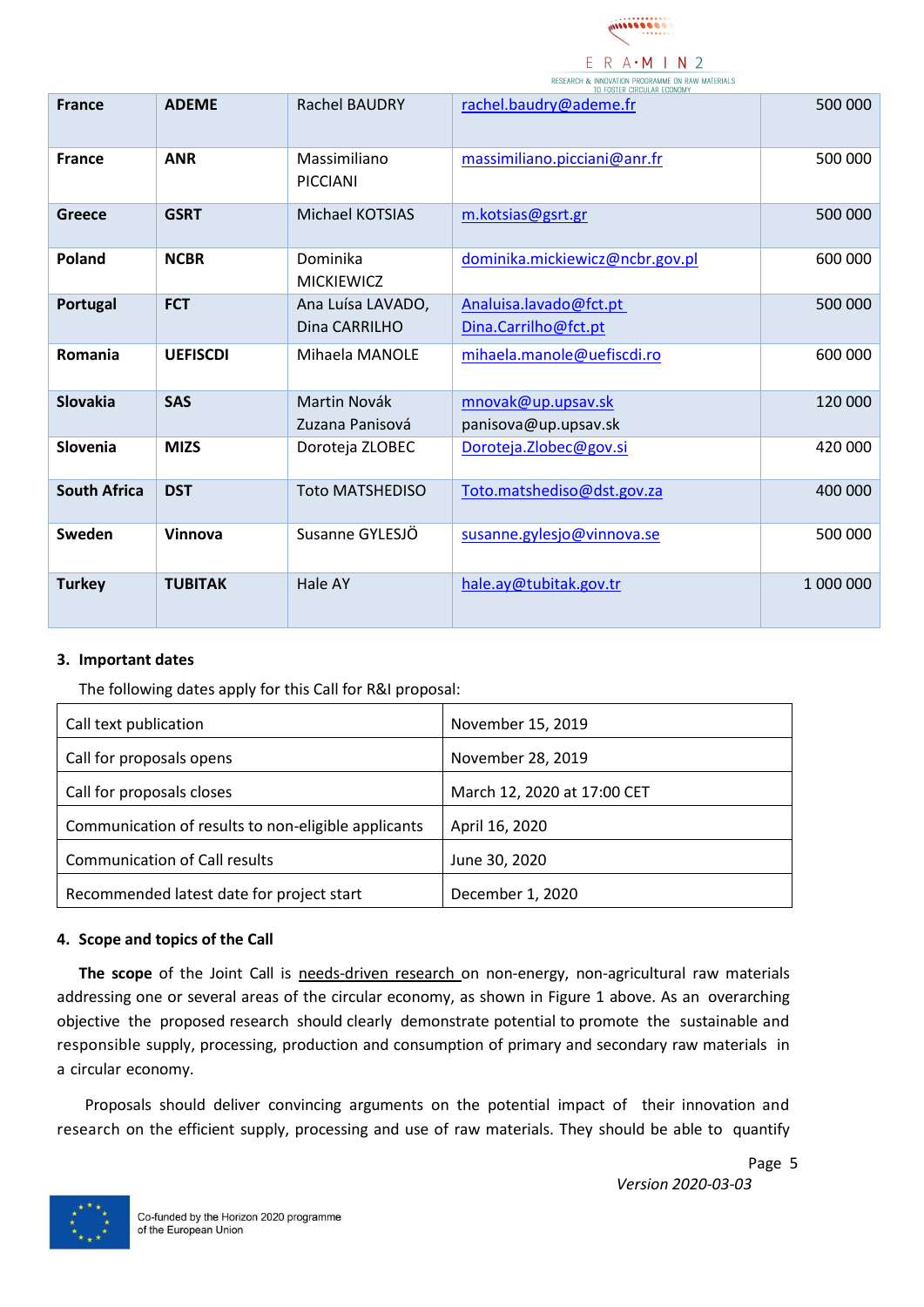| France | ADEME | Rachel BAUDRY | rachel.baudry@ademe.fr | 500 000 |
|---|---|---|---|---|
| France | ANR | Massimiliano PICCIANI | massimiliano.picciani@anr.fr | 500 000 |
| Greece | GSRT | Michael KOTSIAS | m.kotsias@gsrt.gr | 500 000 |
| Poland | NCBR | Dominika MICKIEWICZ | dominika.mickiewicz@ncbr.gov.pl | 600 000 |
| Portugal | FCT | Ana Luísa LAVADO, Dina CARRILHO | Analuisa.lavado@fct.pt Dina.Carrilho@fct.pt | 500 000 |
| Romania | UEFISCDI | Mihaela MANOLE | mihaela.manole@uefiscdi.ro | 600 000 |
| Slovakia | SAS | Martin Novák Zuzana Panisová | mnovak@up.upsav.sk panisova@up.upsav.sk | 120 000 |
| Slovenia | MIZS | Doroteja ZLOBEC | Doroteja.Zlobec@gov.si | 420 000 |
| South Africa | DST | Toto MATSHEDISO | Toto.matshediso@dst.gov.za | 400 000 |
| Sweden | Vinnova | Susanne GYLESJÖ | susanne.gylesjo@vinnova.se | 500 000 |
| Turkey | TUBITAK | Hale AY | hale.ay@tubitak.gov.tr | 1 000 000 |

## 3. Important dates

The following dates apply for this Call for R&I proposal:

| Call text publication | November 15, 2019 |
|---|---|
| Call for proposals opens | November 28, 2019 |
| Call for proposals closes | March 12, 2020 at 17:00 CET |
| Communication of results to non-eligible applicants | April 16, 2020 |
| Communication of Call results | June 30, 2020 |
| Recommended latest date for project start | December 1, 2020 |

## 4. Scope and topics of the Call

**The scope** of the Joint Call is needs-driven research on non-energy, non-agricultural raw materials addressing one or several areas of the circular economy, as shown in Figure 1 above. As an overarching objective the proposed research should clearly demonstrate potential to promote the sustainable and responsible supply, processing, production and consumption of primary and secondary raw materials in a circular economy.

Proposals should deliver convincing arguments on the potential impact of their innovation and research on the efficient supply, processing and use of raw materials. They should be able to quantify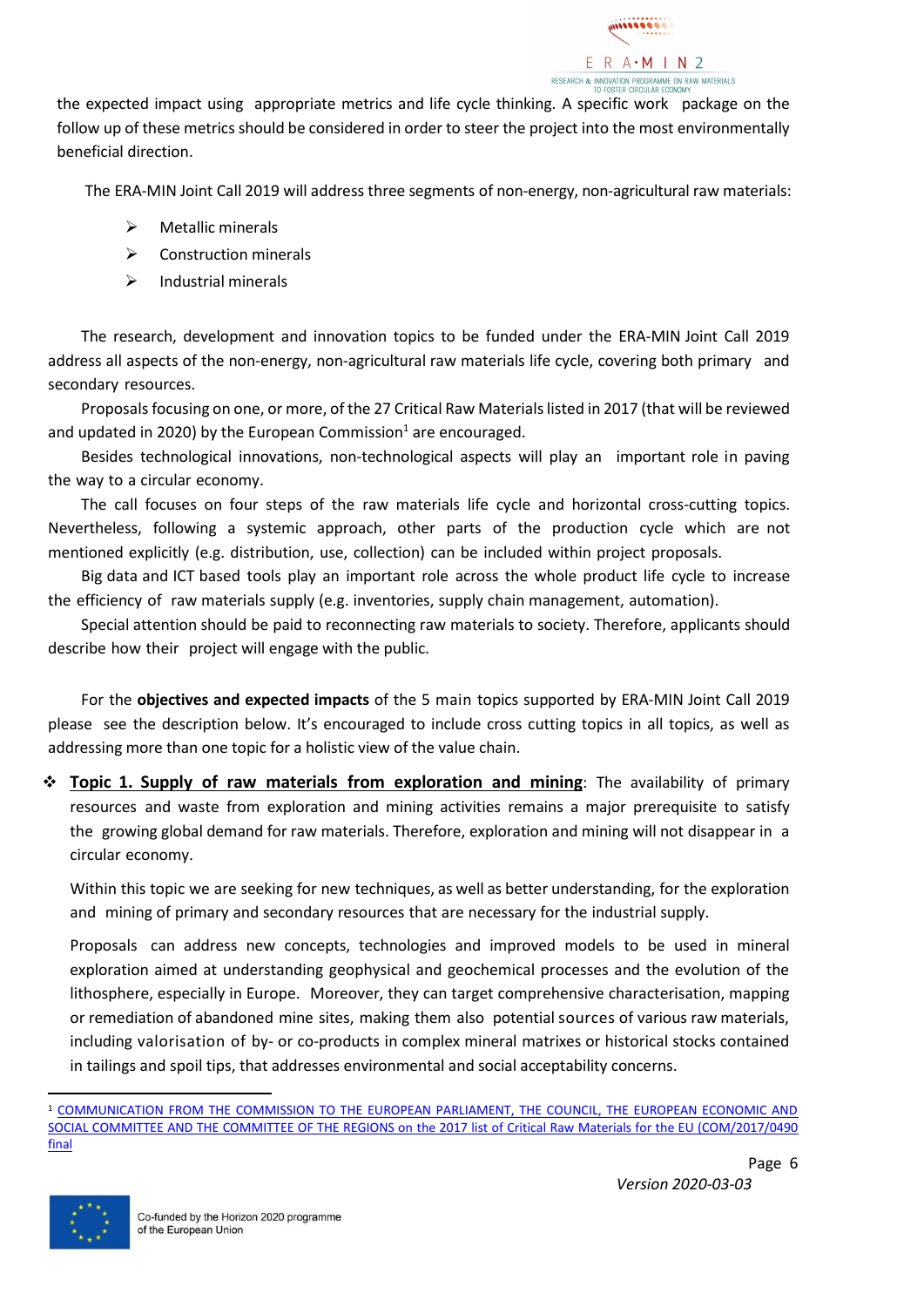the expected impact using appropriate metrics and life cycle thinking. A specific work package on the follow up of these metrics should be considered in order to steer the project into the most environmentally beneficial direction.

The ERA-MIN Joint Call 2019 will address three segments of non-energy, non-agricultural raw materials:

- Metallic minerals
- Construction minerals
- Industrial minerals

The research, development and innovation topics to be funded under the ERA-MIN Joint Call 2019 address all aspects of the non-energy, non-agricultural raw materials life cycle, covering both primary and secondary resources.

Proposals focusing on one, or more, of the 27 Critical Raw Materials listed in 2017 (that will be reviewed and updated in 2020) by the European Commission[1] are encouraged.

Besides technological innovations, non-technological aspects will play an important role in paving the way to a circular economy.

The call focuses on four steps of the raw materials life cycle and horizontal cross-cutting topics. Nevertheless, following a systemic approach, other parts of the production cycle which are not mentioned explicitly (e.g. distribution, use, collection) can be included within project proposals.

Big data and ICT based tools play an important role across the whole product life cycle to increase the efficiency of raw materials supply (e.g. inventories, supply chain management, automation).

Special attention should be paid to reconnecting raw materials to society. Therefore, applicants should describe how their project will engage with the public.

For the **objectives and expected impacts** of the 5 main topics supported by ERA-MIN Joint Call 2019 please see the description below. It's encouraged to include cross cutting topics in all topics, as well as addressing more than one topic for a holistic view of the value chain.

- **Topic 1. Supply of raw materials from exploration and mining**: The availability of primary resources and waste from exploration and mining activities remains a major prerequisite to satisfy the growing global demand for raw materials. Therefore, exploration and mining will not disappear in a circular economy.

  Within this topic we are seeking for new techniques, as well as better understanding, for the exploration and mining of primary and secondary resources that are necessary for the industrial supply.

  Proposals can address new concepts, technologies and improved models to be used in mineral exploration aimed at understanding geophysical and geochemical processes and the evolution of the lithosphere, especially in Europe. Moreover, they can target comprehensive characterisation, mapping or remediation of abandoned mine sites, making them also potential sources of various raw materials, including valorisation of by- or co-products in complex mineral matrixes or historical stocks contained in tailings and spoil tips, that addresses environmental and social acceptability concerns.

---

[1] COMMUNICATION FROM THE COMMISSION TO THE EUROPEAN PARLIAMENT, THE COUNCIL, THE EUROPEAN ECONOMIC AND SOCIAL COMMITTEE AND THE COMMITTEE OF THE REGIONS on the 2017 list of Critical Raw Materials for the EU (COM/2017/0490 final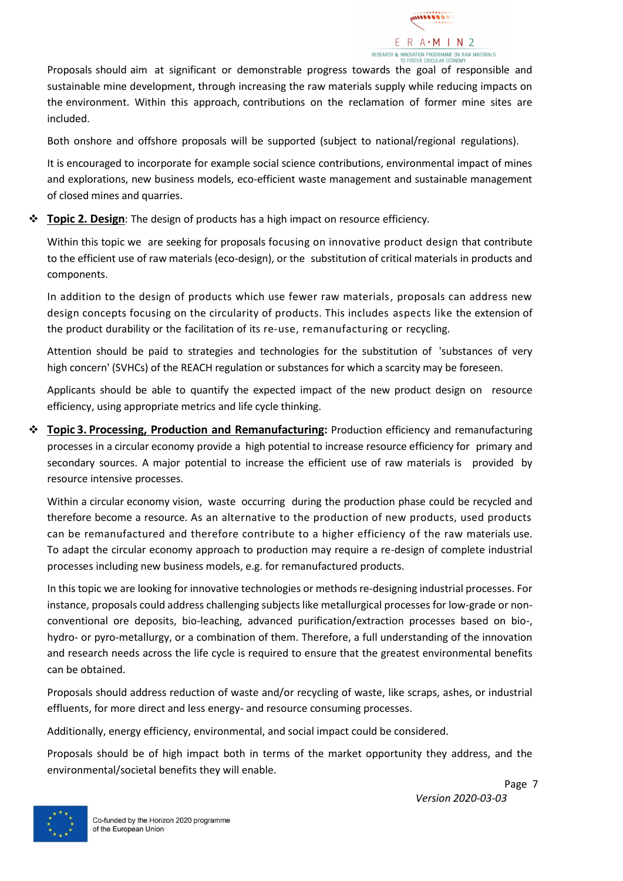Proposals should aim at significant or demonstrable progress towards the goal of responsible and sustainable mine development, through increasing the raw materials supply while reducing impacts on the environment. Within this approach, contributions on the reclamation of former mine sites are included.

Both onshore and offshore proposals will be supported (subject to national/regional regulations).

It is encouraged to incorporate for example social science contributions, environmental impact of mines and explorations, new business models, eco-efficient waste management and sustainable management of closed mines and quarries.

- **Topic 2. Design**: The design of products has a high impact on resource efficiency.

  Within this topic we are seeking for proposals focusing on innovative product design that contribute to the efficient use of raw materials (eco-design), or the substitution of critical materials in products and components.

  In addition to the design of products which use fewer raw materials, proposals can address new design concepts focusing on the circularity of products. This includes aspects like the extension of the product durability or the facilitation of its re-use, remanufacturing or recycling.

  Attention should be paid to strategies and technologies for the substitution of 'substances of very high concern' (SVHCs) of the REACH regulation or substances for which a scarcity may be foreseen.

  Applicants should be able to quantify the expected impact of the new product design on resource efficiency, using appropriate metrics and life cycle thinking.

- **Topic 3. Processing, Production and Remanufacturing:** Production efficiency and remanufacturing processes in a circular economy provide a high potential to increase resource efficiency for primary and secondary sources. A major potential to increase the efficient use of raw materials is provided by resource intensive processes.

  Within a circular economy vision, waste occurring during the production phase could be recycled and therefore become a resource. As an alternative to the production of new products, used products can be remanufactured and therefore contribute to a higher efficiency of the raw materials use. To adapt the circular economy approach to production may require a re-design of complete industrial processes including new business models, e.g. for remanufactured products.

  In this topic we are looking for innovative technologies or methods re-designing industrial processes. For instance, proposals could address challenging subjects like metallurgical processes for low-grade or non-conventional ore deposits, bio-leaching, advanced purification/extraction processes based on bio-, hydro- or pyro-metallurgy, or a combination of them. Therefore, a full understanding of the innovation and research needs across the life cycle is required to ensure that the greatest environmental benefits can be obtained.

  Proposals should address reduction of waste and/or recycling of waste, like scraps, ashes, or industrial effluents, for more direct and less energy- and resource consuming processes.

  Additionally, energy efficiency, environmental, and social impact could be considered.

  Proposals should be of high impact both in terms of the market opportunity they address, and the environmental/societal benefits they will enable.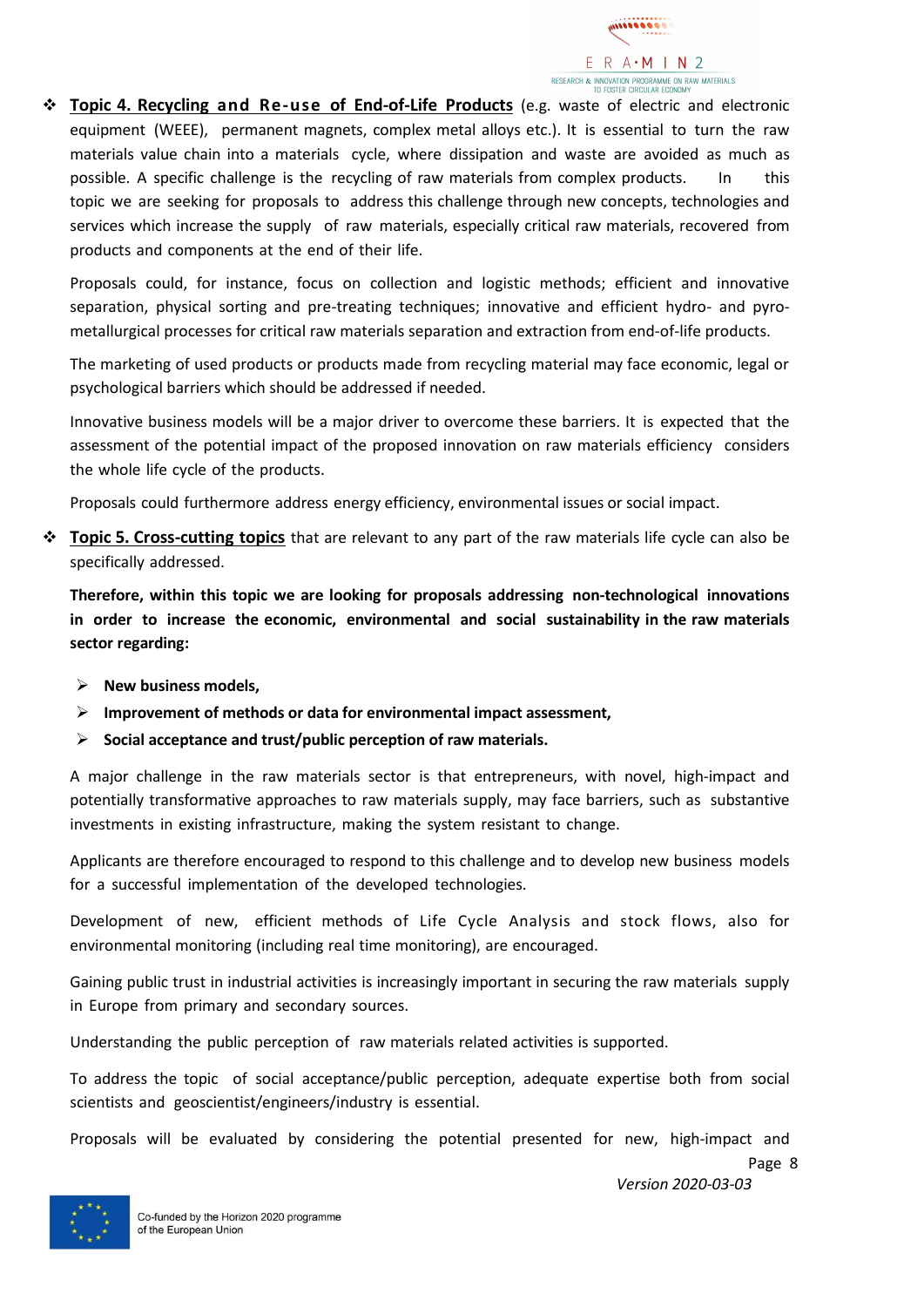- **Topic 4. Recycling and Re-use of End-of-Life Products** (e.g. waste of electric and electronic equipment (WEEE), permanent magnets, complex metal alloys etc.). It is essential to turn the raw materials value chain into a materials cycle, where dissipation and waste are avoided as much as possible. A specific challenge is the recycling of raw materials from complex products. In this topic we are seeking for proposals to address this challenge through new concepts, technologies and services which increase the supply of raw materials, especially critical raw materials, recovered from products and components at the end of their life.

  Proposals could, for instance, focus on collection and logistic methods; efficient and innovative separation, physical sorting and pre-treating techniques; innovative and efficient hydro- and pyro-metallurgical processes for critical raw materials separation and extraction from end-of-life products.

  The marketing of used products or products made from recycling material may face economic, legal or psychological barriers which should be addressed if needed.

  Innovative business models will be a major driver to overcome these barriers. It is expected that the assessment of the potential impact of the proposed innovation on raw materials efficiency considers the whole life cycle of the products.

  Proposals could furthermore address energy efficiency, environmental issues or social impact.

- **Topic 5. Cross-cutting topics** that are relevant to any part of the raw materials life cycle can also be specifically addressed.

  **Therefore, within this topic we are looking for proposals addressing non-technological innovations in order to increase the economic, environmental and social sustainability in the raw materials sector regarding:**

  - **New business models,**
  - **Improvement of methods or data for environmental impact assessment,**
  - **Social acceptance and trust/public perception of raw materials.**

  A major challenge in the raw materials sector is that entrepreneurs, with novel, high-impact and potentially transformative approaches to raw materials supply, may face barriers, such as substantive investments in existing infrastructure, making the system resistant to change.

  Applicants are therefore encouraged to respond to this challenge and to develop new business models for a successful implementation of the developed technologies.

  Development of new, efficient methods of Life Cycle Analysis and stock flows, also for environmental monitoring (including real time monitoring), are encouraged.

  Gaining public trust in industrial activities is increasingly important in securing the raw materials supply in Europe from primary and secondary sources.

  Understanding the public perception of raw materials related activities is supported.

  To address the topic of social acceptance/public perception, adequate expertise both from social scientists and geoscientist/engineers/industry is essential.

  Proposals will be evaluated by considering the potential presented for new, high-impact and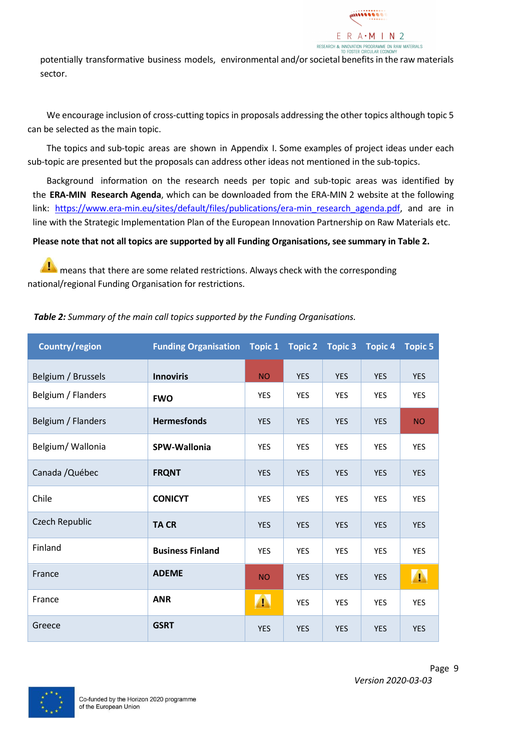potentially transformative business models, environmental and/or societal benefits in the raw materials sector.

We encourage inclusion of cross-cutting topics in proposals addressing the other topics although topic 5 can be selected as the main topic.

The topics and sub-topic areas are shown in Appendix I. Some examples of project ideas under each sub-topic are presented but the proposals can address other ideas not mentioned in the sub-topics.

Background information on the research needs per topic and sub-topic areas was identified by the **ERA-MIN Research Agenda**, which can be downloaded from the ERA-MIN 2 website at the following link: [https://www.era-min.eu/sites/default/files/publications/era-min_research_agenda.pdf](https://www.era-min.eu/sites/default/files/publications/era-min_research_agenda.pdf), and are in line with the Strategic Implementation Plan of the European Innovation Partnership on Raw Materials etc.

**Please note that not all topics are supported by all Funding Organisations, see summary in Table 2.**

⚠ means that there are some related restrictions. Always check with the corresponding national/regional Funding Organisation for restrictions.

***Table 2:*** *Summary of the main call topics supported by the Funding Organisations.*

| Country/region | Funding Organisation | Topic 1 | Topic 2 | Topic 3 | Topic 4 | Topic 5 |
|---|---|---|---|---|---|---|
| Belgium / Brussels | **Innoviris** | NO | YES | YES | YES | YES |
| Belgium / Flanders | **FWO** | YES | YES | YES | YES | YES |
| Belgium / Flanders | **Hermesfonds** | YES | YES | YES | YES | NO |
| Belgium/ Wallonia | **SPW-Wallonia** | YES | YES | YES | YES | YES |
| Canada /Québec | **FRQNT** | YES | YES | YES | YES | YES |
| Chile | **CONICYT** | YES | YES | YES | YES | YES |
| Czech Republic | **TA CR** | YES | YES | YES | YES | YES |
| Finland | **Business Finland** | YES | YES | YES | YES | YES |
| France | **ADEME** | NO | YES | YES | YES | ⚠ |
| France | **ANR** | ⚠ | YES | YES | YES | YES |
| Greece | **GSRT** | YES | YES | YES | YES | YES |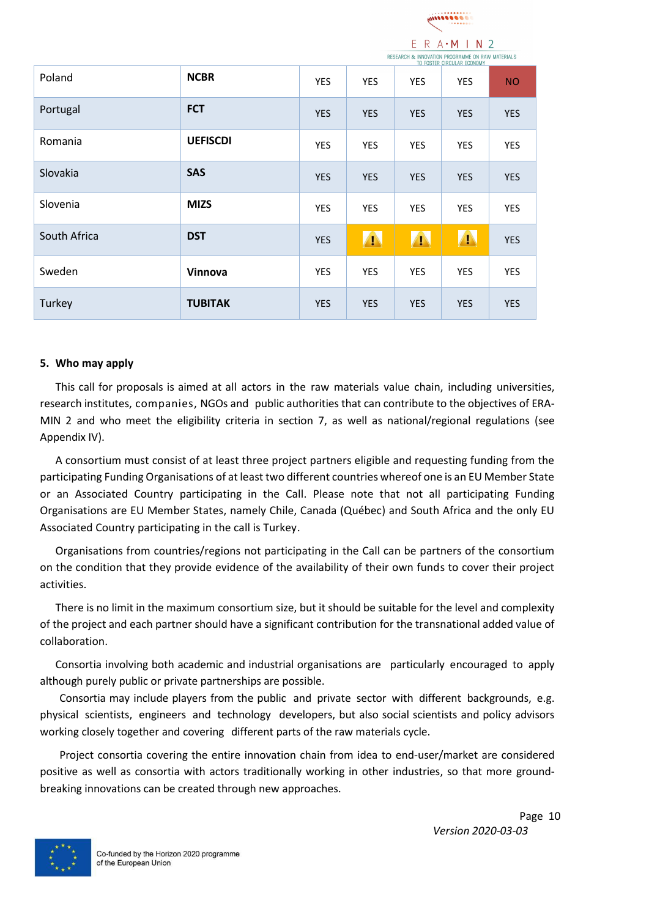| | | | | | | |
|---|---|---|---|---|---|---|
| Poland | **NCBR** | YES | YES | YES | YES | NO |
| Portugal | **FCT** | YES | YES | YES | YES | YES |
| Romania | **UEFISCDI** | YES | YES | YES | YES | YES |
| Slovakia | **SAS** | YES | YES | YES | YES | YES |
| Slovenia | **MIZS** | YES | YES | YES | YES | YES |
| South Africa | **DST** | YES | ⚠ | ⚠ | ⚠ | YES |
| Sweden | **Vinnova** | YES | YES | YES | YES | YES |
| Turkey | **TUBITAK** | YES | YES | YES | YES | YES |

## 5. Who may apply

This call for proposals is aimed at all actors in the raw materials value chain, including universities, research institutes, companies, NGOs and public authorities that can contribute to the objectives of ERA-MIN 2 and who meet the eligibility criteria in section 7, as well as national/regional regulations (see Appendix IV).

A consortium must consist of at least three project partners eligible and requesting funding from the participating Funding Organisations of at least two different countries whereof one is an EU Member State or an Associated Country participating in the Call. Please note that not all participating Funding Organisations are EU Member States, namely Chile, Canada (Québec) and South Africa and the only EU Associated Country participating in the call is Turkey.

Organisations from countries/regions not participating in the Call can be partners of the consortium on the condition that they provide evidence of the availability of their own funds to cover their project activities.

There is no limit in the maximum consortium size, but it should be suitable for the level and complexity of the project and each partner should have a significant contribution for the transnational added value of collaboration.

Consortia involving both academic and industrial organisations are particularly encouraged to apply although purely public or private partnerships are possible.

Consortia may include players from the public and private sector with different backgrounds, e.g. physical scientists, engineers and technology developers, but also social scientists and policy advisors working closely together and covering different parts of the raw materials cycle.

Project consortia covering the entire innovation chain from idea to end-user/market are considered positive as well as consortia with actors traditionally working in other industries, so that more ground-breaking innovations can be created through new approaches.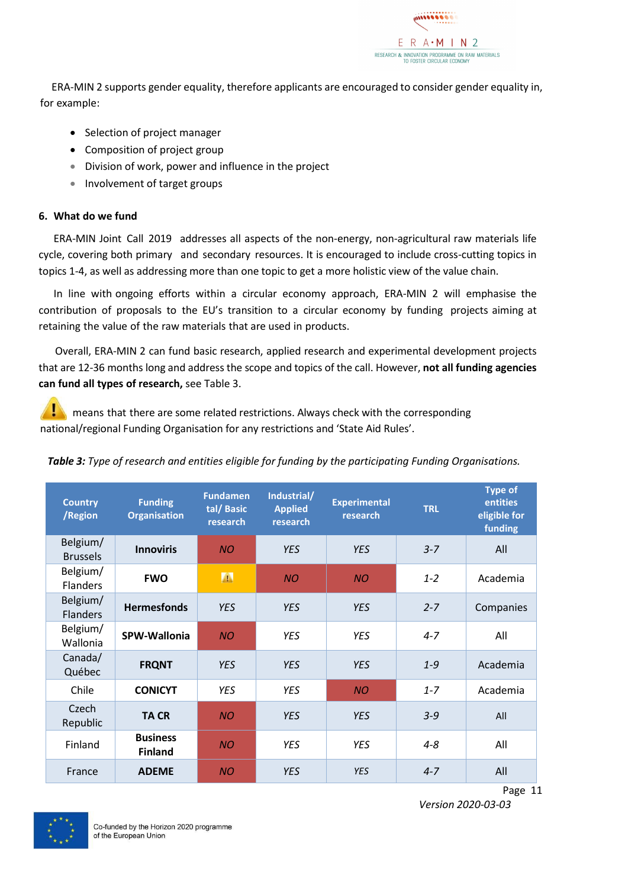ERA-MIN 2 supports gender equality, therefore applicants are encouraged to consider gender equality in, for example:

- Selection of project manager
- Composition of project group
- Division of work, power and influence in the project
- Involvement of target groups

## 6. What do we fund

ERA-MIN Joint Call 2019 addresses all aspects of the non-energy, non-agricultural raw materials life cycle, covering both primary and secondary resources. It is encouraged to include cross-cutting topics in topics 1-4, as well as addressing more than one topic to get a more holistic view of the value chain.

In line with ongoing efforts within a circular economy approach, ERA-MIN 2 will emphasise the contribution of proposals to the EU's transition to a circular economy by funding projects aiming at retaining the value of the raw materials that are used in products.

Overall, ERA-MIN 2 can fund basic research, applied research and experimental development projects that are 12-36 months long and address the scope and topics of the call. However, **not all funding agencies can fund all types of research,** see Table 3.

⚠ means that there are some related restrictions. Always check with the corresponding national/regional Funding Organisation for any restrictions and 'State Aid Rules'.

***Table 3:*** *Type of research and entities eligible for funding by the participating Funding Organisations.*

| Country /Region | Funding Organisation | Fundamental/ Basic research | Industrial/ Applied research | Experimental research | TRL | Type of entities eligible for funding |
|---|---|---|---|---|---|---|
| Belgium/ Brussels | **Innoviris** | *NO* | *YES* | *YES* | *3-7* | All |
| Belgium/ Flanders | **FWO** | ⚠ | *NO* | *NO* | *1-2* | Academia |
| Belgium/ Flanders | **Hermesfonds** | *YES* | *YES* | *YES* | *2-7* | Companies |
| Belgium/ Wallonia | **SPW-Wallonia** | *NO* | *YES* | *YES* | *4-7* | All |
| Canada/ Québec | **FRQNT** | *YES* | *YES* | *YES* | *1-9* | Academia |
| Chile | **CONICYT** | *YES* | *YES* | *NO* | *1-7* | Academia |
| Czech Republic | **TA CR** | *NO* | *YES* | *YES* | *3-9* | All |
| Finland | **Business Finland** | *NO* | *YES* | *YES* | *4-8* | All |
| France | **ADEME** | *NO* | *YES* | *YES* | *4-7* | All |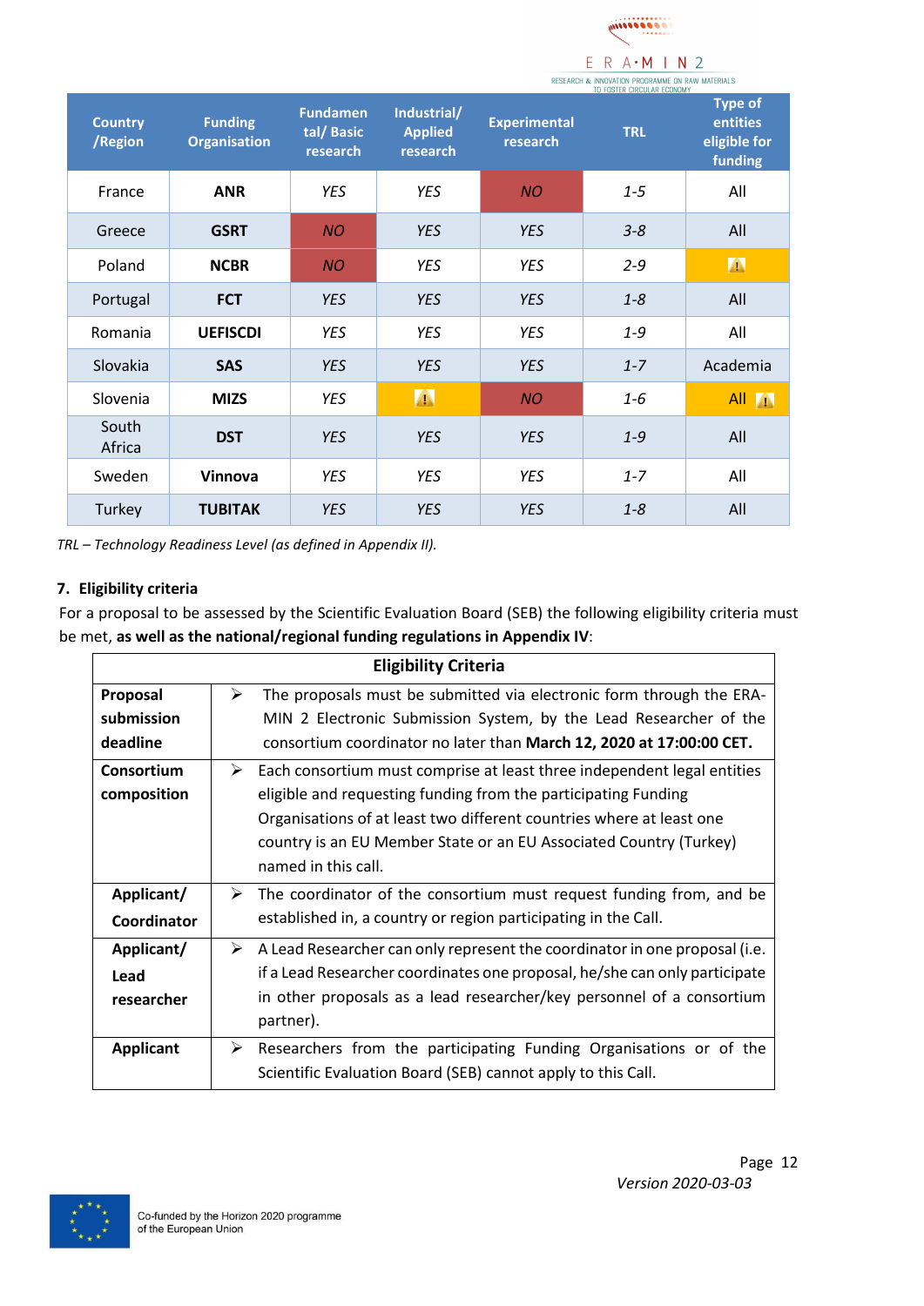| Country /Region | Funding Organisation | Fundamental/ Basic research | Industrial/ Applied research | Experimental research | TRL | Type of entities eligible for funding |
|---|---|---|---|---|---|---|
| France | **ANR** | *YES* | *YES* | *NO* | *1-5* | All |
| Greece | **GSRT** | *NO* | *YES* | *YES* | *3-8* | All |
| Poland | **NCBR** | *NO* | *YES* | *YES* | *2-9* | ⚠ |
| Portugal | **FCT** | *YES* | *YES* | *YES* | *1-8* | All |
| Romania | **UEFISCDI** | *YES* | *YES* | *YES* | *1-9* | All |
| Slovakia | **SAS** | *YES* | *YES* | *YES* | *1-7* | Academia |
| Slovenia | **MIZS** | *YES* | ⚠ | *NO* | *1-6* | All ⚠ |
| South Africa | **DST** | *YES* | *YES* | *YES* | *1-9* | All |
| Sweden | **Vinnova** | *YES* | *YES* | *YES* | *1-7* | All |
| Turkey | **TUBITAK** | *YES* | *YES* | *YES* | *1-8* | All |

*TRL – Technology Readiness Level (as defined in Appendix II).*

## 7. Eligibility criteria

For a proposal to be assessed by the Scientific Evaluation Board (SEB) the following eligibility criteria must be met, **as well as the national/regional funding regulations in Appendix IV**:

| **Eligibility Criteria** | |
|---|---|
| **Proposal submission deadline** | ➢ The proposals must be submitted via electronic form through the ERA-MIN 2 Electronic Submission System, by the Lead Researcher of the consortium coordinator no later than **March 12, 2020 at 17:00:00 CET.** |
| **Consortium composition** | ➢ Each consortium must comprise at least three independent legal entities eligible and requesting funding from the participating Funding Organisations of at least two different countries where at least one country is an EU Member State or an EU Associated Country (Turkey) named in this call. |
| **Applicant/ Coordinator** | ➢ The coordinator of the consortium must request funding from, and be established in, a country or region participating in the Call. |
| **Applicant/ Lead researcher** | ➢ A Lead Researcher can only represent the coordinator in one proposal (i.e. if a Lead Researcher coordinates one proposal, he/she can only participate in other proposals as a lead researcher/key personnel of a consortium partner). |
| **Applicant** | ➢ Researchers from the participating Funding Organisations or of the Scientific Evaluation Board (SEB) cannot apply to this Call. |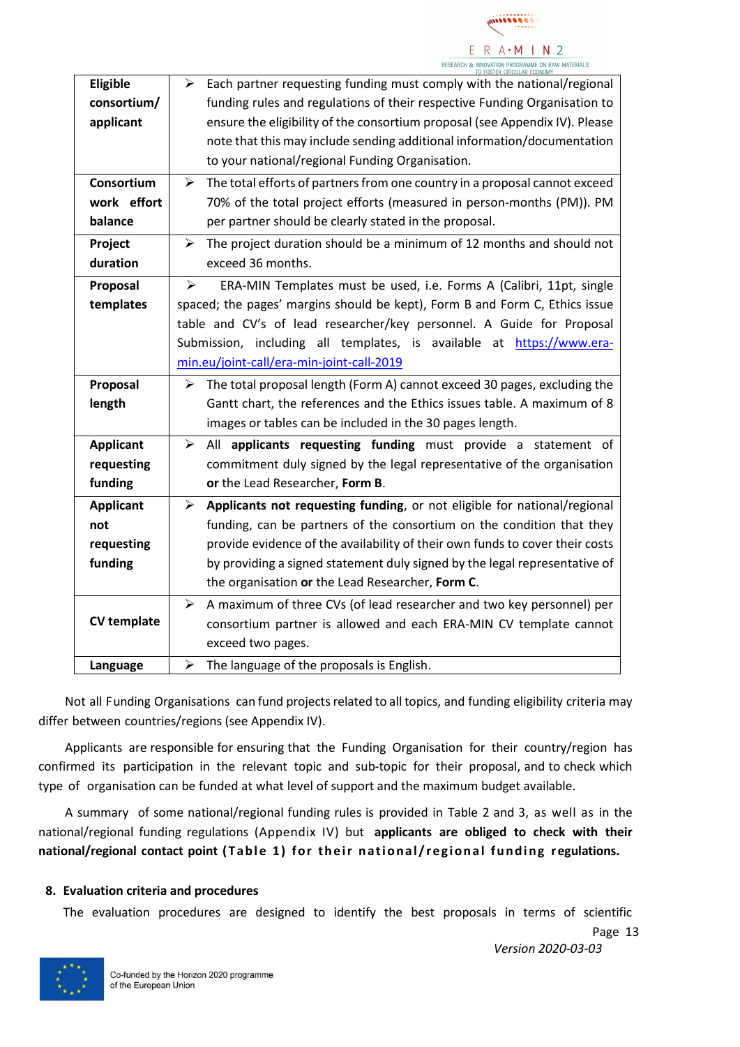| | |
|---|---|
| **Eligible consortium/ applicant** | ➢ Each partner requesting funding must comply with the national/regional funding rules and regulations of their respective Funding Organisation to ensure the eligibility of the consortium proposal (see Appendix IV). Please note that this may include sending additional information/documentation to your national/regional Funding Organisation. |
| **Consortium work effort balance** | ➢ The total efforts of partners from one country in a proposal cannot exceed 70% of the total project efforts (measured in person-months (PM)). PM per partner should be clearly stated in the proposal. |
| **Project duration** | ➢ The project duration should be a minimum of 12 months and should not exceed 36 months. |
| **Proposal templates** | ➢ ERA-MIN Templates must be used, i.e. Forms A (Calibri, 11pt, single spaced; the pages' margins should be kept), Form B and Form C, Ethics issue table and CV's of lead researcher/key personnel. A Guide for Proposal Submission, including all templates, is available at [https://www.era-min.eu/joint-call/era-min-joint-call-2019](https://www.era-min.eu/joint-call/era-min-joint-call-2019) |
| **Proposal length** | ➢ The total proposal length (Form A) cannot exceed 30 pages, excluding the Gantt chart, the references and the Ethics issues table. A maximum of 8 images or tables can be included in the 30 pages length. |
| **Applicant requesting funding** | ➢ All **applicants requesting funding** must provide a statement of commitment duly signed by the legal representative of the organisation **or** the Lead Researcher, **Form B**. |
| **Applicant not requesting funding** | ➢ **Applicants not requesting funding**, or not eligible for national/regional funding, can be partners of the consortium on the condition that they provide evidence of the availability of their own funds to cover their costs by providing a signed statement duly signed by the legal representative of the organisation **or** the Lead Researcher, **Form C**. |
| **CV template** | ➢ A maximum of three CVs (of lead researcher and two key personnel) per consortium partner is allowed and each ERA-MIN CV template cannot exceed two pages. |
| **Language** | ➢ The language of the proposals is English. |

Not all Funding Organisations can fund projects related to all topics, and funding eligibility criteria may differ between countries/regions (see Appendix IV).

Applicants are responsible for ensuring that the Funding Organisation for their country/region has confirmed its participation in the relevant topic and sub-topic for their proposal, and to check which type of organisation can be funded at what level of support and the maximum budget available.

A summary of some national/regional funding rules is provided in Table 2 and 3, as well as in the national/regional funding regulations (Appendix IV) but **applicants are obliged to check with their national/regional contact point (Table 1) for their national/regional funding regulations.**

## 8. Evaluation criteria and procedures

The evaluation procedures are designed to identify the best proposals in terms of scientific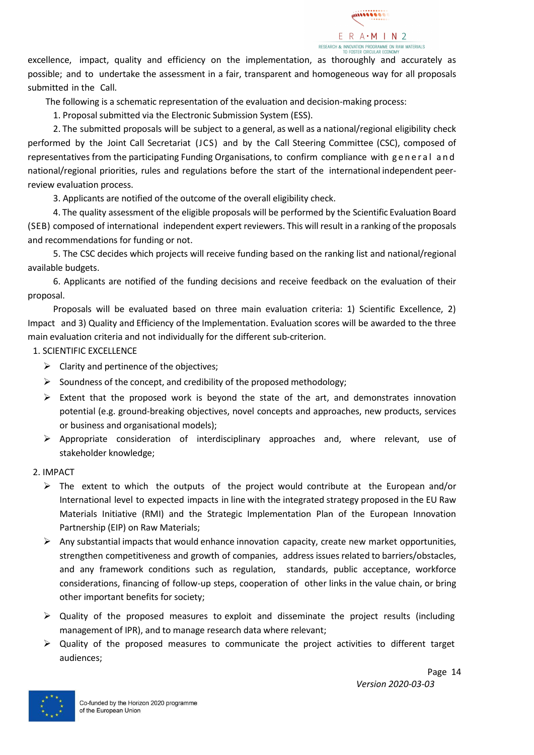excellence, impact, quality and efficiency on the implementation, as thoroughly and accurately as possible; and to undertake the assessment in a fair, transparent and homogeneous way for all proposals submitted in the Call.

The following is a schematic representation of the evaluation and decision-making process:

1. Proposal submitted via the Electronic Submission System (ESS).
2. The submitted proposals will be subject to a general, as well as a national/regional eligibility check performed by the Joint Call Secretariat (JCS) and by the Call Steering Committee (CSC), composed of representatives from the participating Funding Organisations, to confirm compliance with general and national/regional priorities, rules and regulations before the start of the international independent peer-review evaluation process.
3. Applicants are notified of the outcome of the overall eligibility check.
4. The quality assessment of the eligible proposals will be performed by the Scientific Evaluation Board (SEB) composed of international independent expert reviewers. This will result in a ranking of the proposals and recommendations for funding or not.
5. The CSC decides which projects will receive funding based on the ranking list and national/regional available budgets.
6. Applicants are notified of the funding decisions and receive feedback on the evaluation of their proposal.

Proposals will be evaluated based on three main evaluation criteria: 1) Scientific Excellence, 2) Impact and 3) Quality and Efficiency of the Implementation. Evaluation scores will be awarded to the three main evaluation criteria and not individually for the different sub-criterion.

1. SCIENTIFIC EXCELLENCE
   - Clarity and pertinence of the objectives;
   - Soundness of the concept, and credibility of the proposed methodology;
   - Extent that the proposed work is beyond the state of the art, and demonstrates innovation potential (e.g. ground-breaking objectives, novel concepts and approaches, new products, services or business and organisational models);
   - Appropriate consideration of interdisciplinary approaches and, where relevant, use of stakeholder knowledge;

2. IMPACT
   - The extent to which the outputs of the project would contribute at the European and/or International level to expected impacts in line with the integrated strategy proposed in the EU Raw Materials Initiative (RMI) and the Strategic Implementation Plan of the European Innovation Partnership (EIP) on Raw Materials;
   - Any substantial impacts that would enhance innovation capacity, create new market opportunities, strengthen competitiveness and growth of companies, address issues related to barriers/obstacles, and any framework conditions such as regulation, standards, public acceptance, workforce considerations, financing of follow-up steps, cooperation of other links in the value chain, or bring other important benefits for society;
   - Quality of the proposed measures to exploit and disseminate the project results (including management of IPR), and to manage research data where relevant;
   - Quality of the proposed measures to communicate the project activities to different target audiences;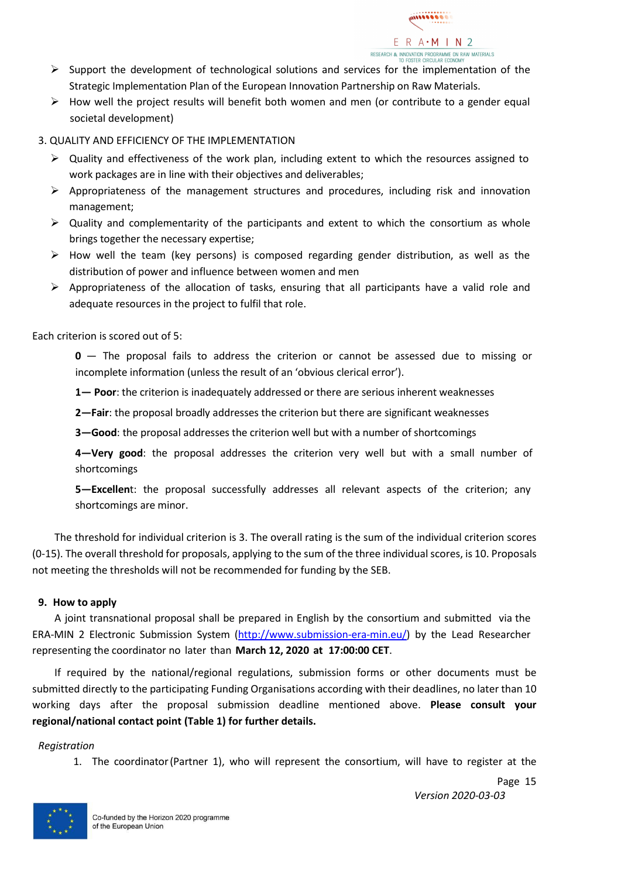- Support the development of technological solutions and services for the implementation of the Strategic Implementation Plan of the European Innovation Partnership on Raw Materials.
- How well the project results will benefit both women and men (or contribute to a gender equal societal development)

3. QUALITY AND EFFICIENCY OF THE IMPLEMENTATION
   - Quality and effectiveness of the work plan, including extent to which the resources assigned to work packages are in line with their objectives and deliverables;
   - Appropriateness of the management structures and procedures, including risk and innovation management;
   - Quality and complementarity of the participants and extent to which the consortium as whole brings together the necessary expertise;
   - How well the team (key persons) is composed regarding gender distribution, as well as the distribution of power and influence between women and men
   - Appropriateness of the allocation of tasks, ensuring that all participants have a valid role and adequate resources in the project to fulfil that role.

Each criterion is scored out of 5:

**0** — The proposal fails to address the criterion or cannot be assessed due to missing or incomplete information (unless the result of an 'obvious clerical error').

**1— Poor**: the criterion is inadequately addressed or there are serious inherent weaknesses

**2—Fair**: the proposal broadly addresses the criterion but there are significant weaknesses

**3—Good**: the proposal addresses the criterion well but with a number of shortcomings

**4—Very good**: the proposal addresses the criterion very well but with a small number of shortcomings

**5—Excellent**: the proposal successfully addresses all relevant aspects of the criterion; any shortcomings are minor.

The threshold for individual criterion is 3. The overall rating is the sum of the individual criterion scores (0-15). The overall threshold for proposals, applying to the sum of the three individual scores, is 10. Proposals not meeting the thresholds will not be recommended for funding by the SEB.

## 9. How to apply

A joint transnational proposal shall be prepared in English by the consortium and submitted via the ERA-MIN 2 Electronic Submission System (http://www.submission-era-min.eu/) by the Lead Researcher representing the coordinator no later than **March 12, 2020 at 17:00:00 CET**.

If required by the national/regional regulations, submission forms or other documents must be submitted directly to the participating Funding Organisations according with their deadlines, no later than 10 working days after the proposal submission deadline mentioned above. **Please consult your regional/national contact point (Table 1) for further details.**

*Registration*

1. The coordinator (Partner 1), who will represent the consortium, will have to register at the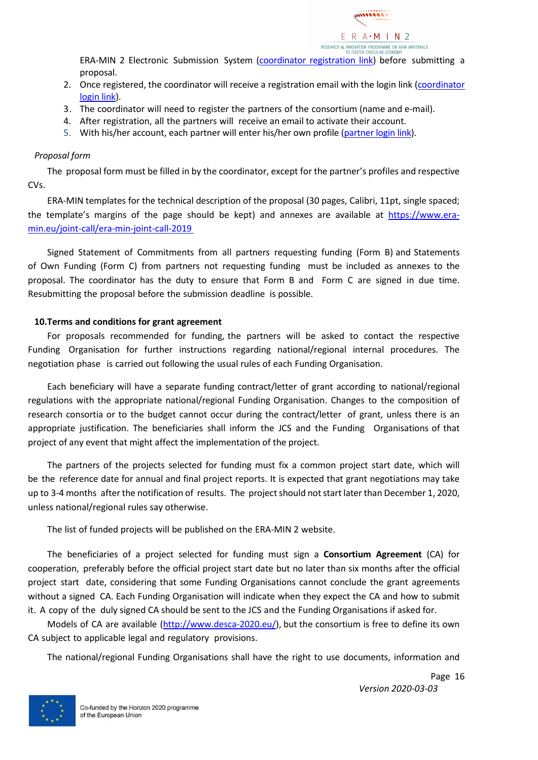ERA-MIN 2 Electronic Submission System (coordinator registration link) before submitting a proposal.

2. Once registered, the coordinator will receive a registration email with the login link (coordinator login link).
3. The coordinator will need to register the partners of the consortium (name and e-mail).
4. After registration, all the partners will receive an email to activate their account.
5. With his/her account, each partner will enter his/her own profile (partner login link).

*Proposal form*

The proposal form must be filled in by the coordinator, except for the partner's profiles and respective CVs.

ERA-MIN templates for the technical description of the proposal (30 pages, Calibri, 11pt, single spaced; the template's margins of the page should be kept) and annexes are available at https://www.era-min.eu/joint-call/era-min-joint-call-2019

Signed Statement of Commitments from all partners requesting funding (Form B) and Statements of Own Funding (Form C) from partners not requesting funding must be included as annexes to the proposal. The coordinator has the duty to ensure that Form B and Form C are signed in due time. Resubmitting the proposal before the submission deadline is possible.

## 10. Terms and conditions for grant agreement

For proposals recommended for funding, the partners will be asked to contact the respective Funding Organisation for further instructions regarding national/regional internal procedures. The negotiation phase is carried out following the usual rules of each Funding Organisation.

Each beneficiary will have a separate funding contract/letter of grant according to national/regional regulations with the appropriate national/regional Funding Organisation. Changes to the composition of research consortia or to the budget cannot occur during the contract/letter of grant, unless there is an appropriate justification. The beneficiaries shall inform the JCS and the Funding Organisations of that project of any event that might affect the implementation of the project.

The partners of the projects selected for funding must fix a common project start date, which will be the reference date for annual and final project reports. It is expected that grant negotiations may take up to 3-4 months after the notification of results. The project should not start later than December 1, 2020, unless national/regional rules say otherwise.

The list of funded projects will be published on the ERA-MIN 2 website.

The beneficiaries of a project selected for funding must sign a **Consortium Agreement** (CA) for cooperation, preferably before the official project start date but no later than six months after the official project start date, considering that some Funding Organisations cannot conclude the grant agreements without a signed CA. Each Funding Organisation will indicate when they expect the CA and how to submit it. A copy of the duly signed CA should be sent to the JCS and the Funding Organisations if asked for.

Models of CA are available (http://www.desca-2020.eu/), but the consortium is free to define its own CA subject to applicable legal and regulatory provisions.

The national/regional Funding Organisations shall have the right to use documents, information and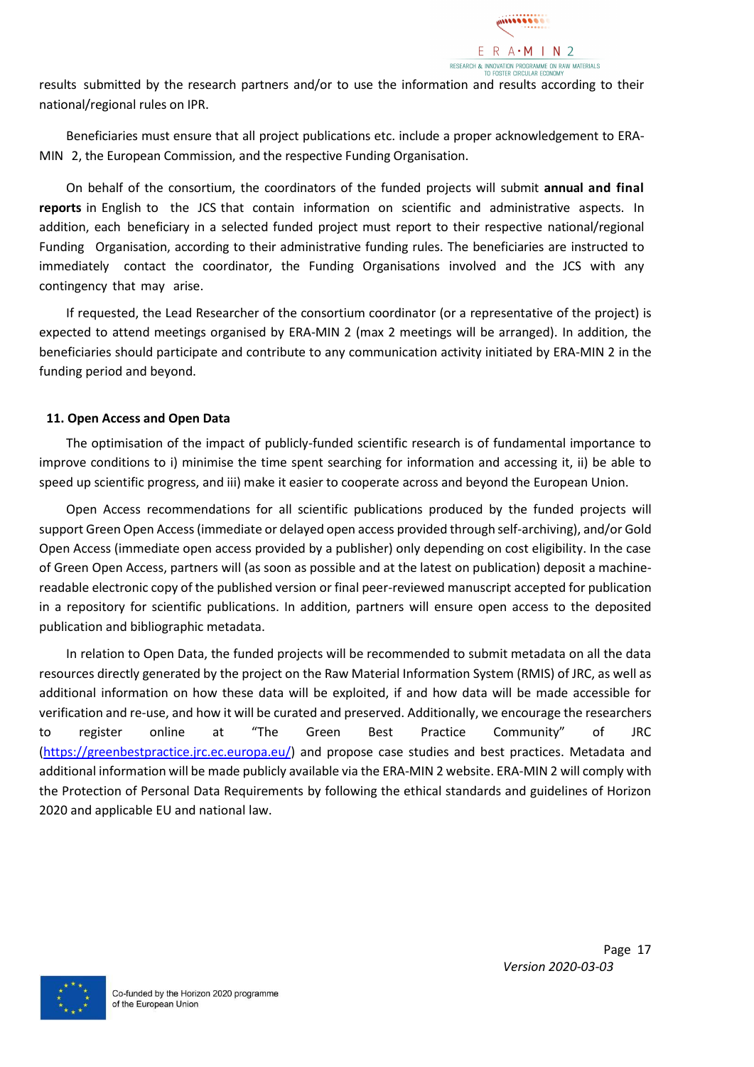results submitted by the research partners and/or to use the information and results according to their national/regional rules on IPR.

Beneficiaries must ensure that all project publications etc. include a proper acknowledgement to ERA-MIN 2, the European Commission, and the respective Funding Organisation.

On behalf of the consortium, the coordinators of the funded projects will submit **annual and final reports** in English to the JCS that contain information on scientific and administrative aspects. In addition, each beneficiary in a selected funded project must report to their respective national/regional Funding Organisation, according to their administrative funding rules. The beneficiaries are instructed to immediately contact the coordinator, the Funding Organisations involved and the JCS with any contingency that may arise.

If requested, the Lead Researcher of the consortium coordinator (or a representative of the project) is expected to attend meetings organised by ERA-MIN 2 (max 2 meetings will be arranged). In addition, the beneficiaries should participate and contribute to any communication activity initiated by ERA-MIN 2 in the funding period and beyond.

## 11. Open Access and Open Data

The optimisation of the impact of publicly-funded scientific research is of fundamental importance to improve conditions to i) minimise the time spent searching for information and accessing it, ii) be able to speed up scientific progress, and iii) make it easier to cooperate across and beyond the European Union.

Open Access recommendations for all scientific publications produced by the funded projects will support Green Open Access (immediate or delayed open access provided through self-archiving), and/or Gold Open Access (immediate open access provided by a publisher) only depending on cost eligibility. In the case of Green Open Access, partners will (as soon as possible and at the latest on publication) deposit a machine-readable electronic copy of the published version or final peer-reviewed manuscript accepted for publication in a repository for scientific publications. In addition, partners will ensure open access to the deposited publication and bibliographic metadata.

In relation to Open Data, the funded projects will be recommended to submit metadata on all the data resources directly generated by the project on the Raw Material Information System (RMIS) of JRC, as well as additional information on how these data will be exploited, if and how data will be made accessible for verification and re-use, and how it will be curated and preserved. Additionally, we encourage the researchers to register online at "The Green Best Practice Community" of JRC (https://greenbestpractice.jrc.ec.europa.eu/) and propose case studies and best practices. Metadata and additional information will be made publicly available via the ERA-MIN 2 website. ERA-MIN 2 will comply with the Protection of Personal Data Requirements by following the ethical standards and guidelines of Horizon 2020 and applicable EU and national law.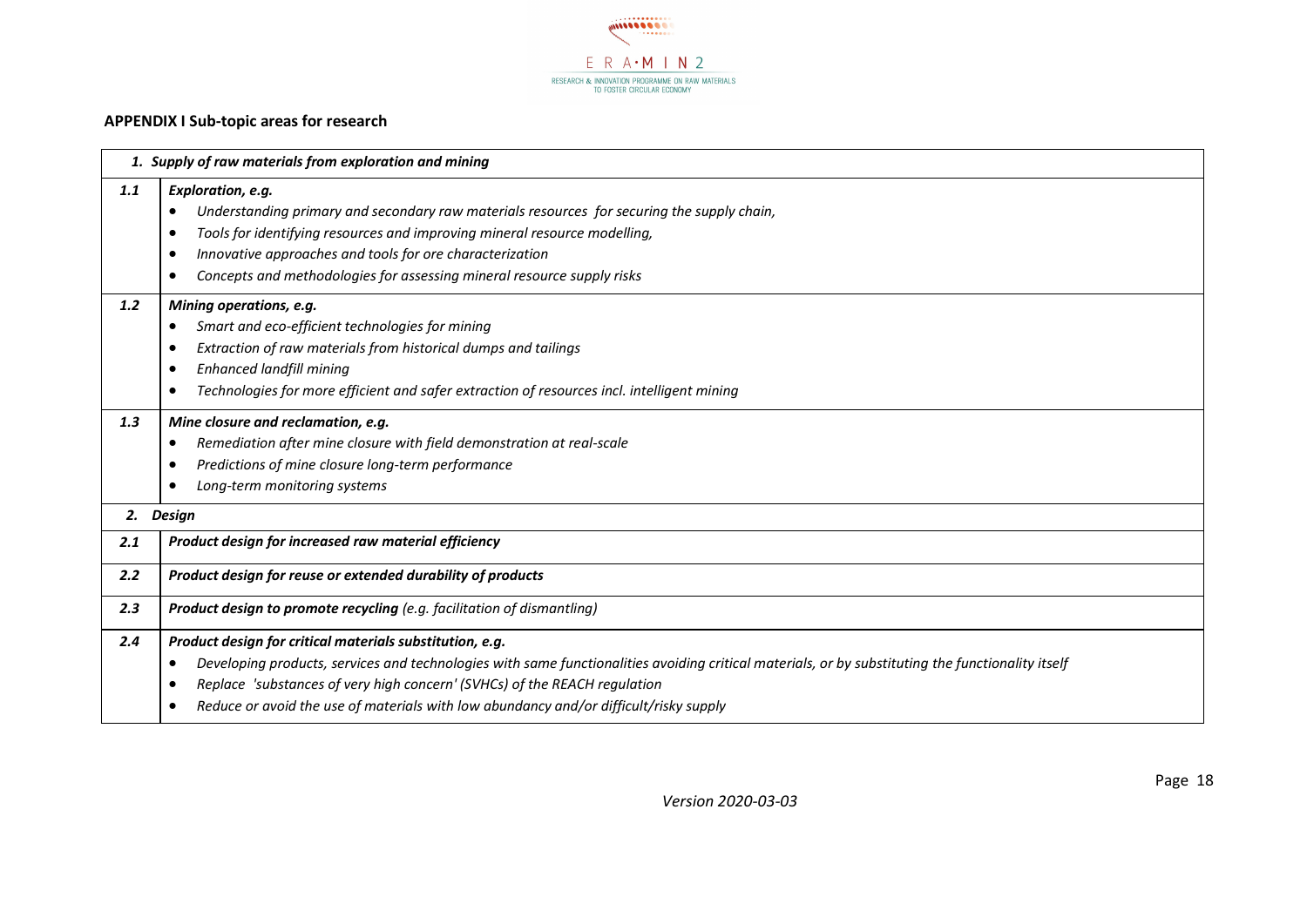**APPENDIX I Sub-topic areas for research**

| | ***1. Supply of raw materials from exploration and mining*** |
|---|---|
| ***1.1*** | ***Exploration, e.g.***<br>• *Understanding primary and secondary raw materials resources for securing the supply chain,*<br>• *Tools for identifying resources and improving mineral resource modelling,*<br>• *Innovative approaches and tools for ore characterization*<br>• *Concepts and methodologies for assessing mineral resource supply risks* |
| ***1.2*** | ***Mining operations, e.g.***<br>• *Smart and eco-efficient technologies for mining*<br>• *Extraction of raw materials from historical dumps and tailings*<br>• *Enhanced landfill mining*<br>• *Technologies for more efficient and safer extraction of resources incl. intelligent mining* |
| ***1.3*** | ***Mine closure and reclamation, e.g.***<br>• *Remediation after mine closure with field demonstration at real-scale*<br>• *Predictions of mine closure long-term performance*<br>• *Long-term monitoring systems* |
| ***2.*** | ***Design*** |
| ***2.1*** | ***Product design for increased raw material efficiency*** |
| ***2.2*** | ***Product design for reuse or extended durability of products*** |
| ***2.3*** | ***Product design to promote recycling*** *(e.g. facilitation of dismantling)* |
| ***2.4*** | ***Product design for critical materials substitution, e.g.***<br>• *Developing products, services and technologies with same functionalities avoiding critical materials, or by substituting the functionality itself*<br>• *Replace 'substances of very high concern' (SVHCs) of the REACH regulation*<br>• *Reduce or avoid the use of materials with low abundancy and/or difficult/risky supply* |

*Version 2020-03-03*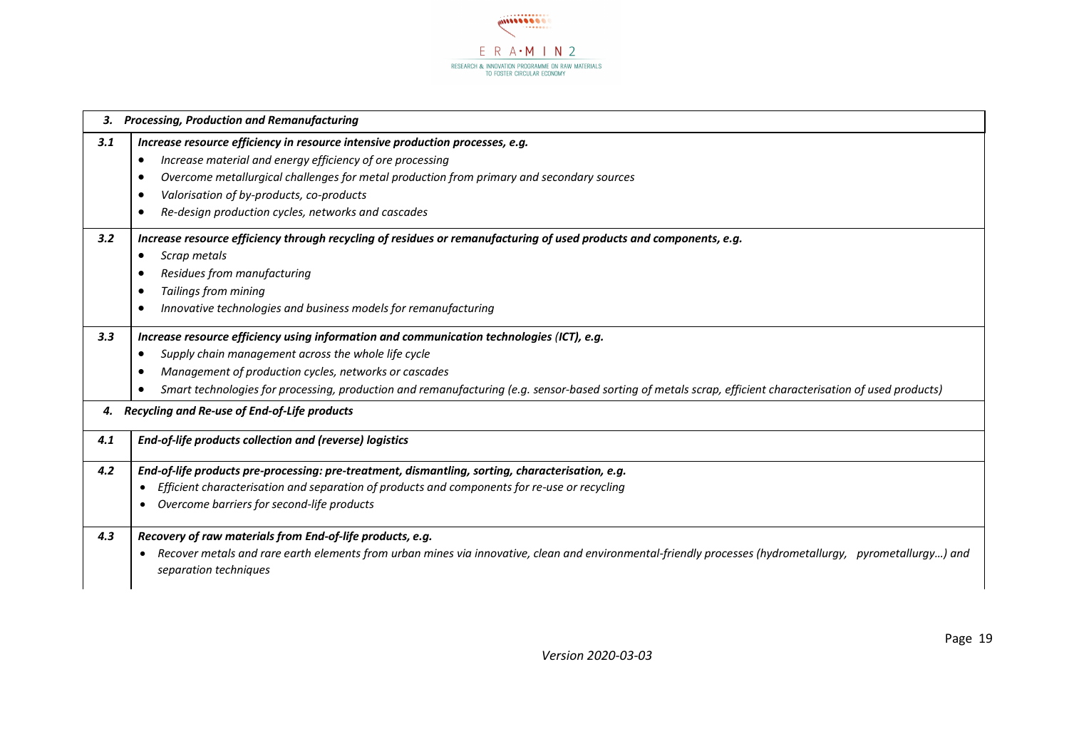| | |
|---|---|
| ***3.*** | ***Processing, Production and Remanufacturing*** |
| ***3.1*** | ***Increase resource efficiency in resource intensive production processes, e.g.***<br>• *Increase material and energy efficiency of ore processing*<br>• *Overcome metallurgical challenges for metal production from primary and secondary sources*<br>• *Valorisation of by-products, co-products*<br>• *Re-design production cycles, networks and cascades* |
| ***3.2*** | ***Increase resource efficiency through recycling of residues or remanufacturing of used products and components, e.g.***<br>• *Scrap metals*<br>• *Residues from manufacturing*<br>• *Tailings from mining*<br>• *Innovative technologies and business models for remanufacturing* |
| ***3.3*** | ***Increase resource efficiency using information and communication technologies (ICT), e.g.***<br>• *Supply chain management across the whole life cycle*<br>• *Management of production cycles, networks or cascades*<br>• *Smart technologies for processing, production and remanufacturing (e.g. sensor-based sorting of metals scrap, efficient characterisation of used products)* |
| ***4.*** | ***Recycling and Re-use of End-of-Life products*** |
| ***4.1*** | ***End-of-life products collection and (reverse) logistics*** |
| ***4.2*** | ***End-of-life products pre-processing: pre-treatment, dismantling, sorting, characterisation, e.g.***<br>• *Efficient characterisation and separation of products and components for re-use or recycling*<br>• *Overcome barriers for second-life products* |
| ***4.3*** | ***Recovery of raw materials from End-of-life products, e.g.***<br>• *Recover metals and rare earth elements from urban mines via innovative, clean and environmental-friendly processes (hydrometallurgy, pyrometallurgy…) and separation techniques* |

*Version 2020-03-03*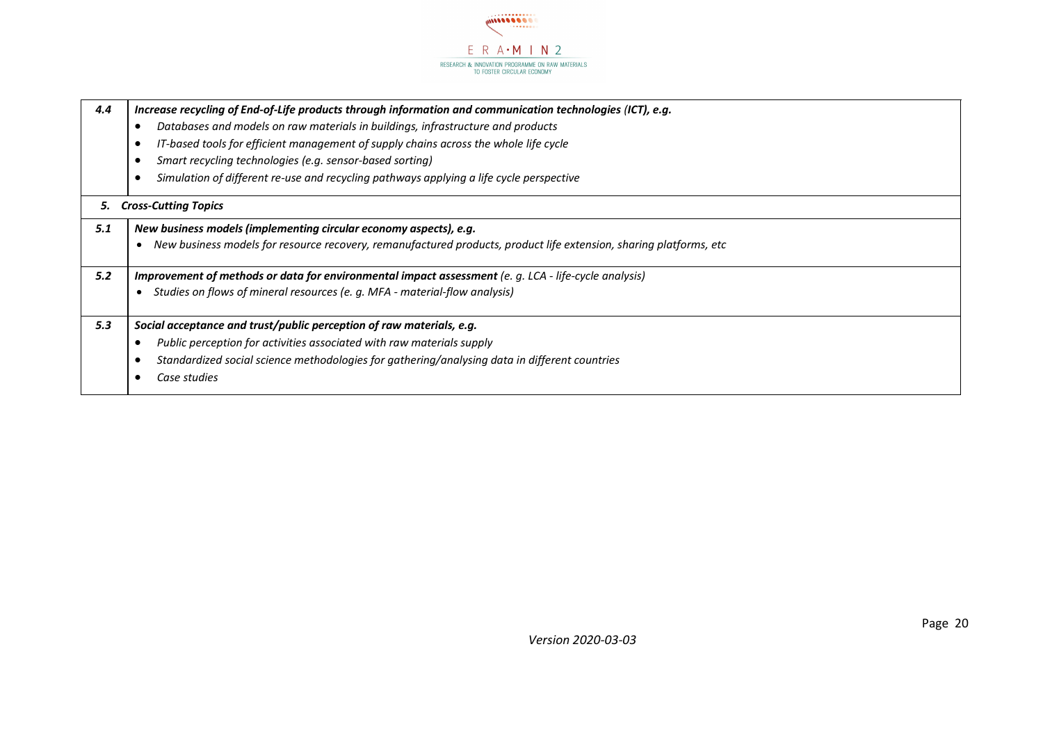| | |
|---|---|
| ***4.4*** | ***Increase recycling of End-of-Life products through information and communication technologies (ICT), e.g.***<br>• *Databases and models on raw materials in buildings, infrastructure and products*<br>• *IT-based tools for efficient management of supply chains across the whole life cycle*<br>• *Smart recycling technologies (e.g. sensor-based sorting)*<br>• *Simulation of different re-use and recycling pathways applying a life cycle perspective* |
| ***5.*** | ***Cross-Cutting Topics*** |
| ***5.1*** | ***New business models (implementing circular economy aspects), e.g.***<br>• *New business models for resource recovery, remanufactured products, product life extension, sharing platforms, etc* |
| ***5.2*** | ***Improvement of methods or data for environmental impact assessment** (e. g. LCA - life-cycle analysis)*<br>• *Studies on flows of mineral resources (e. g. MFA - material-flow analysis)* |
| ***5.3*** | ***Social acceptance and trust/public perception of raw materials, e.g.***<br>• *Public perception for activities associated with raw materials supply*<br>• *Standardized social science methodologies for gathering/analysing data in different countries*<br>• *Case studies* |

*Version 2020-03-03*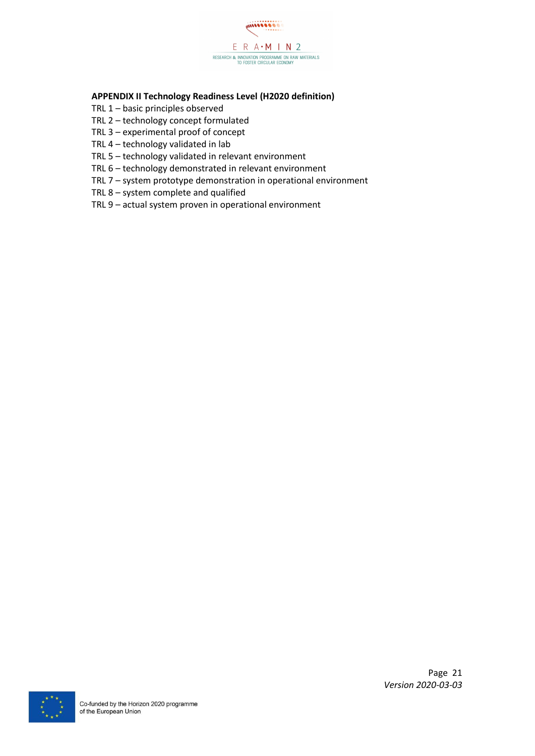**APPENDIX II Technology Readiness Level (H2020 definition)**

TRL 1 – basic principles observed
TRL 2 – technology concept formulated
TRL 3 – experimental proof of concept
TRL 4 – technology validated in lab
TRL 5 – technology validated in relevant environment
TRL 6 – technology demonstrated in relevant environment
TRL 7 – system prototype demonstration in operational environment
TRL 8 – system complete and qualified
TRL 9 – actual system proven in operational environment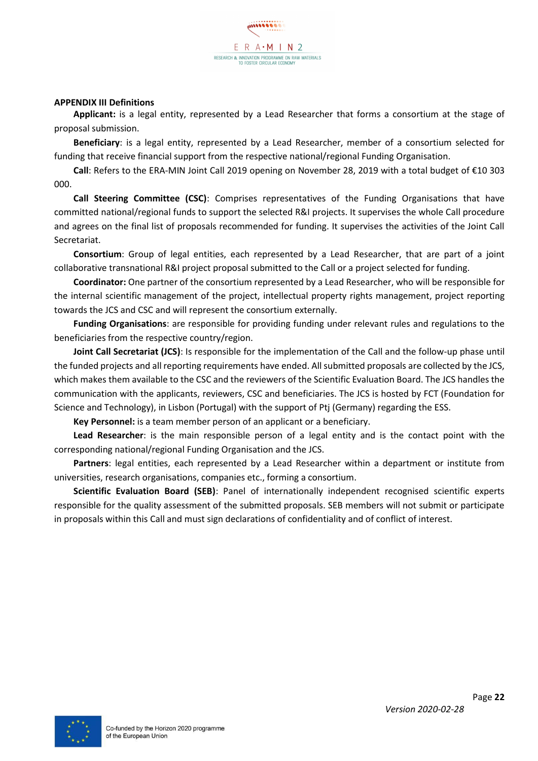## APPENDIX III Definitions

**Applicant:** is a legal entity, represented by a Lead Researcher that forms a consortium at the stage of proposal submission.

**Beneficiary**: is a legal entity, represented by a Lead Researcher, member of a consortium selected for funding that receive financial support from the respective national/regional Funding Organisation.

**Call**: Refers to the ERA-MIN Joint Call 2019 opening on November 28, 2019 with a total budget of €10 303 000.

**Call Steering Committee (CSC)**: Comprises representatives of the Funding Organisations that have committed national/regional funds to support the selected R&I projects. It supervises the whole Call procedure and agrees on the final list of proposals recommended for funding. It supervises the activities of the Joint Call Secretariat.

**Consortium**: Group of legal entities, each represented by a Lead Researcher, that are part of a joint collaborative transnational R&I project proposal submitted to the Call or a project selected for funding.

**Coordinator:** One partner of the consortium represented by a Lead Researcher, who will be responsible for the internal scientific management of the project, intellectual property rights management, project reporting towards the JCS and CSC and will represent the consortium externally.

**Funding Organisations**: are responsible for providing funding under relevant rules and regulations to the beneficiaries from the respective country/region.

**Joint Call Secretariat (JCS)**: Is responsible for the implementation of the Call and the follow-up phase until the funded projects and all reporting requirements have ended. All submitted proposals are collected by the JCS, which makes them available to the CSC and the reviewers of the Scientific Evaluation Board. The JCS handles the communication with the applicants, reviewers, CSC and beneficiaries. The JCS is hosted by FCT (Foundation for Science and Technology), in Lisbon (Portugal) with the support of Ptj (Germany) regarding the ESS.

**Key Personnel:** is a team member person of an applicant or a beneficiary.

**Lead Researcher**: is the main responsible person of a legal entity and is the contact point with the corresponding national/regional Funding Organisation and the JCS.

**Partners**: legal entities, each represented by a Lead Researcher within a department or institute from universities, research organisations, companies etc., forming a consortium.

**Scientific Evaluation Board (SEB)**: Panel of internationally independent recognised scientific experts responsible for the quality assessment of the submitted proposals. SEB members will not submit or participate in proposals within this Call and must sign declarations of confidentiality and of conflict of interest.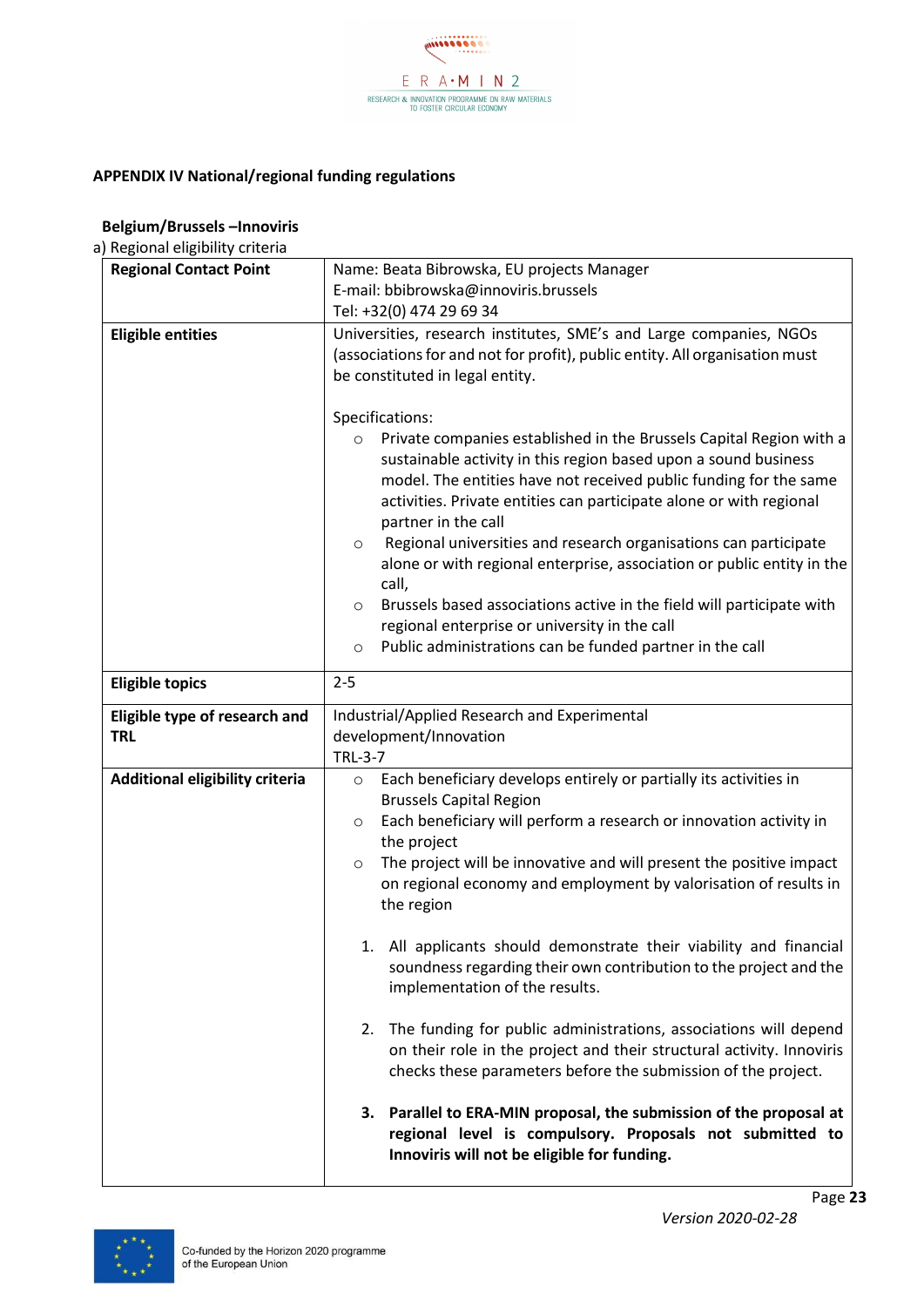## APPENDIX IV National/regional funding regulations

### Belgium/Brussels –Innoviris

a) Regional eligibility criteria

| | |
|---|---|
| **Regional Contact Point** | Name: Beata Bibrowska, EU projects Manager<br>E-mail: bbibrowska@innoviris.brussels<br>Tel: +32(0) 474 29 69 34 |
| **Eligible entities** | Universities, research institutes, SME's and Large companies, NGOs (associations for and not for profit), public entity. All organisation must be constituted in legal entity.<br><br>Specifications:<br>○ Private companies established in the Brussels Capital Region with a sustainable activity in this region based upon a sound business model. The entities have not received public funding for the same activities. Private entities can participate alone or with regional partner in the call<br>○ Regional universities and research organisations can participate alone or with regional enterprise, association or public entity in the call,<br>○ Brussels based associations active in the field will participate with regional enterprise or university in the call<br>○ Public administrations can be funded partner in the call |
| **Eligible topics** | 2-5 |
| **Eligible type of research and TRL** | Industrial/Applied Research and Experimental development/Innovation<br>TRL-3-7 |
| **Additional eligibility criteria** | ○ Each beneficiary develops entirely or partially its activities in Brussels Capital Region<br>○ Each beneficiary will perform a research or innovation activity in the project<br>○ The project will be innovative and will present the positive impact on regional economy and employment by valorisation of results in the region<br><br>1. All applicants should demonstrate their viability and financial soundness regarding their own contribution to the project and the implementation of the results.<br><br>2. The funding for public administrations, associations will depend on their role in the project and their structural activity. Innoviris checks these parameters before the submission of the project.<br><br>**3. Parallel to ERA-MIN proposal, the submission of the proposal at regional level is compulsory. Proposals not submitted to Innoviris will not be eligible for funding.** |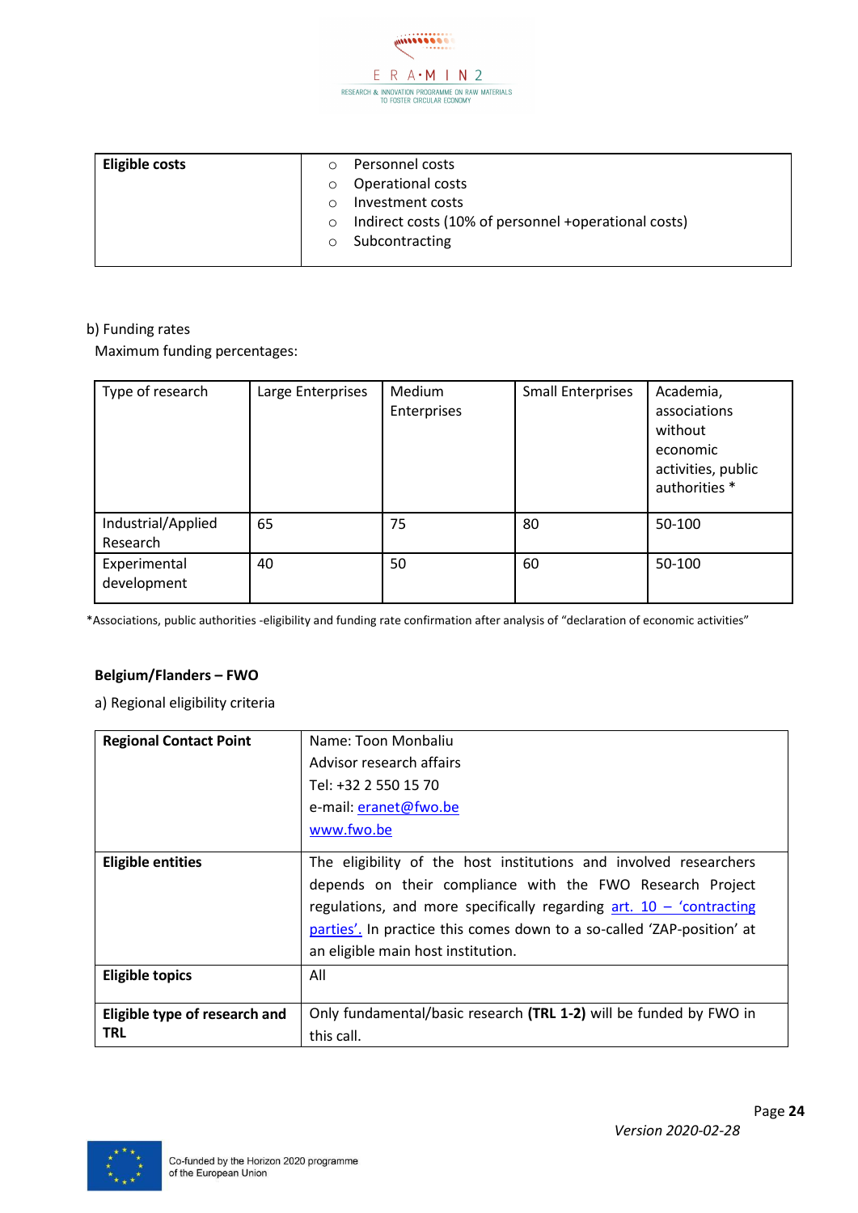| Eligible costs | <ul><li>Personnel costs</li><li>Operational costs</li><li>Investment costs</li><li>Indirect costs (10% of personnel +operational costs)</li><li>Subcontracting</li></ul> |
|---|---|

b) Funding rates

Maximum funding percentages:

| Type of research | Large Enterprises | Medium Enterprises | Small Enterprises | Academia, associations without economic activities, public authorities * |
|---|---|---|---|---|
| Industrial/Applied Research | 65 | 75 | 80 | 50-100 |
| Experimental development | 40 | 50 | 60 | 50-100 |

*Associations, public authorities -eligibility and funding rate confirmation after analysis of "declaration of economic activities"

**Belgium/Flanders – FWO**

a) Regional eligibility criteria

| **Regional Contact Point** | Name: Toon Monbaliu<br>Advisor research affairs<br>Tel: +32 2 550 15 70<br>e-mail: eranet@fwo.be<br>www.fwo.be |
|---|---|
| **Eligible entities** | The eligibility of the host institutions and involved researchers depends on their compliance with the FWO Research Project regulations, and more specifically regarding art. 10 – 'contracting parties'. In practice this comes down to a so-called 'ZAP-position' at an eligible main host institution. |
| **Eligible topics** | All |
| **Eligible type of research and TRL** | Only fundamental/basic research **(TRL 1-2)** will be funded by FWO in this call. |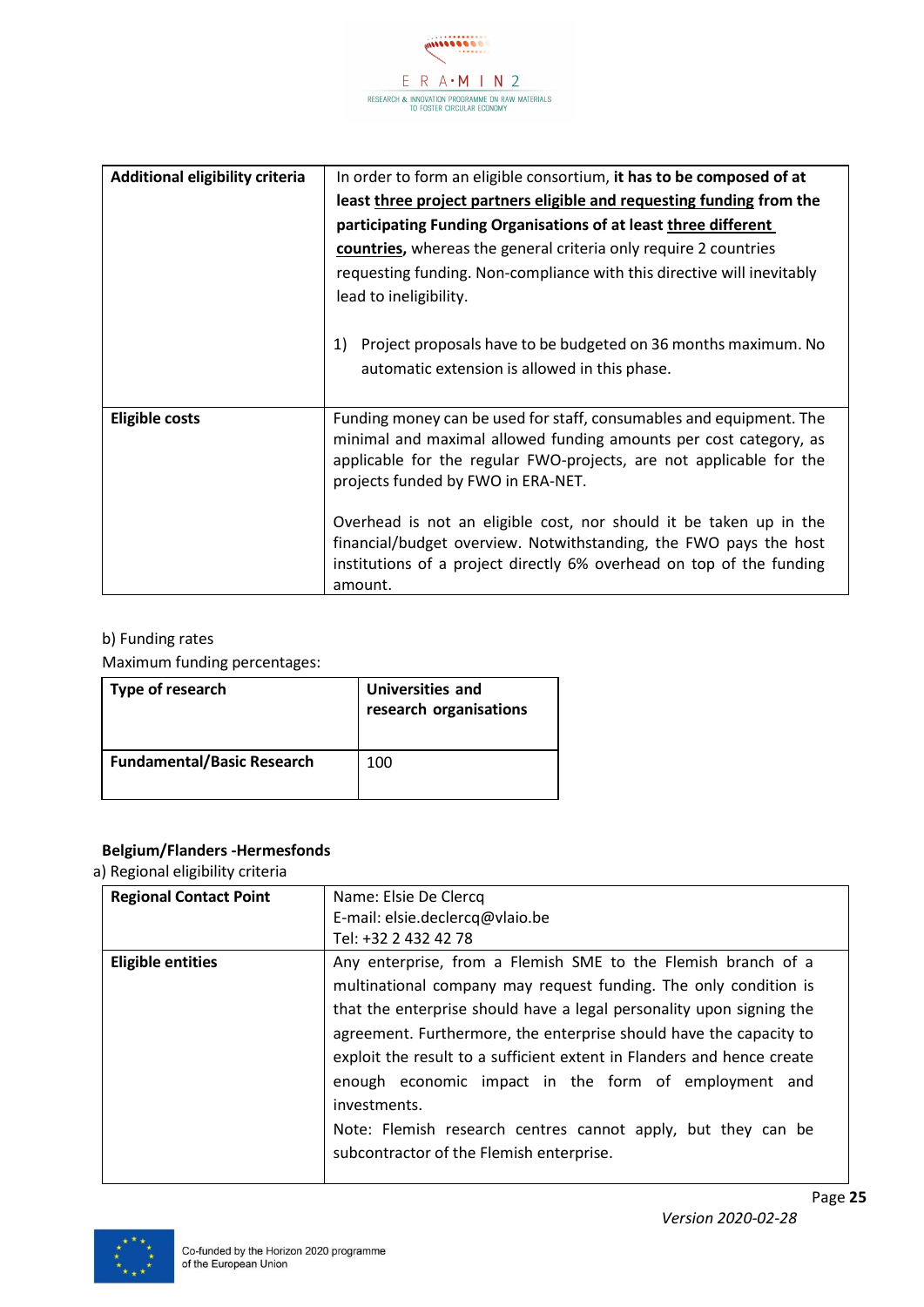| Additional eligibility criteria | In order to form an eligible consortium, **it has to be composed of at least three project partners eligible and requesting funding from the participating Funding Organisations of at least three different countries,** whereas the general criteria only require 2 countries requesting funding. Non-compliance with this directive will inevitably lead to ineligibility.<br><br>1) Project proposals have to be budgeted on 36 months maximum. No automatic extension is allowed in this phase. |
|---|---|
| **Eligible costs** | Funding money can be used for staff, consumables and equipment. The minimal and maximal allowed funding amounts per cost category, as applicable for the regular FWO-projects, are not applicable for the projects funded by FWO in ERA-NET.<br><br>Overhead is not an eligible cost, nor should it be taken up in the financial/budget overview. Notwithstanding, the FWO pays the host institutions of a project directly 6% overhead on top of the funding amount. |

b) Funding rates

Maximum funding percentages:

| Type of research | Universities and research organisations |
|---|---|
| **Fundamental/Basic Research** | 100 |

**Belgium/Flanders -Hermesfonds**

a) Regional eligibility criteria

| Regional Contact Point | Name: Elsie De Clercq<br>E-mail: elsie.declercq@vlaio.be<br>Tel: +32 2 432 42 78 |
|---|---|
| **Eligible entities** | Any enterprise, from a Flemish SME to the Flemish branch of a multinational company may request funding. The only condition is that the enterprise should have a legal personality upon signing the agreement. Furthermore, the enterprise should have the capacity to exploit the result to a sufficient extent in Flanders and hence create enough economic impact in the form of employment and investments.<br>Note: Flemish research centres cannot apply, but they can be subcontractor of the Flemish enterprise. |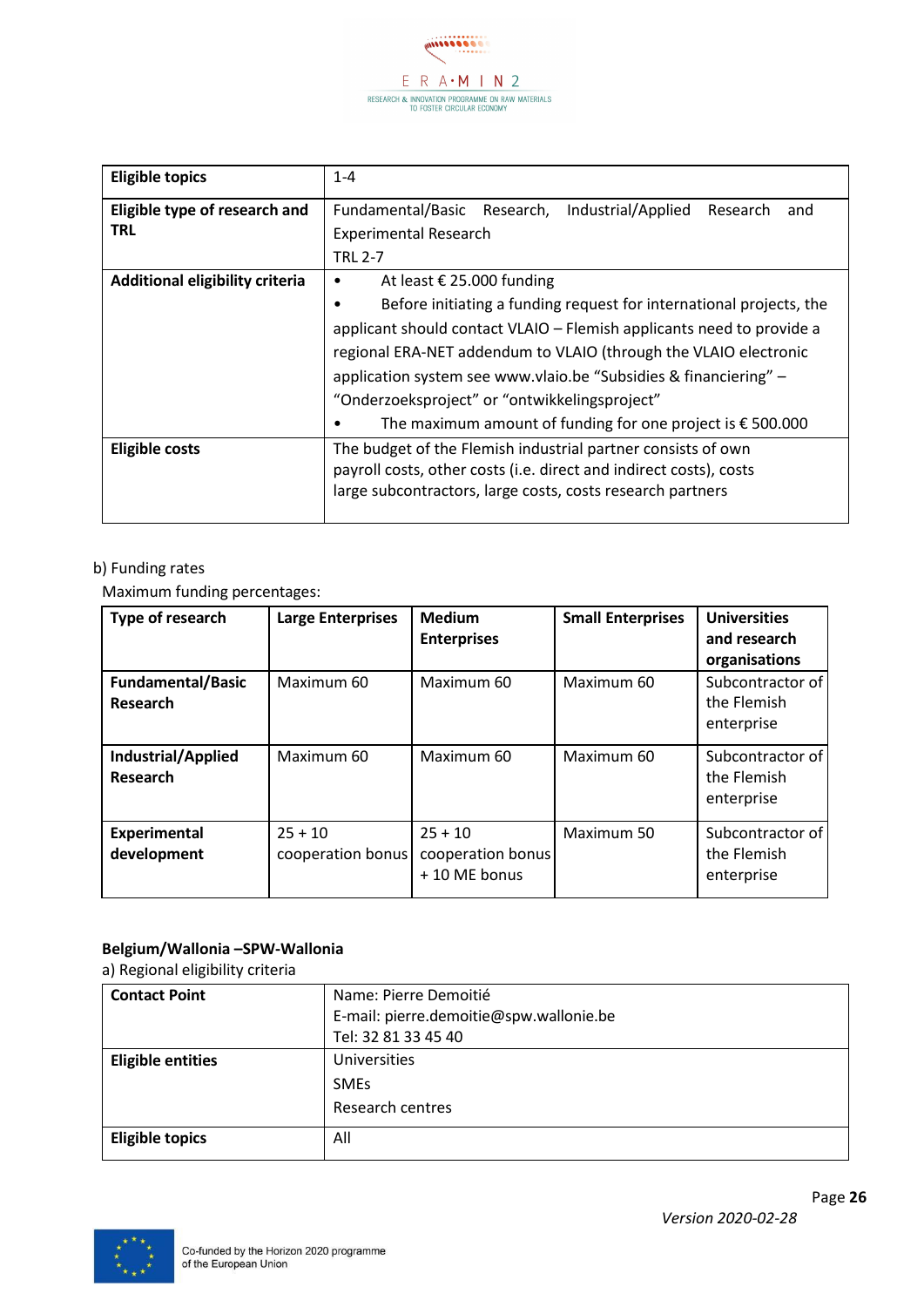| Eligible topics | 1-4 |
|---|---|
| **Eligible type of research and TRL** | Fundamental/Basic Research, Industrial/Applied Research and Experimental Research<br>TRL 2-7 |
| **Additional eligibility criteria** | • At least € 25.000 funding<br>• Before initiating a funding request for international projects, the applicant should contact VLAIO – Flemish applicants need to provide a regional ERA-NET addendum to VLAIO (through the VLAIO electronic application system see www.vlaio.be "Subsidies & financiering" – "Onderzoeksproject" or "ontwikkelingsproject"<br>• The maximum amount of funding for one project is € 500.000 |
| **Eligible costs** | The budget of the Flemish industrial partner consists of own payroll costs, other costs (i.e. direct and indirect costs), costs large subcontractors, large costs, costs research partners |

b) Funding rates

Maximum funding percentages:

| Type of research | Large Enterprises | Medium Enterprises | Small Enterprises | Universities and research organisations |
|---|---|---|---|---|
| **Fundamental/Basic Research** | Maximum 60 | Maximum 60 | Maximum 60 | Subcontractor of the Flemish enterprise |
| **Industrial/Applied Research** | Maximum 60 | Maximum 60 | Maximum 60 | Subcontractor of the Flemish enterprise |
| **Experimental development** | 25 + 10 cooperation bonus | 25 + 10 cooperation bonus + 10 ME bonus | Maximum 50 | Subcontractor of the Flemish enterprise |

**Belgium/Wallonia –SPW-Wallonia**

a) Regional eligibility criteria

| Contact Point | Name: Pierre Demoitié<br>E-mail: pierre.demoitie@spw.wallonie.be<br>Tel: 32 81 33 45 40 |
|---|---|
| **Eligible entities** | Universities<br>SMEs<br>Research centres |
| **Eligible topics** | All |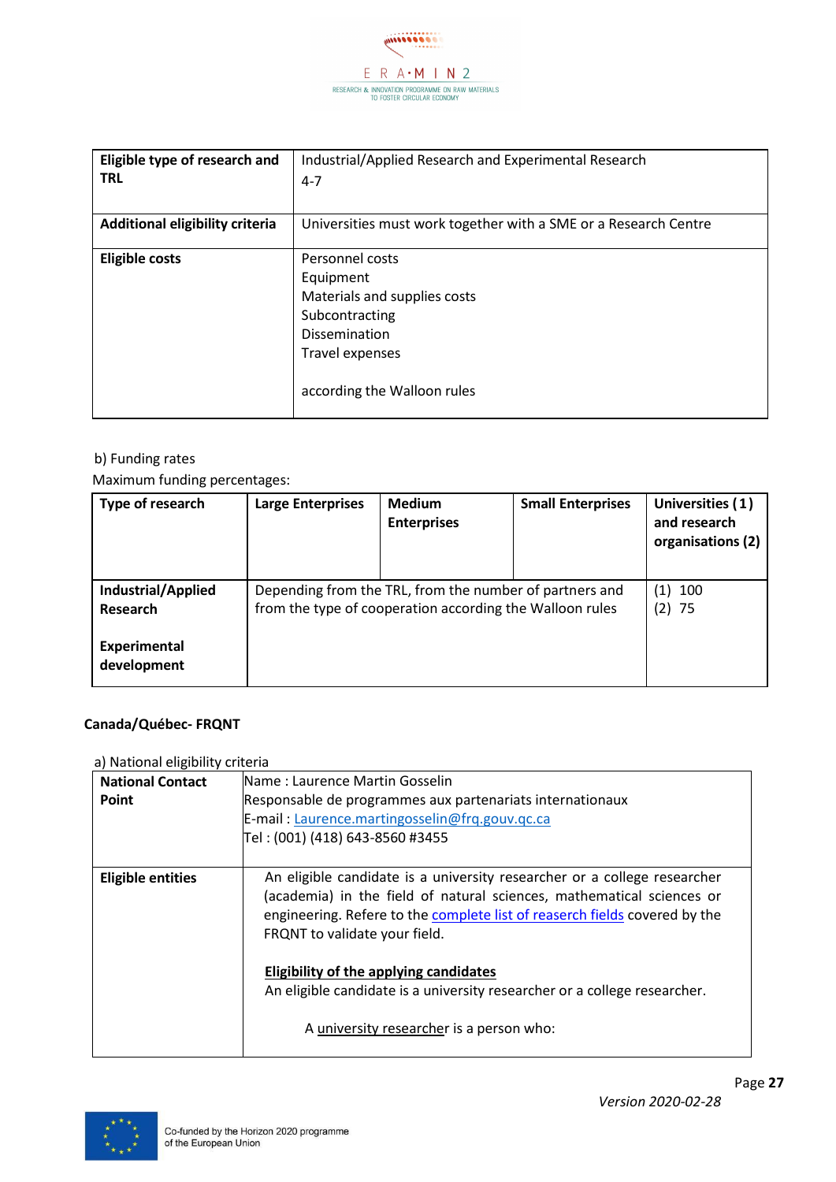| | |
|---|---|
| **Eligible type of research and TRL** | Industrial/Applied Research and Experimental Research<br>4-7 |
| **Additional eligibility criteria** | Universities must work together with a SME or a Research Centre |
| **Eligible costs** | Personnel costs<br>Equipment<br>Materials and supplies costs<br>Subcontracting<br>Dissemination<br>Travel expenses<br><br>according the Walloon rules |

b) Funding rates

Maximum funding percentages:

| Type of research | Large Enterprises | Medium Enterprises | Small Enterprises | Universities (1) and research organisations (2) |
|---|---|---|---|---|
| **Industrial/Applied Research**<br><br>**Experimental development** | Depending from the TRL, from the number of partners and from the type of cooperation according the Walloon rules | | | (1) 100<br>(2) 75 |

**Canada/Québec- FRQNT**

a) National eligibility criteria

| | |
|---|---|
| **National Contact Point** | Name : Laurence Martin Gosselin<br>Responsable de programmes aux partenariats internationaux<br>E-mail : Laurence.martingosselin@frq.gouv.qc.ca<br>Tel : (001) (418) 643-8560 #3455 |
| **Eligible entities** | An eligible candidate is a university researcher or a college researcher (academia) in the field of natural sciences, mathematical sciences or engineering. Refere to the complete list of reaserch fields covered by the FRQNT to validate your field.<br><br>**Eligibility of the applying candidates**<br>An eligible candidate is a university researcher or a college researcher.<br><br>A university researcher is a person who: |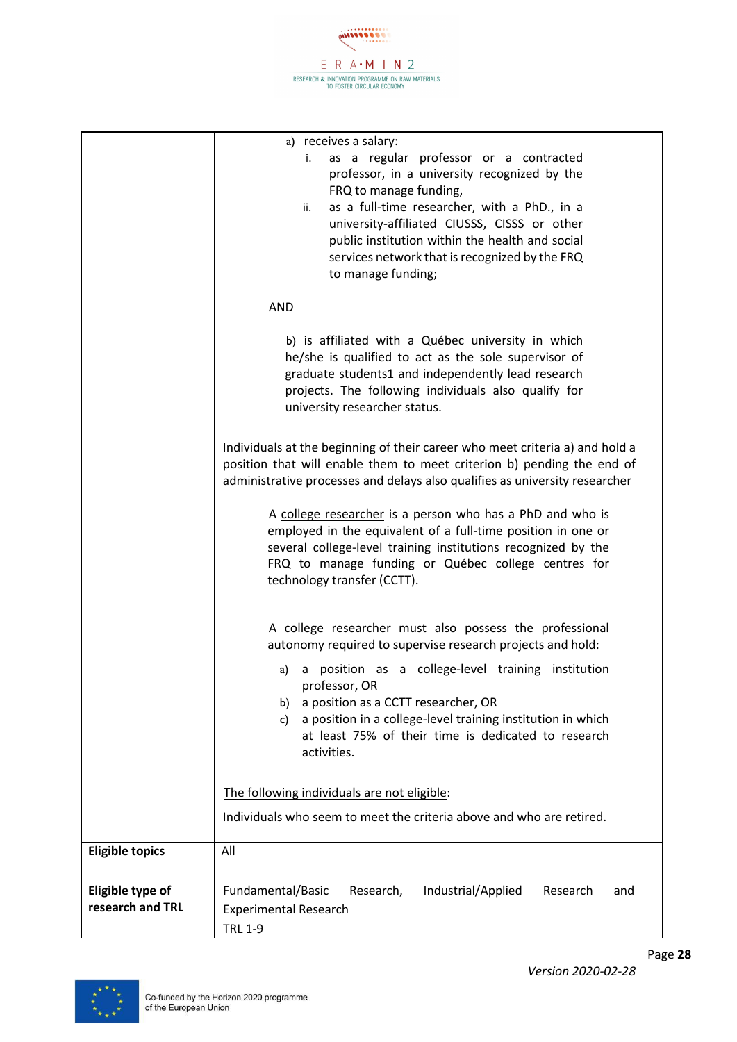| | |
|---|---|
| | a) receives a salary:<br>i. as a regular professor or a contracted professor, in a university recognized by the FRQ to manage funding,<br>ii. as a full-time researcher, with a PhD., in a university-affiliated CIUSSS, CISSS or other public institution within the health and social services network that is recognized by the FRQ to manage funding;<br><br>AND<br><br>b) is affiliated with a Québec university in which he/she is qualified to act as the sole supervisor of graduate students1 and independently lead research projects. The following individuals also qualify for university researcher status.<br><br>Individuals at the beginning of their career who meet criteria a) and hold a position that will enable them to meet criterion b) pending the end of administrative processes and delays also qualifies as university researcher<br><br>A college researcher is a person who has a PhD and who is employed in the equivalent of a full-time position in one or several college-level training institutions recognized by the FRQ to manage funding or Québec college centres for technology transfer (CCTT).<br><br>A college researcher must also possess the professional autonomy required to supervise research projects and hold:<br>a) a position as a college-level training institution professor, OR<br>b) a position as a CCTT researcher, OR<br>c) a position in a college-level training institution in which at least 75% of their time is dedicated to research activities.<br><br>The following individuals are not eligible:<br><br>Individuals who seem to meet the criteria above and who are retired. |
| **Eligible topics** | All |
| **Eligible type of research and TRL** | Fundamental/Basic Research, Industrial/Applied Research and Experimental Research<br>TRL 1-9 |

*Version 2020-02-28*

Co-funded by the Horizon 2020 programme of the European Union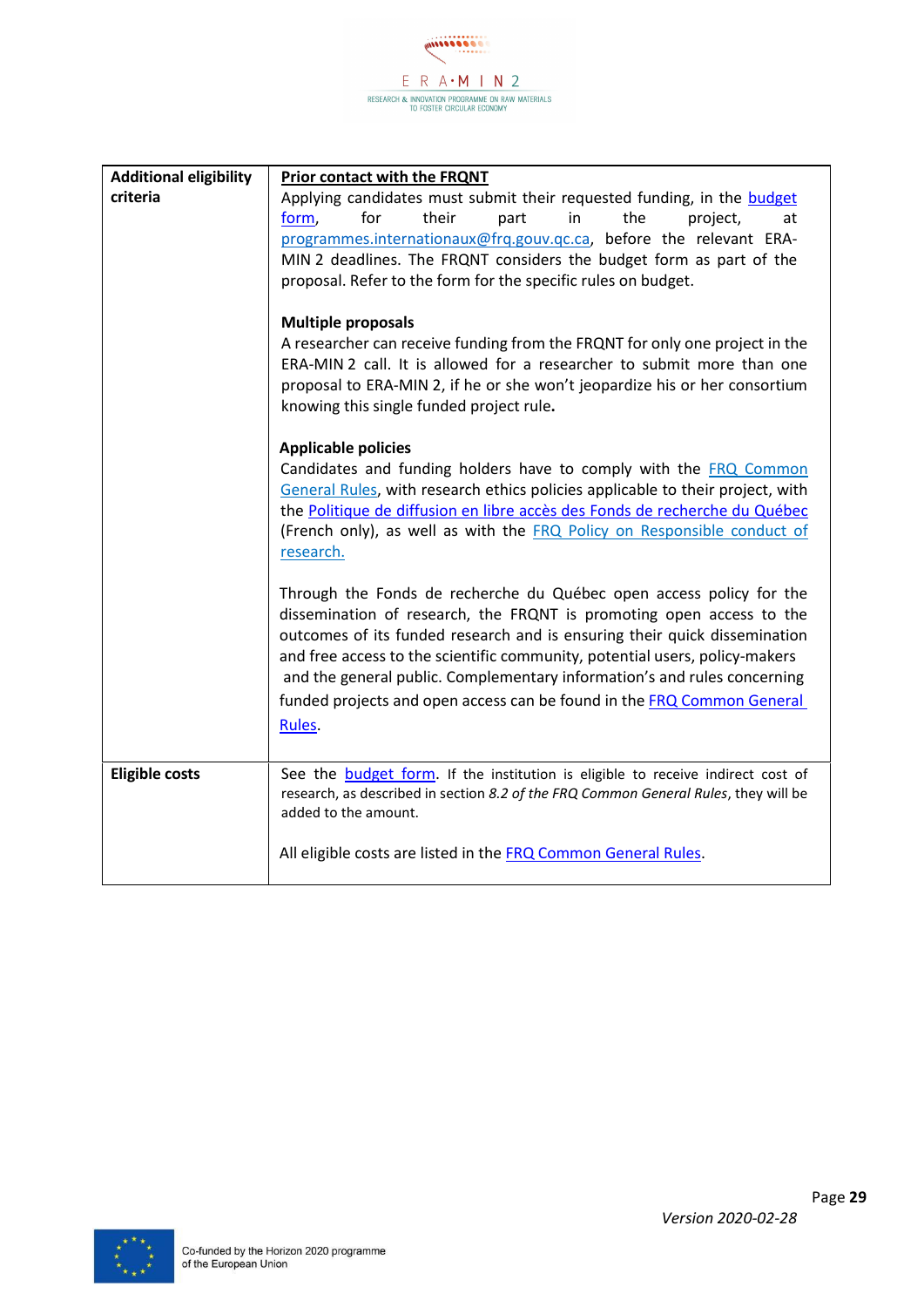| | |
|---|---|
| **Additional eligibility criteria** | **Prior contact with the FRQNT**<br>Applying candidates must submit their requested funding, in the budget form, for their part in the project, at programmes.internationaux@frq.gouv.qc.ca, before the relevant ERA-MIN 2 deadlines. The FRQNT considers the budget form as part of the proposal. Refer to the form for the specific rules on budget.<br><br>**Multiple proposals**<br>A researcher can receive funding from the FRQNT for only one project in the ERA-MIN 2 call. It is allowed for a researcher to submit more than one proposal to ERA-MIN 2, if he or she won't jeopardize his or her consortium knowing this single funded project rule.<br><br>**Applicable policies**<br>Candidates and funding holders have to comply with the FRQ Common General Rules, with research ethics policies applicable to their project, with the Politique de diffusion en libre accès des Fonds de recherche du Québec (French only), as well as with the FRQ Policy on Responsible conduct of research.<br><br>Through the Fonds de recherche du Québec open access policy for the dissemination of research, the FRQNT is promoting open access to the outcomes of its funded research and is ensuring their quick dissemination and free access to the scientific community, potential users, policy-makers and the general public. Complementary information's and rules concerning funded projects and open access can be found in the FRQ Common General Rules. |
| **Eligible costs** | See the budget form. If the institution is eligible to receive indirect cost of research, as described in section *8.2 of the FRQ Common General Rules*, they will be added to the amount.<br><br>All eligible costs are listed in the FRQ Common General Rules. |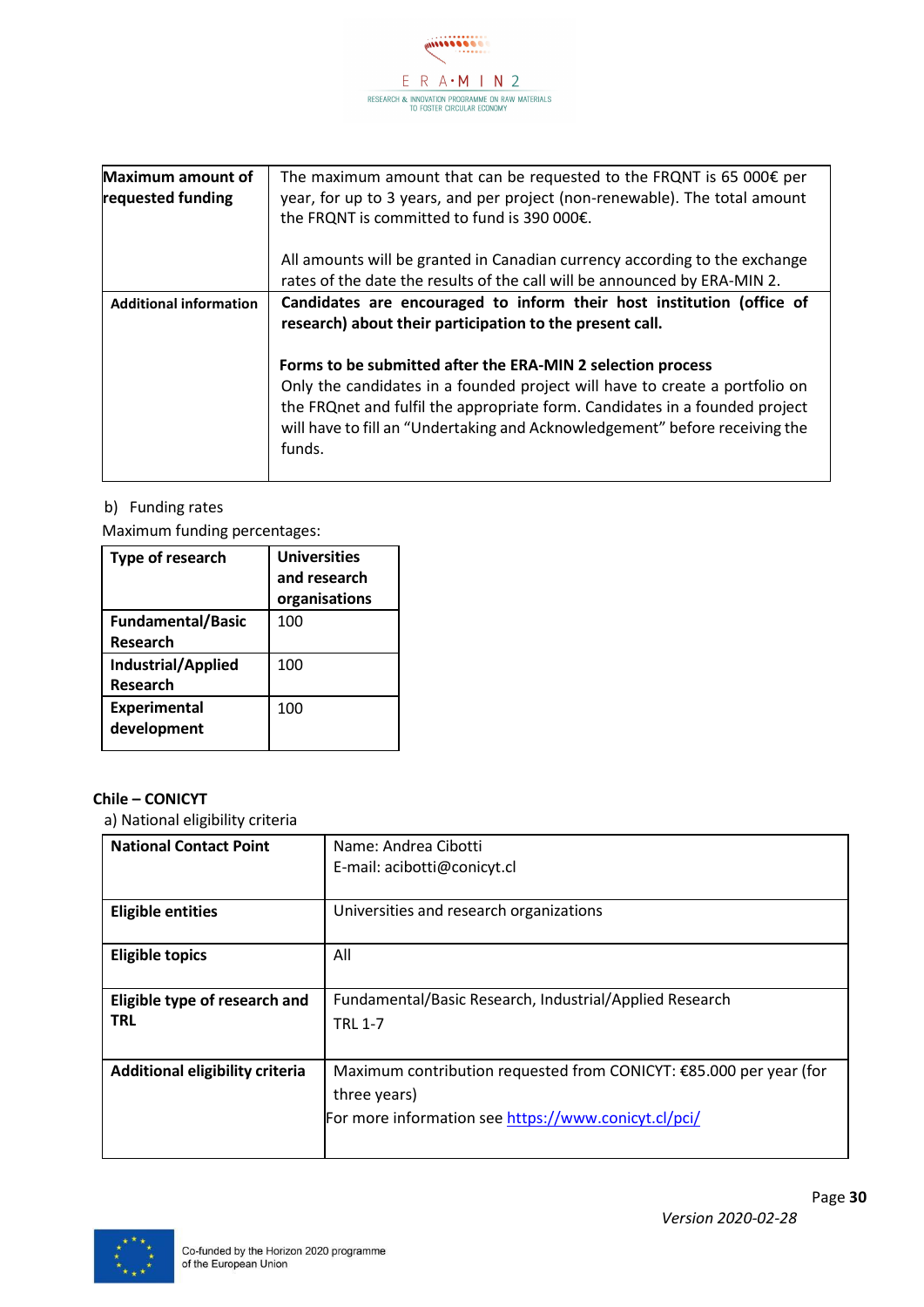| Maximum amount of requested funding | The maximum amount that can be requested to the FRQNT is 65 000€ per year, for up to 3 years, and per project (non-renewable). The total amount the FRQNT is committed to fund is 390 000€.<br><br>All amounts will be granted in Canadian currency according to the exchange rates of the date the results of the call will be announced by ERA-MIN 2. |
|---|---|
| Additional information | **Candidates are encouraged to inform their host institution (office of research) about their participation to the present call.**<br><br>**Forms to be submitted after the ERA-MIN 2 selection process**<br>Only the candidates in a founded project will have to create a portfolio on the FRQnet and fulfil the appropriate form. Candidates in a founded project will have to fill an "Undertaking and Acknowledgement" before receiving the funds. |

b) Funding rates

Maximum funding percentages:

| Type of research | Universities and research organisations |
|---|---|
| **Fundamental/Basic Research** | 100 |
| **Industrial/Applied Research** | 100 |
| **Experimental development** | 100 |

**Chile – CONICYT**

a) National eligibility criteria

| National Contact Point | Name: Andrea Cibotti<br>E-mail: acibotti@conicyt.cl |
|---|---|
| **Eligible entities** | Universities and research organizations |
| **Eligible topics** | All |
| **Eligible type of research and TRL** | Fundamental/Basic Research, Industrial/Applied Research<br>TRL 1-7 |
| **Additional eligibility criteria** | Maximum contribution requested from CONICYT: €85.000 per year (for three years)<br>For more information see https://www.conicyt.cl/pci/ |

*Version 2020-02-28*

Co-funded by the Horizon 2020 programme of the European Union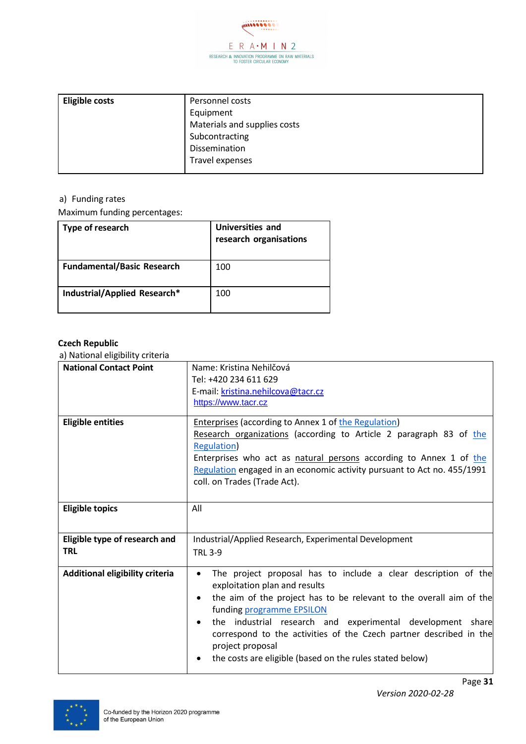| Eligible costs | Personnel costs<br>Equipment<br>Materials and supplies costs<br>Subcontracting<br>Dissemination<br>Travel expenses |
|---|---|

a) Funding rates

Maximum funding percentages:

| Type of research | Universities and research organisations |
|---|---|
| **Fundamental/Basic Research** | 100 |
| **Industrial/Applied Research*** | 100 |

**Czech Republic**

a) National eligibility criteria

| National Contact Point | Name: Kristina Nehilčová<br>Tel: +420 234 611 629<br>E-mail: kristina.nehilcova@tacr.cz<br>https://www.tacr.cz |
|---|---|
| **Eligible entities** | Enterprises (according to Annex 1 of the Regulation)<br>Research organizations (according to Article 2 paragraph 83 of the Regulation)<br>Enterprises who act as natural persons according to Annex 1 of the Regulation engaged in an economic activity pursuant to Act no. 455/1991 coll. on Trades (Trade Act). |
| **Eligible topics** | All |
| **Eligible type of research and TRL** | Industrial/Applied Research, Experimental Development<br>TRL 3-9 |
| **Additional eligibility criteria** | • The project proposal has to include a clear description of the exploitation plan and results<br>• the aim of the project has to be relevant to the overall aim of the funding programme EPSILON<br>• the industrial research and experimental development share correspond to the activities of the Czech partner described in the project proposal<br>• the costs are eligible (based on the rules stated below) |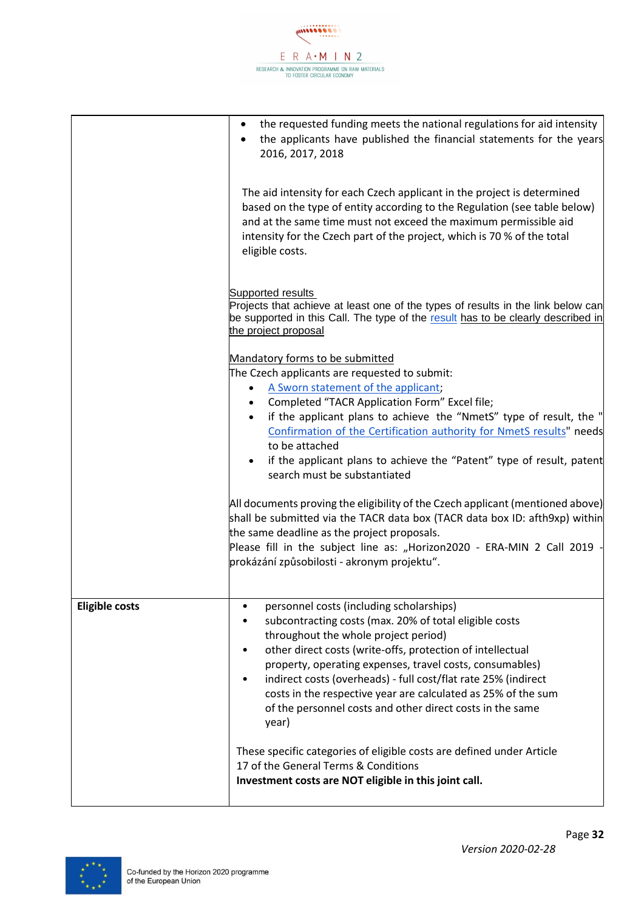| | |
|---|---|
| | • the requested funding meets the national regulations for aid intensity<br>• the applicants have published the financial statements for the years 2016, 2017, 2018<br><br>The aid intensity for each Czech applicant in the project is determined based on the type of entity according to the Regulation (see table below) and at the same time must not exceed the maximum permissible aid intensity for the Czech part of the project, which is 70 % of the total eligible costs.<br><br>Supported results<br>Projects that achieve at least one of the types of results in the link below can be supported in this Call. The type of the result has to be clearly described in the project proposal<br><br>Mandatory forms to be submitted<br>The Czech applicants are requested to submit:<br>• A Sworn statement of the applicant;<br>• Completed "TACR Application Form" Excel file;<br>• if the applicant plans to achieve the "NmetS" type of result, the "Confirmation of the Certification authority for NmetS results" needs to be attached<br>• if the applicant plans to achieve the "Patent" type of result, patent search must be substantiated<br><br>All documents proving the eligibility of the Czech applicant (mentioned above) shall be submitted via the TACR data box (TACR data box ID: afth9xp) within the same deadline as the project proposals.<br>Please fill in the subject line as: „Horizon2020 - ERA-MIN 2 Call 2019 - prokázání způsobilosti - akronym projektu". |
| **Eligible costs** | • personnel costs (including scholarships)<br>• subcontracting costs (max. 20% of total eligible costs throughout the whole project period)<br>• other direct costs (write-offs, protection of intellectual property, operating expenses, travel costs, consumables)<br>• indirect costs (overheads) - full cost/flat rate 25% (indirect costs in the respective year are calculated as 25% of the sum of the personnel costs and other direct costs in the same year)<br><br>These specific categories of eligible costs are defined under Article 17 of the General Terms & Conditions<br>**Investment costs are NOT eligible in this joint call.** |

*Version 2020-02-28*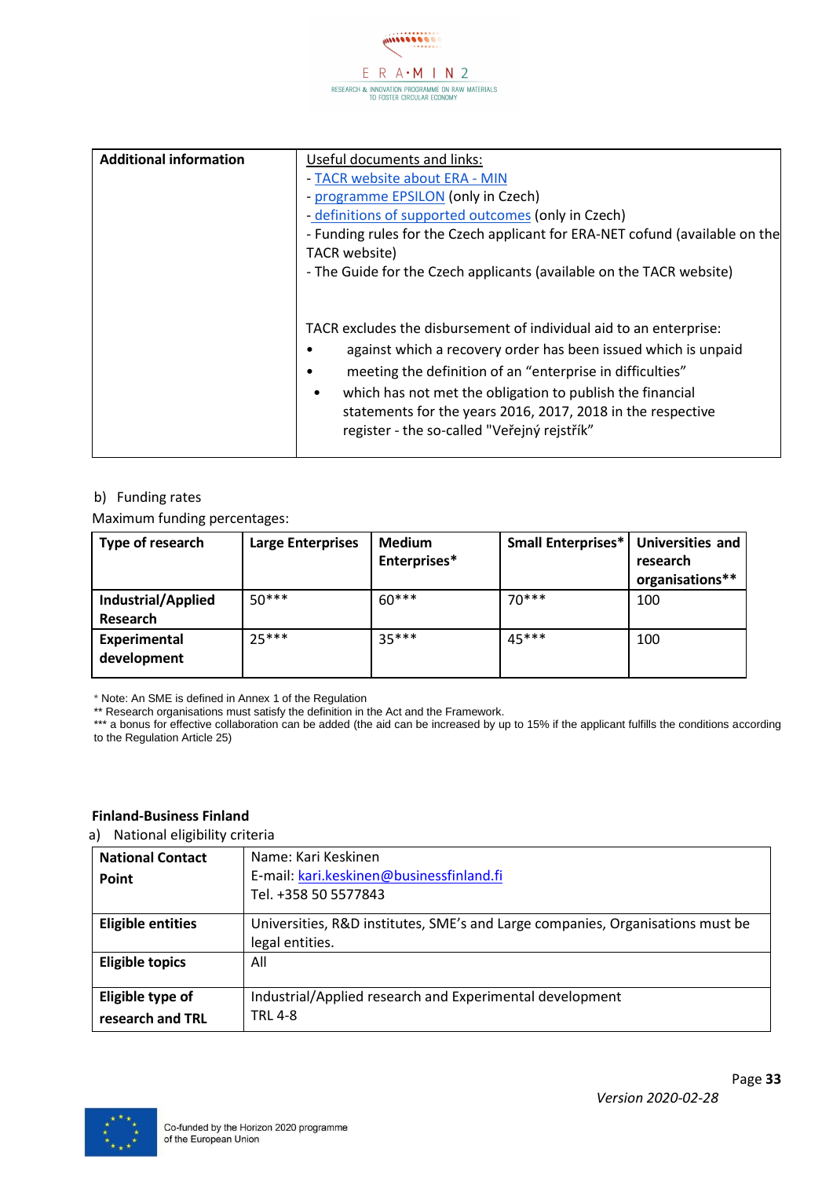| Additional information | Useful documents and links:<br>- TACR website about ERA - MIN<br>- programme EPSILON (only in Czech)<br>- definitions of supported outcomes (only in Czech)<br>- Funding rules for the Czech applicant for ERA-NET cofund (available on the TACR website)<br>- The Guide for the Czech applicants (available on the TACR website)<br><br>TACR excludes the disbursement of individual aid to an enterprise:<br>• against which a recovery order has been issued which is unpaid<br>• meeting the definition of an "enterprise in difficulties"<br>• which has not met the obligation to publish the financial statements for the years 2016, 2017, 2018 in the respective register - the so-called "Veřejný rejstřík" |
|---|---|

b) Funding rates

Maximum funding percentages:

| Type of research | Large Enterprises | Medium Enterprises* | Small Enterprises* | Universities and research organisations** |
|---|---|---|---|---|
| Industrial/Applied Research | 50*** | 60*** | 70*** | 100 |
| Experimental development | 25*** | 35*** | 45*** | 100 |

\* Note: An SME is defined in Annex 1 of the Regulation
** Research organisations must satisfy the definition in the Act and the Framework.
*** a bonus for effective collaboration can be added (the aid can be increased by up to 15% if the applicant fulfills the conditions according to the Regulation Article 25)

**Finland-Business Finland**

a) National eligibility criteria

| National Contact Point | Name: Kari Keskinen<br>E-mail: kari.keskinen@businessfinland.fi<br>Tel. +358 50 5577843 |
|---|---|
| **Eligible entities** | Universities, R&D institutes, SME's and Large companies, Organisations must be legal entities. |
| **Eligible topics** | All |
| **Eligible type of research and TRL** | Industrial/Applied research and Experimental development<br>TRL 4-8 |

*Version 2020-02-28*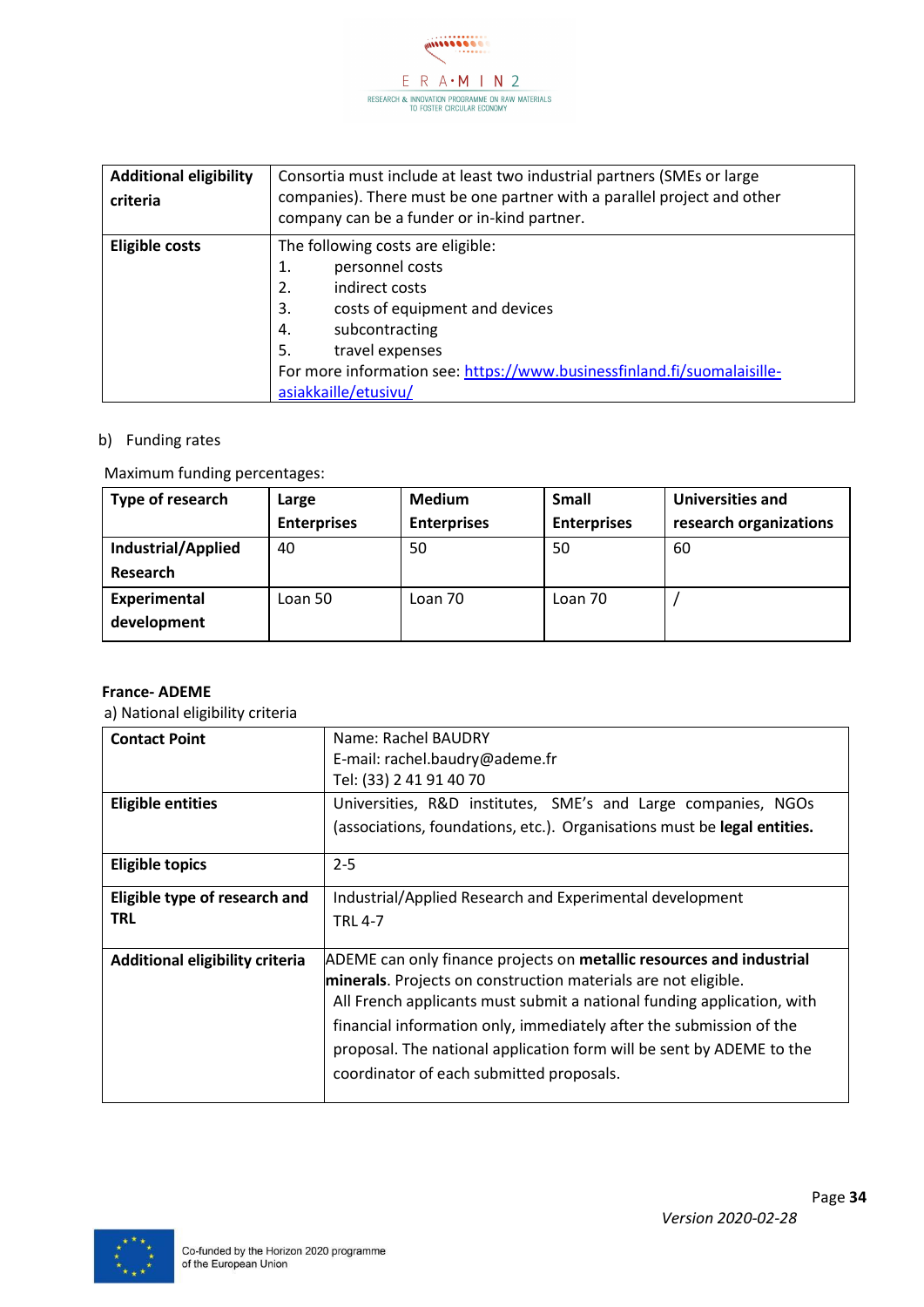| Additional eligibility criteria | Consortia must include at least two industrial partners (SMEs or large companies). There must be one partner with a parallel project and other company can be a funder or in-kind partner. |
|---|---|
| Eligible costs | The following costs are eligible:<br>1. personnel costs<br>2. indirect costs<br>3. costs of equipment and devices<br>4. subcontracting<br>5. travel expenses<br>For more information see: https://www.businessfinland.fi/suomalaisille-asiakkaille/etusivu/ |

b) Funding rates

Maximum funding percentages:

| Type of research | Large Enterprises | Medium Enterprises | Small Enterprises | Universities and research organizations |
|---|---|---|---|---|
| Industrial/Applied Research | 40 | 50 | 50 | 60 |
| Experimental development | Loan 50 | Loan 70 | Loan 70 | / |

**France- ADEME**

a) National eligibility criteria

| Contact Point | Name: Rachel BAUDRY<br>E-mail: rachel.baudry@ademe.fr<br>Tel: (33) 2 41 91 40 70 |
|---|---|
| Eligible entities | Universities, R&D institutes, SME's and Large companies, NGOs (associations, foundations, etc.). Organisations must be **legal entities.** |
| Eligible topics | 2-5 |
| Eligible type of research and TRL | Industrial/Applied Research and Experimental development<br>TRL 4-7 |
| Additional eligibility criteria | ADEME can only finance projects on **metallic resources and industrial minerals**. Projects on construction materials are not eligible.<br>All French applicants must submit a national funding application, with financial information only, immediately after the submission of the proposal. The national application form will be sent by ADEME to the coordinator of each submitted proposals. |

*Version 2020-02-28*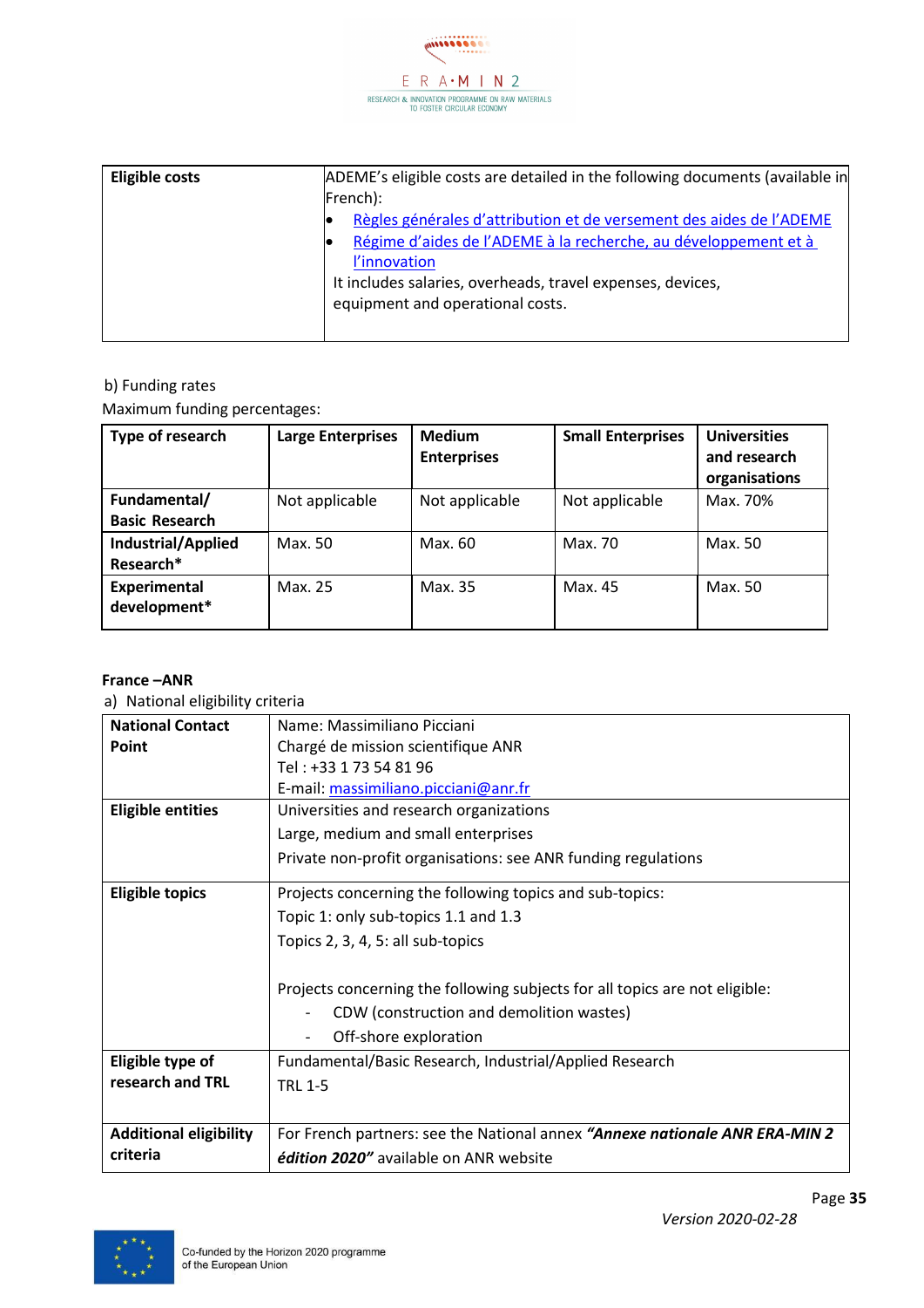| Eligible costs | ADEME's eligible costs are detailed in the following documents (available in French):<br>• [Règles générales d'attribution et de versement des aides de l'ADEME]()<br>• [Régime d'aides de l'ADEME à la recherche, au développement et à l'innovation]()<br>It includes salaries, overheads, travel expenses, devices, equipment and operational costs. |
|---|---|

b) Funding rates

Maximum funding percentages:

| Type of research | Large Enterprises | Medium Enterprises | Small Enterprises | Universities and research organisations |
|---|---|---|---|---|
| **Fundamental/ Basic Research** | Not applicable | Not applicable | Not applicable | Max. 70% |
| **Industrial/Applied Research*** | Max. 50 | Max. 60 | Max. 70 | Max. 50 |
| **Experimental development*** | Max. 25 | Max. 35 | Max. 45 | Max. 50 |

**France –ANR**

a) National eligibility criteria

| **National Contact Point** | Name: Massimiliano Picciani<br>Chargé de mission scientifique ANR<br>Tel : +33 1 73 54 81 96<br>E-mail: [massimiliano.picciani@anr.fr]() |
|---|---|
| **Eligible entities** | Universities and research organizations<br>Large, medium and small enterprises<br>Private non-profit organisations: see ANR funding regulations |
| **Eligible topics** | Projects concerning the following topics and sub-topics:<br>Topic 1: only sub-topics 1.1 and 1.3<br>Topics 2, 3, 4, 5: all sub-topics<br><br>Projects concerning the following subjects for all topics are not eligible:<br>- CDW (construction and demolition wastes)<br>- Off-shore exploration |
| **Eligible type of research and TRL** | Fundamental/Basic Research, Industrial/Applied Research<br>TRL 1-5 |
| **Additional eligibility criteria** | For French partners: see the National annex ***"Annexe nationale ANR ERA-MIN 2 édition 2020"*** available on ANR website |

*Version 2020-02-28*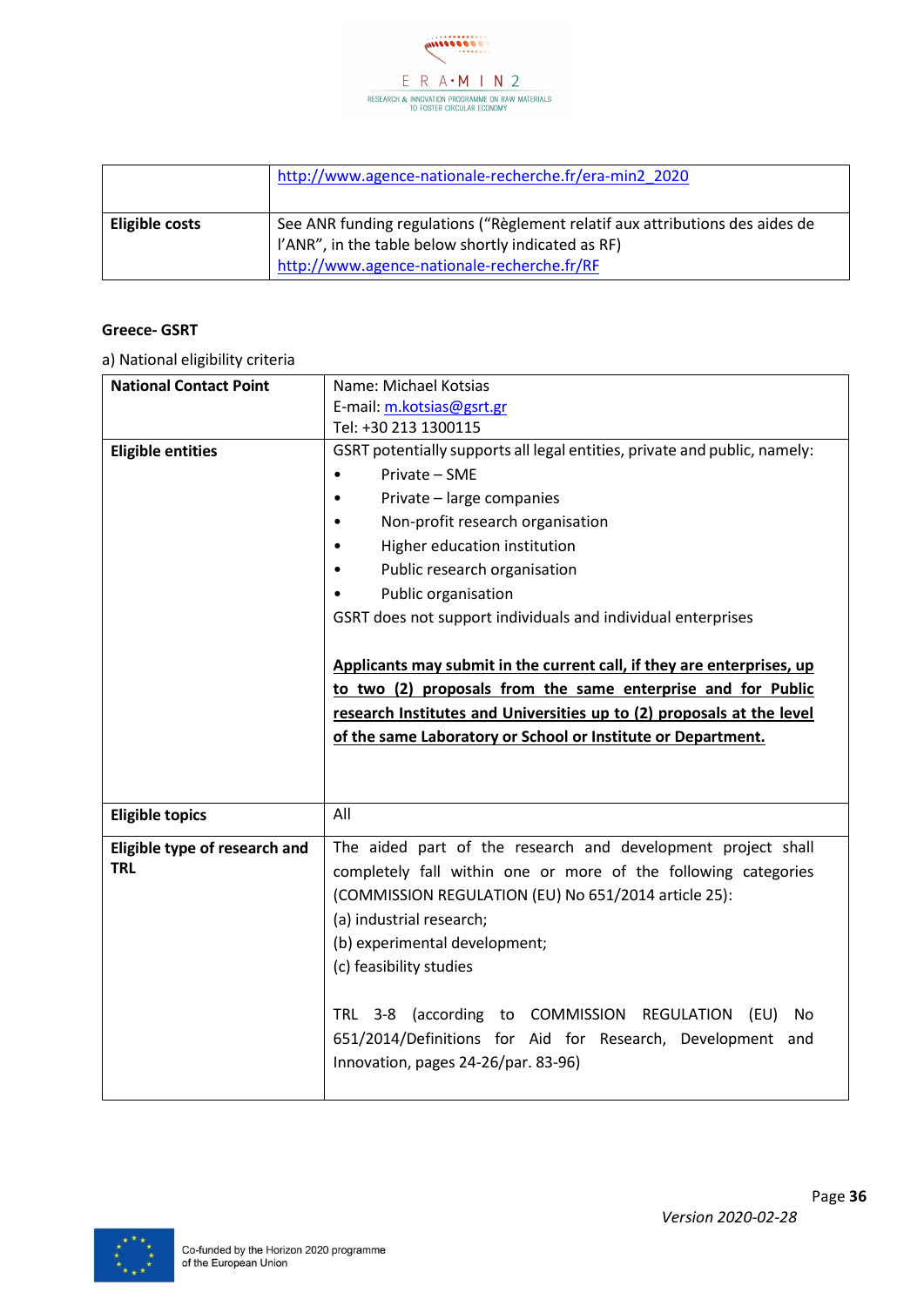|  |  |
|---|---|
|  | http://www.agence-nationale-recherche.fr/era-min2_2020 |
| **Eligible costs** | See ANR funding regulations ("Règlement relatif aux attributions des aides de l'ANR", in the table below shortly indicated as RF) http://www.agence-nationale-recherche.fr/RF |

**Greece- GSRT**

a) National eligibility criteria

| **National Contact Point** | Name: Michael Kotsias<br>E-mail: m.kotsias@gsrt.gr<br>Tel: +30 213 1300115 |
|---|---|
| **Eligible entities** | GSRT potentially supports all legal entities, private and public, namely:<br>• Private – SME<br>• Private – large companies<br>• Non-profit research organisation<br>• Higher education institution<br>• Public research organisation<br>• Public organisation<br>GSRT does not support individuals and individual enterprises<br><br>**Applicants may submit in the current call, if they are enterprises, up to two (2) proposals from the same enterprise and for Public research Institutes and Universities up to (2) proposals at the level of the same Laboratory or School or Institute or Department.** |
| **Eligible topics** | All |
| **Eligible type of research and TRL** | The aided part of the research and development project shall completely fall within one or more of the following categories (COMMISSION REGULATION (EU) No 651/2014 article 25):<br>(a) industrial research;<br>(b) experimental development;<br>(c) feasibility studies<br><br>TRL 3-8 (according to COMMISSION REGULATION (EU) No 651/2014/Definitions for Aid for Research, Development and Innovation, pages 24-26/par. 83-96) |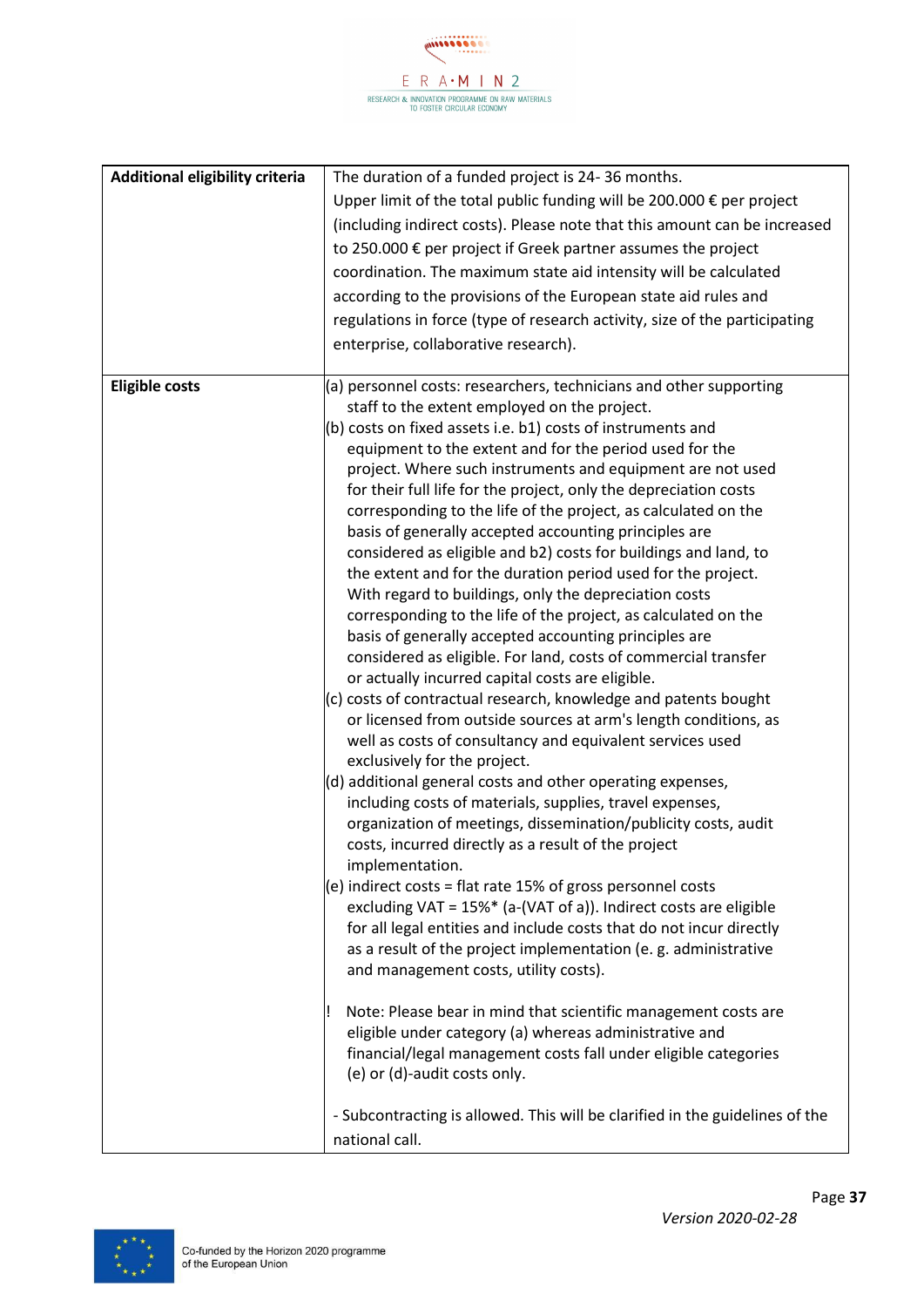| Additional eligibility criteria | The duration of a funded project is 24- 36 months.<br>Upper limit of the total public funding will be 200.000 € per project (including indirect costs). Please note that this amount can be increased to 250.000 € per project if Greek partner assumes the project coordination. The maximum state aid intensity will be calculated according to the provisions of the European state aid rules and regulations in force (type of research activity, size of the participating enterprise, collaborative research). |
|---|---|
| **Eligible costs** | (a) personnel costs: researchers, technicians and other supporting staff to the extent employed on the project.<br>(b) costs on fixed assets i.e. b1) costs of instruments and equipment to the extent and for the period used for the project. Where such instruments and equipment are not used for their full life for the project, only the depreciation costs corresponding to the life of the project, as calculated on the basis of generally accepted accounting principles are considered as eligible and b2) costs for buildings and land, to the extent and for the duration period used for the project. With regard to buildings, only the depreciation costs corresponding to the life of the project, as calculated on the basis of generally accepted accounting principles are considered as eligible. For land, costs of commercial transfer or actually incurred capital costs are eligible.<br>(c) costs of contractual research, knowledge and patents bought or licensed from outside sources at arm's length conditions, as well as costs of consultancy and equivalent services used exclusively for the project.<br>(d) additional general costs and other operating expenses, including costs of materials, supplies, travel expenses, organization of meetings, dissemination/publicity costs, audit costs, incurred directly as a result of the project implementation.<br>(e) indirect costs = flat rate 15% of gross personnel costs excluding VAT = 15%* (a-(VAT of a)). Indirect costs are eligible for all legal entities and include costs that do not incur directly as a result of the project implementation (e. g. administrative and management costs, utility costs).<br><br>! Note: Please bear in mind that scientific management costs are eligible under category (a) whereas administrative and financial/legal management costs fall under eligible categories (e) or (d)-audit costs only.<br><br>- Subcontracting is allowed. This will be clarified in the guidelines of the national call. |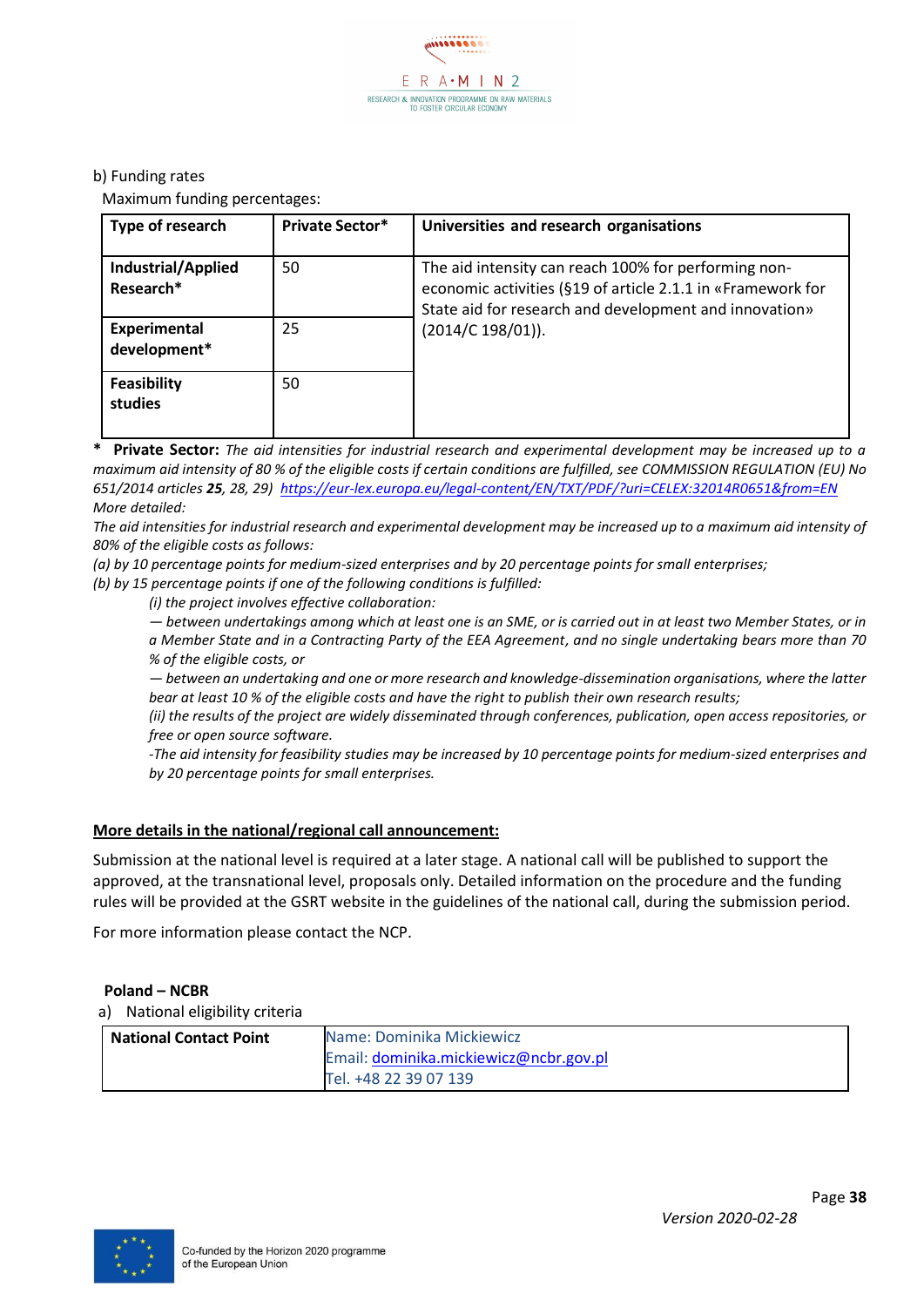b) Funding rates

Maximum funding percentages:

| Type of research | Private Sector* | Universities and research organisations |
|---|---|---|
| **Industrial/Applied Research*** | 50 | The aid intensity can reach 100% for performing non-economic activities (§19 of article 2.1.1 in «Framework for State aid for research and development and innovation» (2014/C 198/01)). |
| **Experimental development*** | 25 | |
| **Feasibility studies** | 50 | |

\* **Private Sector:** *The aid intensities for industrial research and experimental development may be increased up to a maximum aid intensity of 80 % of the eligible costs if certain conditions are fulfilled, see COMMISSION REGULATION (EU) No 651/2014 articles **25**, 28, 29)* https://eur-lex.europa.eu/legal-content/EN/TXT/PDF/?uri=CELEX:32014R0651&from=EN

*More detailed:*

*The aid intensities for industrial research and experimental development may be increased up to a maximum aid intensity of 80% of the eligible costs as follows:*

*(a) by 10 percentage points for medium-sized enterprises and by 20 percentage points for small enterprises;*

*(b) by 15 percentage points if one of the following conditions is fulfilled:*

> *(i) the project involves effective collaboration:*
>
> *— between undertakings among which at least one is an SME, or is carried out in at least two Member States, or in a Member State and in a Contracting Party of the EEA Agreement, and no single undertaking bears more than 70 % of the eligible costs, or*
>
> *— between an undertaking and one or more research and knowledge-dissemination organisations, where the latter bear at least 10 % of the eligible costs and have the right to publish their own research results;*
>
> *(ii) the results of the project are widely disseminated through conferences, publication, open access repositories, or free or open source software.*
>
> *-The aid intensity for feasibility studies may be increased by 10 percentage points for medium-sized enterprises and by 20 percentage points for small enterprises.*

**More details in the national/regional call announcement:**

Submission at the national level is required at a later stage. A national call will be published to support the approved, at the transnational level, proposals only. Detailed information on the procedure and the funding rules will be provided at the GSRT website in the guidelines of the national call, during the submission period.

For more information please contact the NCP.

**Poland – NCBR**

a) National eligibility criteria

| | |
|---|---|
| **National Contact Point** | Name: Dominika Mickiewicz<br>Email: dominika.mickiewicz@ncbr.gov.pl<br>Tel. +48 22 39 07 139 |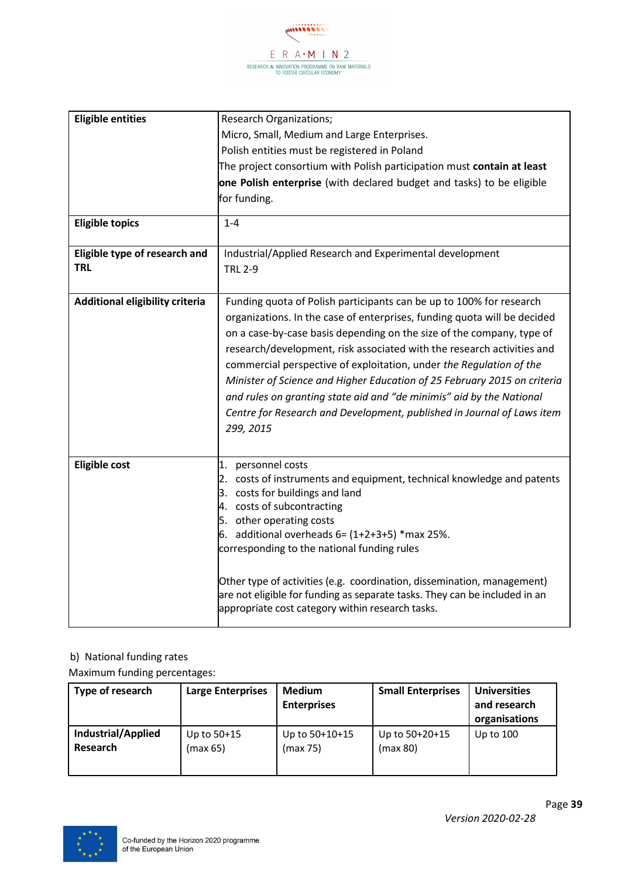| Eligible entities | Research Organizations;<br>Micro, Small, Medium and Large Enterprises.<br>Polish entities must be registered in Poland<br>The project consortium with Polish participation must **contain at least one Polish enterprise** (with declared budget and tasks) to be eligible for funding. |
|---|---|
| **Eligible topics** | 1-4 |
| **Eligible type of research and TRL** | Industrial/Applied Research and Experimental development<br>TRL 2-9 |
| **Additional eligibility criteria** | Funding quota of Polish participants can be up to 100% for research organizations. In the case of enterprises, funding quota will be decided on a case-by-case basis depending on the size of the company, type of research/development, risk associated with the research activities and commercial perspective of exploitation, under *the Regulation of the Minister of Science and Higher Education of 25 February 2015 on criteria and rules on granting state aid and "de minimis" aid by the National Centre for Research and Development, published in Journal of Laws item 299, 2015* |
| **Eligible cost** | 1. personnel costs<br>2. costs of instruments and equipment, technical knowledge and patents<br>3. costs for buildings and land<br>4. costs of subcontracting<br>5. other operating costs<br>6. additional overheads 6= (1+2+3+5) *max 25%.<br>corresponding to the national funding rules<br><br>Other type of activities (e.g. coordination, dissemination, management) are not eligible for funding as separate tasks. They can be included in an appropriate cost category within research tasks. |

b) National funding rates

Maximum funding percentages:

| Type of research | Large Enterprises | Medium Enterprises | Small Enterprises | Universities and research organisations |
|---|---|---|---|---|
| **Industrial/Applied Research** | Up to 50+15 (max 65) | Up to 50+10+15 (max 75) | Up to 50+20+15 (max 80) | Up to 100 |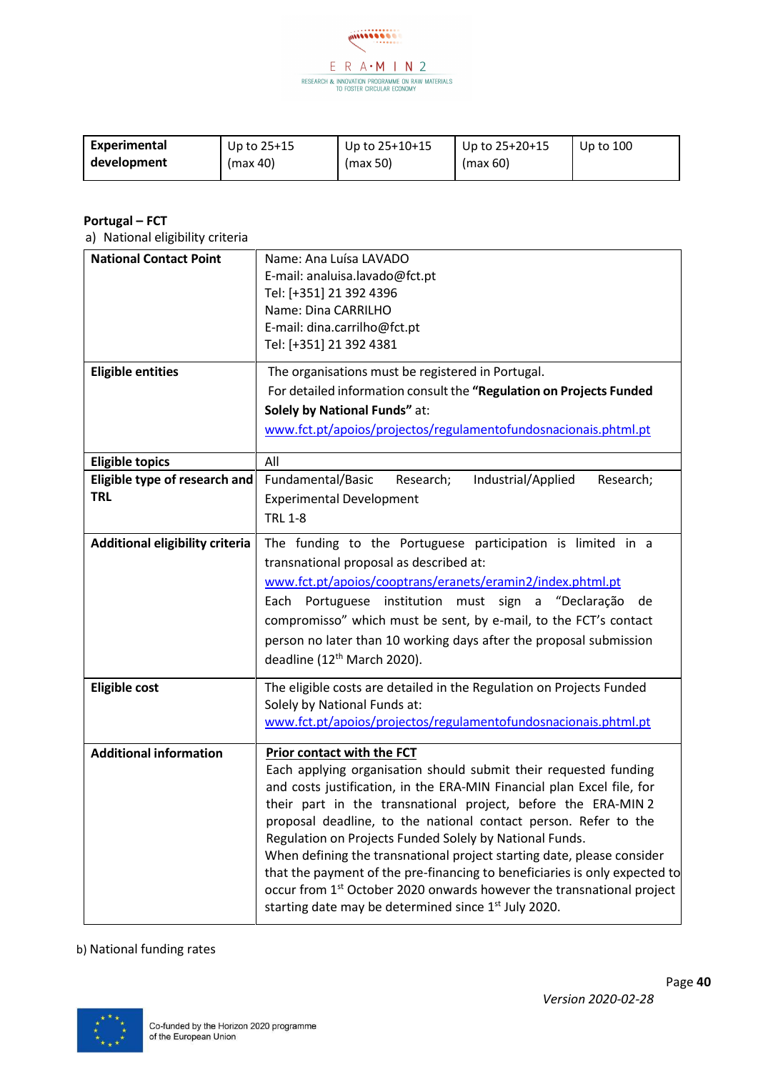| **Experimental development** | Up to 25+15 (max 40) | Up to 25+10+15 (max 50) | Up to 25+20+15 (max 60) | Up to 100 |
|---|---|---|---|---|

**Portugal – FCT**

a) National eligibility criteria

| | |
|---|---|
| **National Contact Point** | Name: Ana Luísa LAVADO<br>E-mail: analuisa.lavado@fct.pt<br>Tel: [+351] 21 392 4396<br>Name: Dina CARRILHO<br>E-mail: dina.carrilho@fct.pt<br>Tel: [+351] 21 392 4381 |
| **Eligible entities** | The organisations must be registered in Portugal.<br>For detailed information consult the **"Regulation on Projects Funded Solely by National Funds"** at:<br>www.fct.pt/apoios/projectos/regulamentofundosnacionais.phtml.pt |
| **Eligible topics** | All |
| **Eligible type of research and TRL** | Fundamental/Basic Research; Industrial/Applied Research; Experimental Development<br>TRL 1-8 |
| **Additional eligibility criteria** | The funding to the Portuguese participation is limited in a transnational proposal as described at:<br>www.fct.pt/apoios/cooptrans/eranets/eramin2/index.phtml.pt<br>Each Portuguese institution must sign a "Declaração de compromisso" which must be sent, by e-mail, to the FCT's contact person no later than 10 working days after the proposal submission deadline (12th March 2020). |
| **Eligible cost** | The eligible costs are detailed in the Regulation on Projects Funded Solely by National Funds at:<br>www.fct.pt/apoios/projectos/regulamentofundosnacionais.phtml.pt |
| **Additional information** | <u>**Prior contact with the FCT**</u><br>Each applying organisation should submit their requested funding and costs justification, in the ERA-MIN Financial plan Excel file, for their part in the transnational project, before the ERA-MIN 2 proposal deadline, to the national contact person. Refer to the Regulation on Projects Funded Solely by National Funds.<br>When defining the transnational project starting date, please consider that the payment of the pre-financing to beneficiaries is only expected to occur from 1st October 2020 onwards however the transnational project starting date may be determined since 1st July 2020. |

b) National funding rates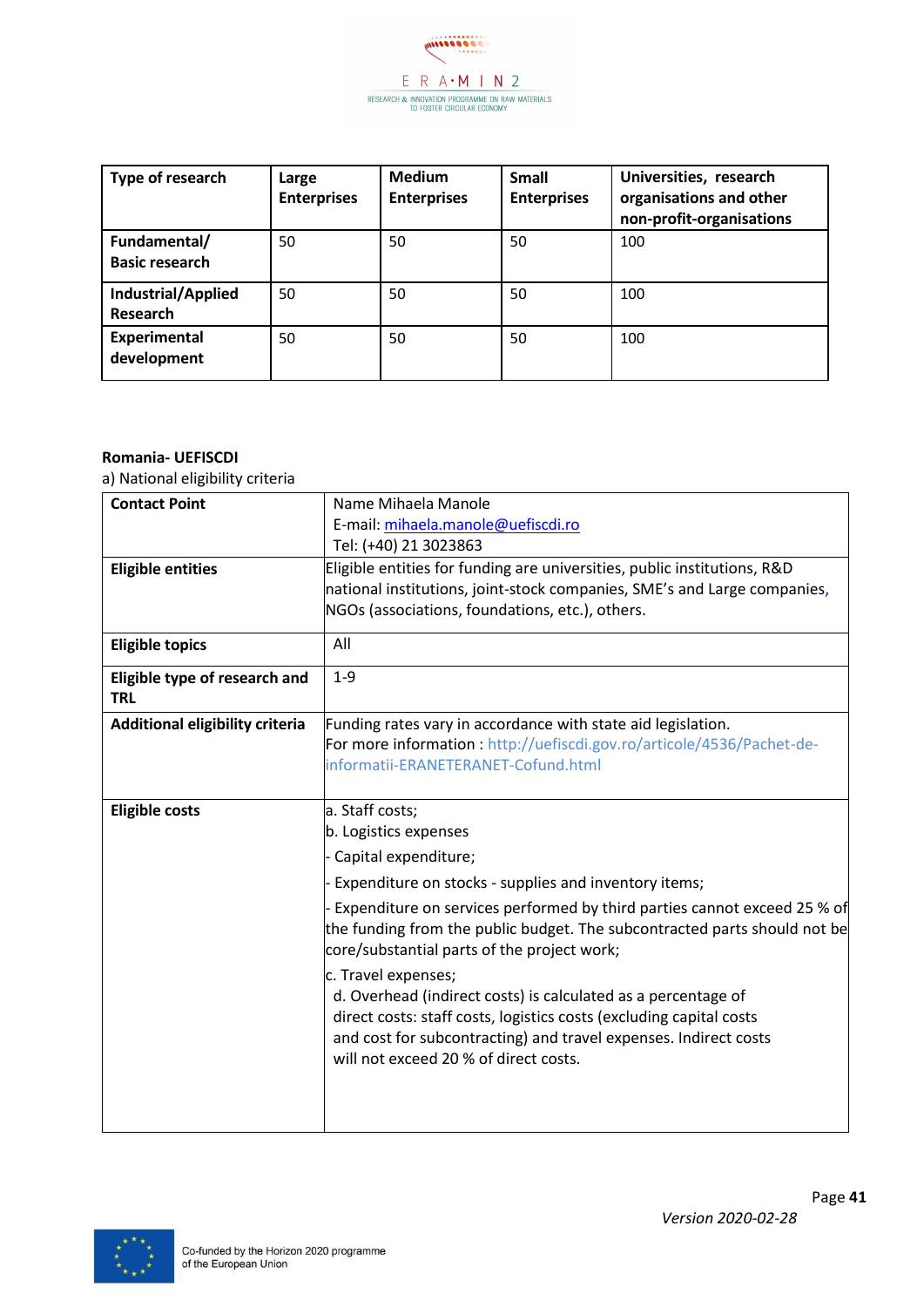| Type of research | Large Enterprises | Medium Enterprises | Small Enterprises | Universities, research organisations and other non-profit-organisations |
|---|---|---|---|---|
| Fundamental/ Basic research | 50 | 50 | 50 | 100 |
| Industrial/Applied Research | 50 | 50 | 50 | 100 |
| Experimental development | 50 | 50 | 50 | 100 |

**Romania- UEFISCDI**

a) National eligibility criteria

| **Contact Point** | Name Mihaela Manole<br>E-mail: mihaela.manole@uefiscdi.ro<br>Tel: (+40) 21 3023863 |
|---|---|
| **Eligible entities** | Eligible entities for funding are universities, public institutions, R&D national institutions, joint-stock companies, SME's and Large companies, NGOs (associations, foundations, etc.), others. |
| **Eligible topics** | All |
| **Eligible type of research and TRL** | 1-9 |
| **Additional eligibility criteria** | Funding rates vary in accordance with state aid legislation.<br>For more information : http://uefiscdi.gov.ro/articole/4536/Pachet-de-informatii-ERANETERANET-Cofund.html |
| **Eligible costs** | a. Staff costs;<br>b. Logistics expenses<br>- Capital expenditure;<br>- Expenditure on stocks - supplies and inventory items;<br>- Expenditure on services performed by third parties cannot exceed 25 % of the funding from the public budget. The subcontracted parts should not be core/substantial parts of the project work;<br>c. Travel expenses;<br>d. Overhead (indirect costs) is calculated as a percentage of direct costs: staff costs, logistics costs (excluding capital costs and cost for subcontracting) and travel expenses. Indirect costs will not exceed 20 % of direct costs. |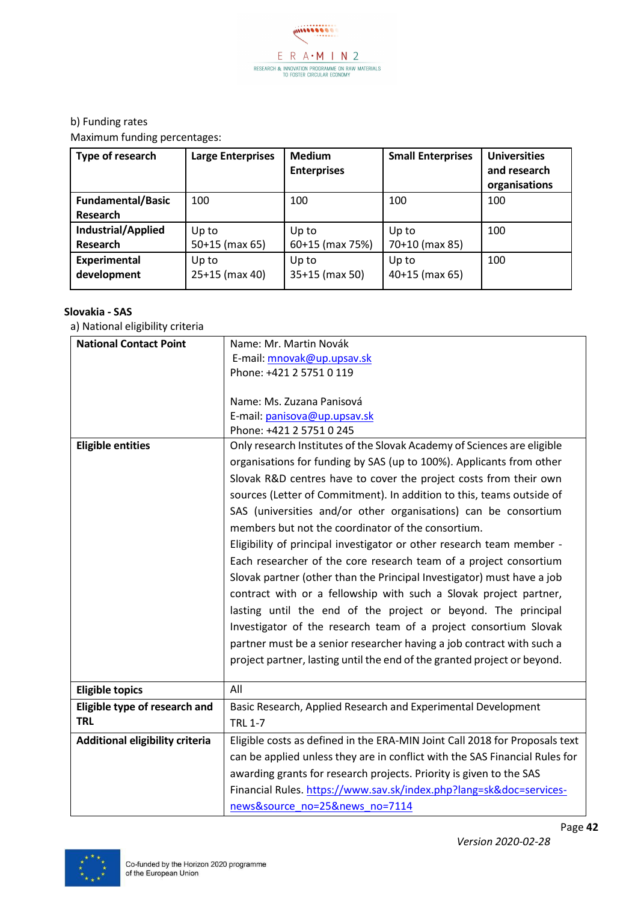b) Funding rates

Maximum funding percentages:

| Type of research | Large Enterprises | Medium Enterprises | Small Enterprises | Universities and research organisations |
|---|---|---|---|---|
| **Fundamental/Basic Research** | 100 | 100 | 100 | 100 |
| **Industrial/Applied Research** | Up to 50+15 (max 65) | Up to 60+15 (max 75%) | Up to 70+10 (max 85) | 100 |
| **Experimental development** | Up to 25+15 (max 40) | Up to 35+15 (max 50) | Up to 40+15 (max 65) | 100 |

**Slovakia - SAS**

a) National eligibility criteria

| | |
|---|---|
| **National Contact Point** | Name: Mr. Martin Novák<br>E-mail: mnovak@up.upsav.sk<br>Phone: +421 2 5751 0 119<br><br>Name: Ms. Zuzana Panisová<br>E-mail: panisova@up.upsav.sk<br>Phone: +421 2 5751 0 245 |
| **Eligible entities** | Only research Institutes of the Slovak Academy of Sciences are eligible organisations for funding by SAS (up to 100%). Applicants from other Slovak R&D centres have to cover the project costs from their own sources (Letter of Commitment). In addition to this, teams outside of SAS (universities and/or other organisations) can be consortium members but not the coordinator of the consortium.<br>Eligibility of principal investigator or other research team member - Each researcher of the core research team of a project consortium Slovak partner (other than the Principal Investigator) must have a job contract with or a fellowship with such a Slovak project partner, lasting until the end of the project or beyond. The principal Investigator of the research team of a project consortium Slovak partner must be a senior researcher having a job contract with such a project partner, lasting until the end of the granted project or beyond. |
| **Eligible topics** | All |
| **Eligible type of research and TRL** | Basic Research, Applied Research and Experimental Development<br>TRL 1-7 |
| **Additional eligibility criteria** | Eligible costs as defined in the ERA-MIN Joint Call 2018 for Proposals text can be applied unless they are in conflict with the SAS Financial Rules for awarding grants for research projects. Priority is given to the SAS Financial Rules. https://www.sav.sk/index.php?lang=sk&doc=services-news&source_no=25&news_no=7114 |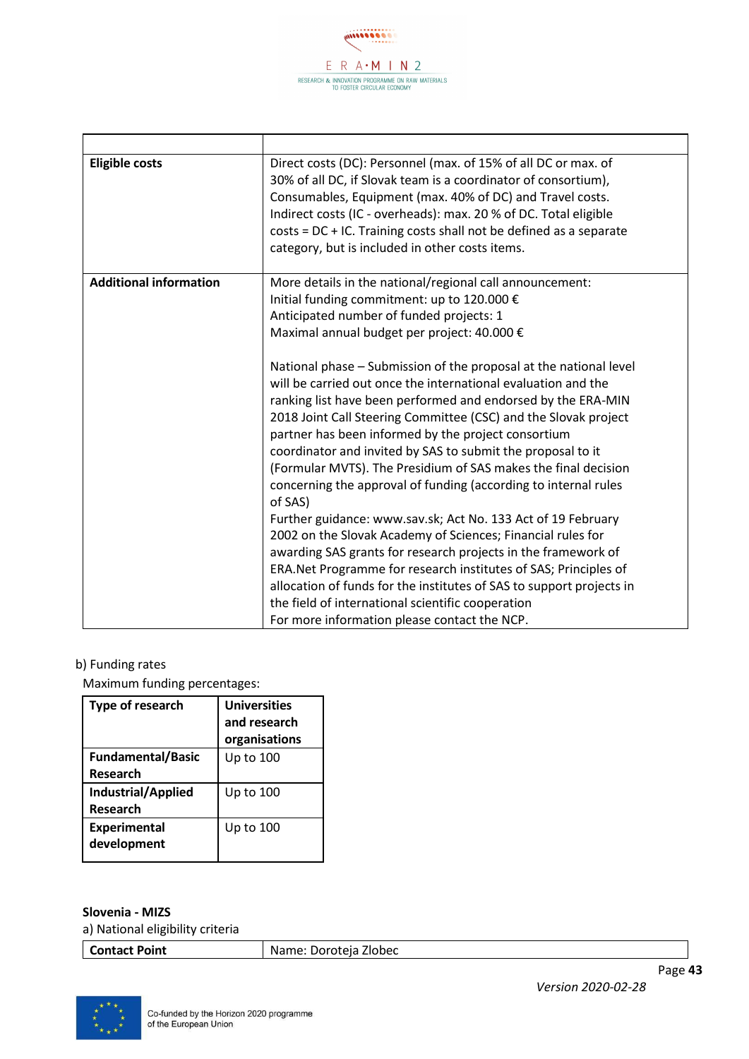| | |
|---|---|
| **Eligible costs** | Direct costs (DC): Personnel (max. of 15% of all DC or max. of 30% of all DC, if Slovak team is a coordinator of consortium), Consumables, Equipment (max. 40% of DC) and Travel costs. Indirect costs (IC - overheads): max. 20 % of DC. Total eligible costs = DC + IC. Training costs shall not be defined as a separate category, but is included in other costs items. |
| **Additional information** | More details in the national/regional call announcement:<br>Initial funding commitment: up to 120.000 €<br>Anticipated number of funded projects: 1<br>Maximal annual budget per project: 40.000 €<br><br>National phase – Submission of the proposal at the national level will be carried out once the international evaluation and the ranking list have been performed and endorsed by the ERA-MIN 2018 Joint Call Steering Committee (CSC) and the Slovak project partner has been informed by the project consortium coordinator and invited by SAS to submit the proposal to it (Formular MVTS). The Presidium of SAS makes the final decision concerning the approval of funding (according to internal rules of SAS)<br>Further guidance: www.sav.sk; Act No. 133 Act of 19 February 2002 on the Slovak Academy of Sciences; Financial rules for awarding SAS grants for research projects in the framework of ERA.Net Programme for research institutes of SAS; Principles of allocation of funds for the institutes of SAS to support projects in the field of international scientific cooperation<br>For more information please contact the NCP. |

b) Funding rates

Maximum funding percentages:

| Type of research | Universities and research organisations |
|---|---|
| **Fundamental/Basic Research** | Up to 100 |
| **Industrial/Applied Research** | Up to 100 |
| **Experimental development** | Up to 100 |

**Slovenia - MIZS**

a) National eligibility criteria

| | |
|---|---|
| **Contact Point** | Name: Doroteja Zlobec |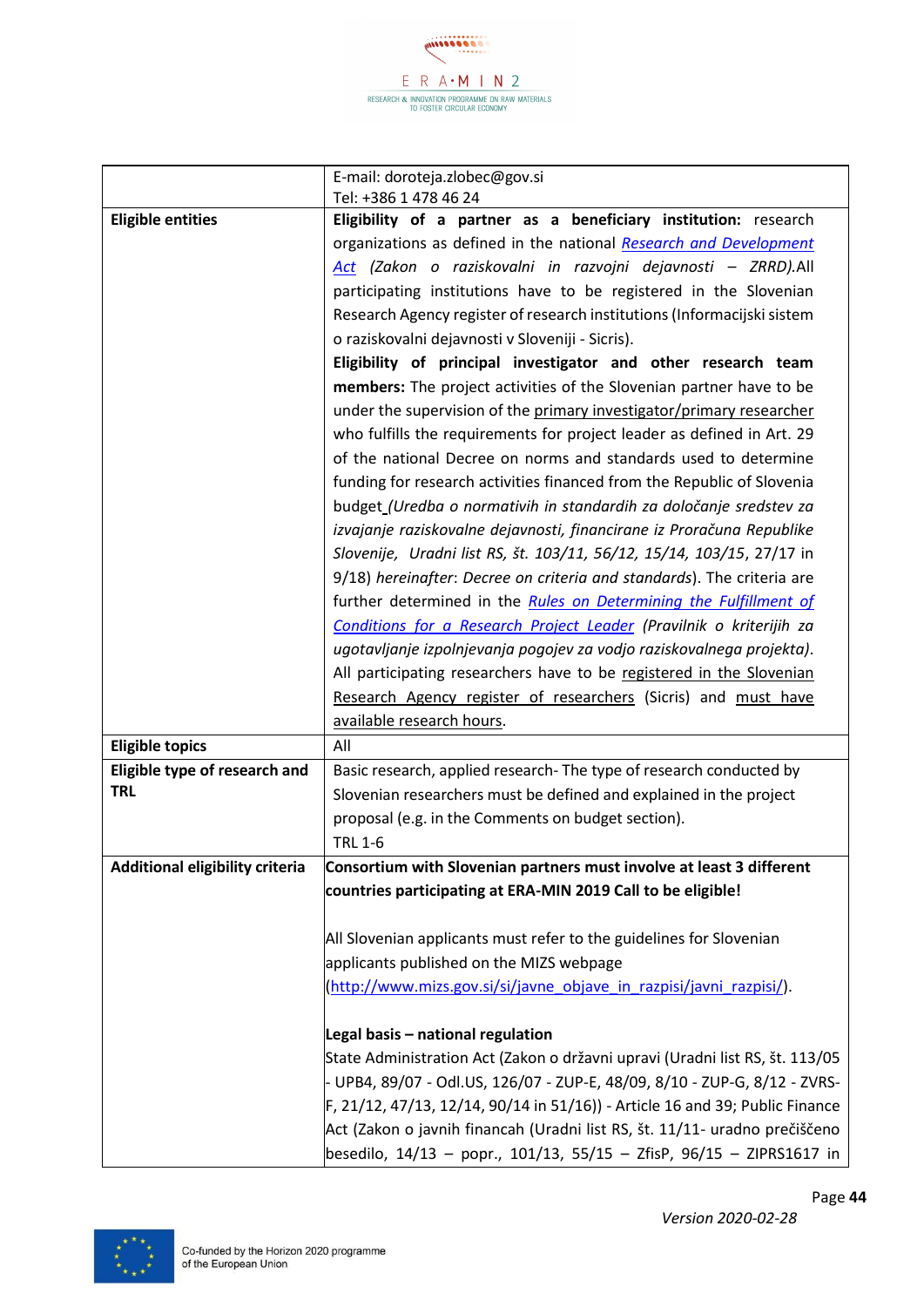| | |
|---|---|
| | E-mail: doroteja.zlobec@gov.si<br>Tel: +386 1 478 46 24 |
| **Eligible entities** | **Eligibility of a partner as a beneficiary institution:** research organizations as defined in the national Research and Development Act *(Zakon o raziskovalni in razvojni dejavnosti – ZRRD).*All participating institutions have to be registered in the Slovenian Research Agency register of research institutions (Informacijski sistem o raziskovalni dejavnosti v Sloveniji - Sicris).<br>**Eligibility of principal investigator and other research team members:** The project activities of the Slovenian partner have to be under the supervision of the primary investigator/primary researcher who fulfills the requirements for project leader as defined in Art. 29 of the national Decree on norms and standards used to determine funding for research activities financed from the Republic of Slovenia budget *(Uredba o normativih in standardih za določanje sredstev za izvajanje raziskovalne dejavnosti, financirane iz Proračuna Republike Slovenije, Uradni list RS, št. 103/11, 56/12, 15/14, 103/15*, 27/17 in 9/18) *hereinafter*: *Decree on criteria and standards*). The criteria are further determined in the Rules on Determining the Fulfillment of Conditions for a Research Project Leader *(Pravilnik o kriterijih za ugotavljanje izpolnjevanja pogojev za vodjo raziskovalnega projekta)*. All participating researchers have to be registered in the Slovenian Research Agency register of researchers (Sicris) and must have available research hours. |
| **Eligible topics** | All |
| **Eligible type of research and TRL** | Basic research, applied research- The type of research conducted by Slovenian researchers must be defined and explained in the project proposal (e.g. in the Comments on budget section).<br>TRL 1-6 |
| **Additional eligibility criteria** | **Consortium with Slovenian partners must involve at least 3 different countries participating at ERA-MIN 2019 Call to be eligible!**<br><br>All Slovenian applicants must refer to the guidelines for Slovenian applicants published on the MIZS webpage (http://www.mizs.gov.si/si/javne_objave_in_razpisi/javni_razpisi/).<br><br>**Legal basis – national regulation**<br>State Administration Act (Zakon o državni upravi (Uradni list RS, št. 113/05 - UPB4, 89/07 - Odl.US, 126/07 - ZUP-E, 48/09, 8/10 - ZUP-G, 8/12 - ZVRS-F, 21/12, 47/13, 12/14, 90/14 in 51/16)) - Article 16 and 39; Public Finance Act (Zakon o javnih financah (Uradni list RS, št. 11/11- uradno prečiščeno besedilo, 14/13 – popr., 101/13, 55/15 – ZfisP, 96/15 – ZIPRS1617 in |

*Version 2020-02-28*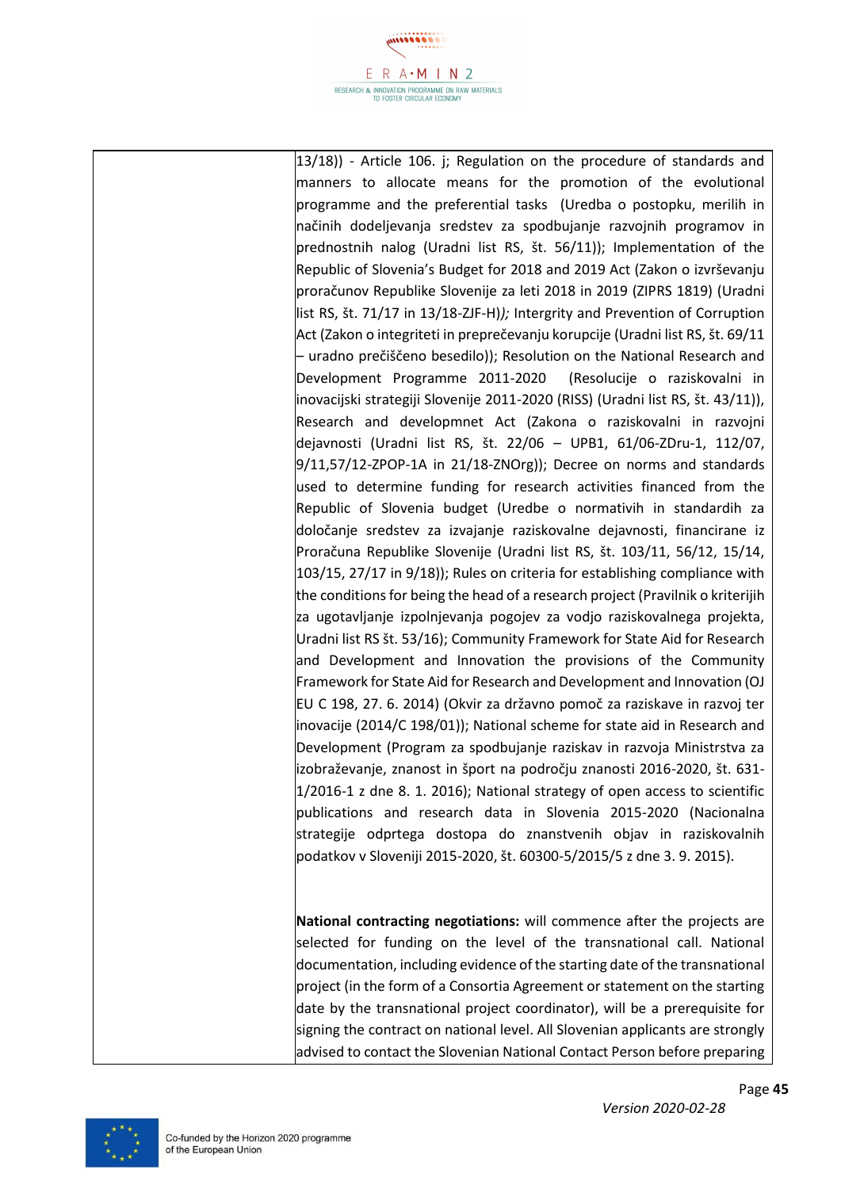| | |
|---|---|
| | 13/18)) - Article 106. j; Regulation on the procedure of standards and manners to allocate means for the promotion of the evolutional programme and the preferential tasks (Uredba o postopku, merilih in načinih dodeljevanja sredstev za spodbujanje razvojnih programov in prednostnih nalog (Uradni list RS, št. 56/11)); Implementation of the Republic of Slovenia's Budget for 2018 and 2019 Act (Zakon o izvrševanju proračunov Republike Slovenije za leti 2018 in 2019 (ZIPRS 1819) (Uradni list RS, št. 71/17 in 13/18-ZJF-H)*);* Intergrity and Prevention of Corruption Act (Zakon o integriteti in preprečevanju korupcije (Uradni list RS, št. 69/11 – uradno prečiščeno besedilo)); Resolution on the National Research and Development Programme 2011-2020 (Resolucije o raziskovalni in inovacijski strategiji Slovenije 2011-2020 (RISS) (Uradni list RS, št. 43/11)), Research and developmnet Act (Zakona o raziskovalni in razvojni dejavnosti (Uradni list RS, št. 22/06 – UPB1, 61/06-ZDru-1, 112/07, 9/11,57/12-ZPOP-1A in 21/18-ZNOrg)); Decree on norms and standards used to determine funding for research activities financed from the Republic of Slovenia budget (Uredbe o normativih in standardih za določanje sredstev za izvajanje raziskovalne dejavnosti, financirane iz Proračuna Republike Slovenije (Uradni list RS, št. 103/11, 56/12, 15/14, 103/15, 27/17 in 9/18)); Rules on criteria for establishing compliance with the conditions for being the head of a research project (Pravilnik o kriterijih za ugotavljanje izpolnjevanja pogojev za vodjo raziskovalnega projekta, Uradni list RS št. 53/16); Community Framework for State Aid for Research and Development and Innovation the provisions of the Community Framework for State Aid for Research and Development and Innovation (OJ EU C 198, 27. 6. 2014) (Okvir za državno pomoč za raziskave in razvoj ter inovacije (2014/C 198/01)); National scheme for state aid in Research and Development (Program za spodbujanje raziskav in razvoja Ministrstva za izobraževanje, znanost in šport na področju znanosti 2016-2020, št. 631-1/2016-1 z dne 8. 1. 2016); National strategy of open access to scientific publications and research data in Slovenia 2015-2020 (Nacionalna strategije odprtega dostopa do znanstvenih objav in raziskovalnih podatkov v Sloveniji 2015-2020, št. 60300-5/2015/5 z dne 3. 9. 2015).<br><br>**National contracting negotiations:** will commence after the projects are selected for funding on the level of the transnational call. National documentation, including evidence of the starting date of the transnational project (in the form of a Consortia Agreement or statement on the starting date by the transnational project coordinator), will be a prerequisite for signing the contract on national level. All Slovenian applicants are strongly advised to contact the Slovenian National Contact Person before preparing |

*Version 2020-02-28*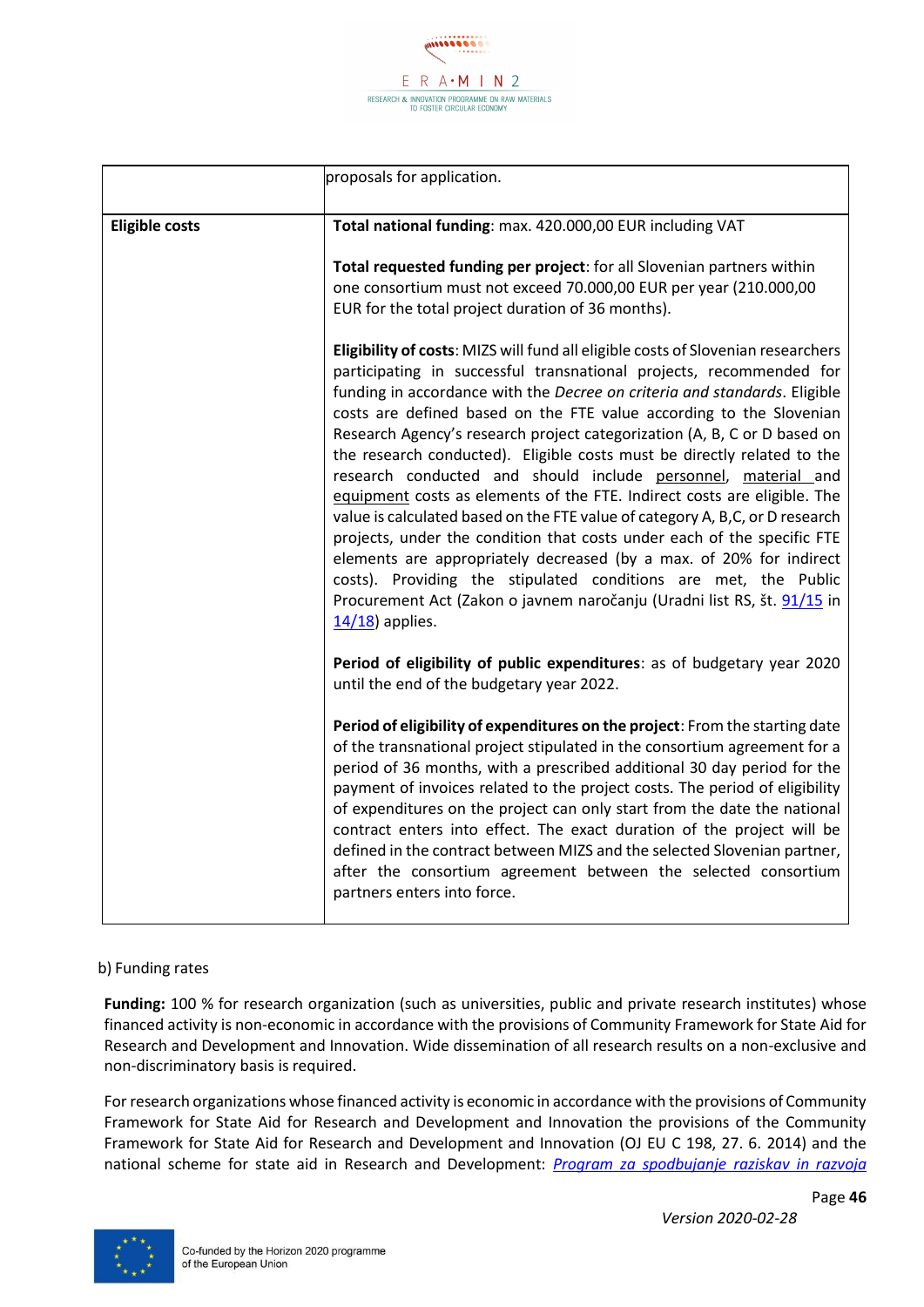| | proposals for application. |
|---|---|
| **Eligible costs** | **Total national funding**: max. 420.000,00 EUR including VAT<br><br>**Total requested funding per project**: for all Slovenian partners within one consortium must not exceed 70.000,00 EUR per year (210.000,00 EUR for the total project duration of 36 months).<br><br>**Eligibility of costs**: MIZS will fund all eligible costs of Slovenian researchers participating in successful transnational projects, recommended for funding in accordance with the *Decree on criteria and standards*. Eligible costs are defined based on the FTE value according to the Slovenian Research Agency's research project categorization (A, B, C or D based on the research conducted). Eligible costs must be directly related to the research conducted and should include personnel, material and equipment costs as elements of the FTE. Indirect costs are eligible. The value is calculated based on the FTE value of category A, B,C, or D research projects, under the condition that costs under each of the specific FTE elements are appropriately decreased (by a max. of 20% for indirect costs). Providing the stipulated conditions are met, the Public Procurement Act (Zakon o javnem naročanju (Uradni list RS, št. 91/15 in 14/18) applies.<br><br>**Period of eligibility of public expenditures**: as of budgetary year 2020 until the end of the budgetary year 2022.<br><br>**Period of eligibility of expenditures on the project**: From the starting date of the transnational project stipulated in the consortium agreement for a period of 36 months, with a prescribed additional 30 day period for the payment of invoices related to the project costs. The period of eligibility of expenditures on the project can only start from the date the national contract enters into effect. The exact duration of the project will be defined in the contract between MIZS and the selected Slovenian partner, after the consortium agreement between the selected consortium partners enters into force. |

b) Funding rates

**Funding:** 100 % for research organization (such as universities, public and private research institutes) whose financed activity is non-economic in accordance with the provisions of Community Framework for State Aid for Research and Development and Innovation. Wide dissemination of all research results on a non-exclusive and non-discriminatory basis is required.

For research organizations whose financed activity is economic in accordance with the provisions of Community Framework for State Aid for Research and Development and Innovation the provisions of the Community Framework for State Aid for Research and Development and Innovation (OJ EU C 198, 27. 6. 2014) and the national scheme for state aid in Research and Development: *Program za spodbujanje raziskav in razvoja*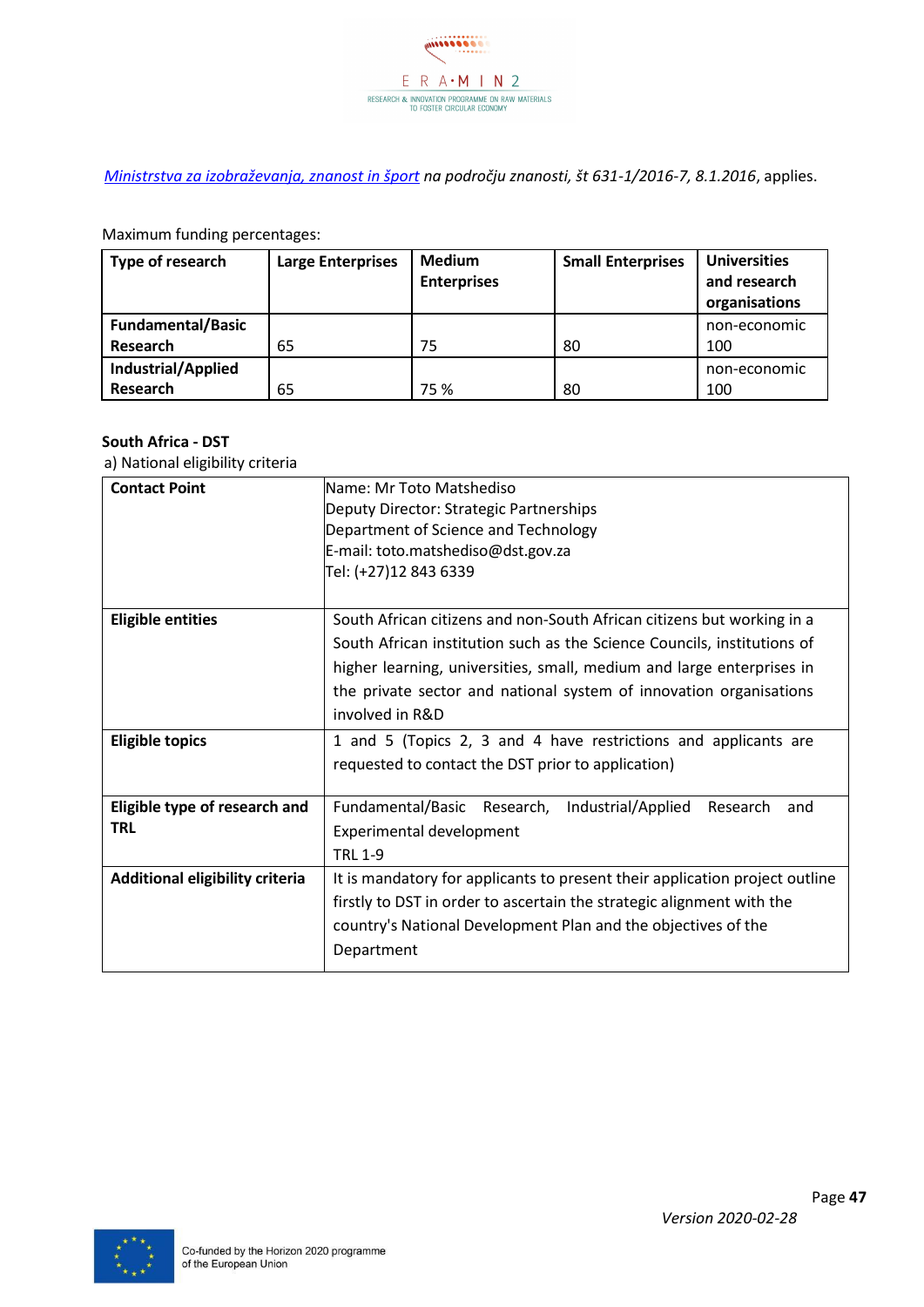*Ministrstva za izobraževanja, znanost in šport na področju znanosti, št 631-1/2016-7, 8.1.2016*, applies.

Maximum funding percentages:

| Type of research | Large Enterprises | Medium Enterprises | Small Enterprises | Universities and research organisations |
|---|---|---|---|---|
| **Fundamental/Basic Research** | 65 | 75 | 80 | non-economic 100 |
| **Industrial/Applied Research** | 65 | 75 % | 80 | non-economic 100 |

**South Africa - DST**

a) National eligibility criteria

| | |
|---|---|
| **Contact Point** | Name: Mr Toto Matshediso<br>Deputy Director: Strategic Partnerships<br>Department of Science and Technology<br>E-mail: toto.matshediso@dst.gov.za<br>Tel: (+27)12 843 6339 |
| **Eligible entities** | South African citizens and non-South African citizens but working in a South African institution such as the Science Councils, institutions of higher learning, universities, small, medium and large enterprises in the private sector and national system of innovation organisations involved in R&D |
| **Eligible topics** | 1 and 5 (Topics 2, 3 and 4 have restrictions and applicants are requested to contact the DST prior to application) |
| **Eligible type of research and TRL** | Fundamental/Basic Research, Industrial/Applied Research and Experimental development<br>TRL 1-9 |
| **Additional eligibility criteria** | It is mandatory for applicants to present their application project outline firstly to DST in order to ascertain the strategic alignment with the country's National Development Plan and the objectives of the Department |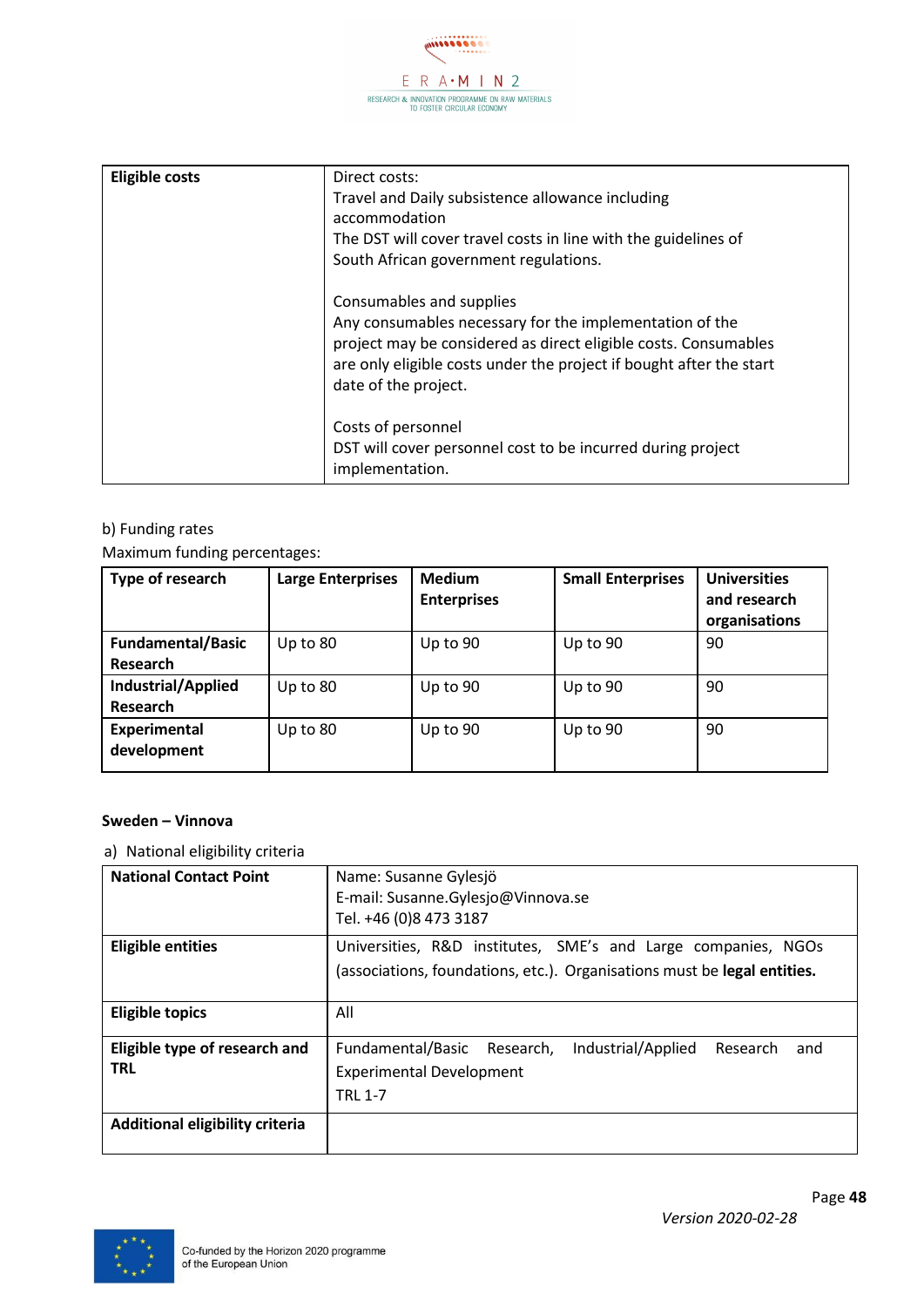| Eligible costs | Direct costs:<br>Travel and Daily subsistence allowance including accommodation<br>The DST will cover travel costs in line with the guidelines of South African government regulations.<br><br>Consumables and supplies<br>Any consumables necessary for the implementation of the project may be considered as direct eligible costs. Consumables are only eligible costs under the project if bought after the start date of the project.<br><br>Costs of personnel<br>DST will cover personnel cost to be incurred during project implementation. |
|---|---|

b) Funding rates

Maximum funding percentages:

| Type of research | Large Enterprises | Medium Enterprises | Small Enterprises | Universities and research organisations |
|---|---|---|---|---|
| **Fundamental/Basic Research** | Up to 80 | Up to 90 | Up to 90 | 90 |
| **Industrial/Applied Research** | Up to 80 | Up to 90 | Up to 90 | 90 |
| **Experimental development** | Up to 80 | Up to 90 | Up to 90 | 90 |

**Sweden – Vinnova**

a) National eligibility criteria

| National Contact Point | Name: Susanne Gylesjö<br>E-mail: Susanne.Gylesjo@Vinnova.se<br>Tel. +46 (0)8 473 3187 |
|---|---|
| **Eligible entities** | Universities, R&D institutes, SME's and Large companies, NGOs (associations, foundations, etc.). Organisations must be **legal entities.** |
| **Eligible topics** | All |
| **Eligible type of research and TRL** | Fundamental/Basic Research, Industrial/Applied Research and Experimental Development<br>TRL 1-7 |
| **Additional eligibility criteria** | |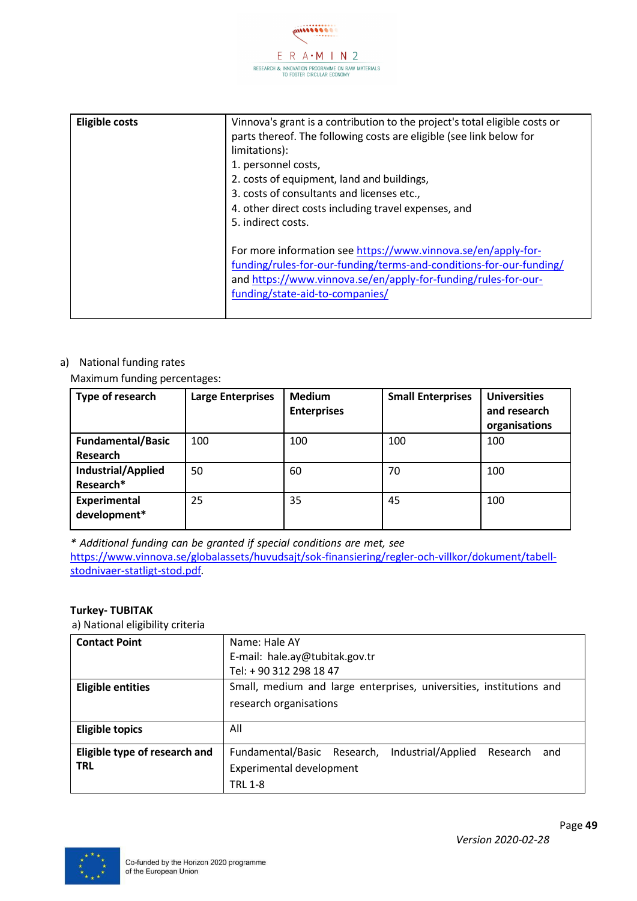| Eligible costs | Vinnova's grant is a contribution to the project's total eligible costs or parts thereof. The following costs are eligible (see link below for limitations):<br>1. personnel costs,<br>2. costs of equipment, land and buildings,<br>3. costs of consultants and licenses etc.,<br>4. other direct costs including travel expenses, and<br>5. indirect costs.<br><br>For more information see https://www.vinnova.se/en/apply-for-funding/rules-for-our-funding/terms-and-conditions-for-our-funding/ and https://www.vinnova.se/en/apply-for-funding/rules-for-our-funding/state-aid-to-companies/ |
|---|---|

a) National funding rates

Maximum funding percentages:

| Type of research | Large Enterprises | Medium Enterprises | Small Enterprises | Universities and research organisations |
|---|---|---|---|---|
| Fundamental/Basic Research | 100 | 100 | 100 | 100 |
| Industrial/Applied Research* | 50 | 60 | 70 | 100 |
| Experimental development* | 25 | 35 | 45 | 100 |

*\* Additional funding can be granted if special conditions are met, see* https://www.vinnova.se/globalassets/huvudsajt/sok-finansiering/regler-och-villkor/dokument/tabell-stodnivaer-statligt-stod.pdf.

**Turkey- TUBITAK**

a) National eligibility criteria

| Contact Point | Name: Hale AY<br>E-mail: hale.ay@tubitak.gov.tr<br>Tel: + 90 312 298 18 47 |
|---|---|
| Eligible entities | Small, medium and large enterprises, universities, institutions and research organisations |
| Eligible topics | All |
| Eligible type of research and TRL | Fundamental/Basic Research, Industrial/Applied Research and Experimental development<br>TRL 1-8 |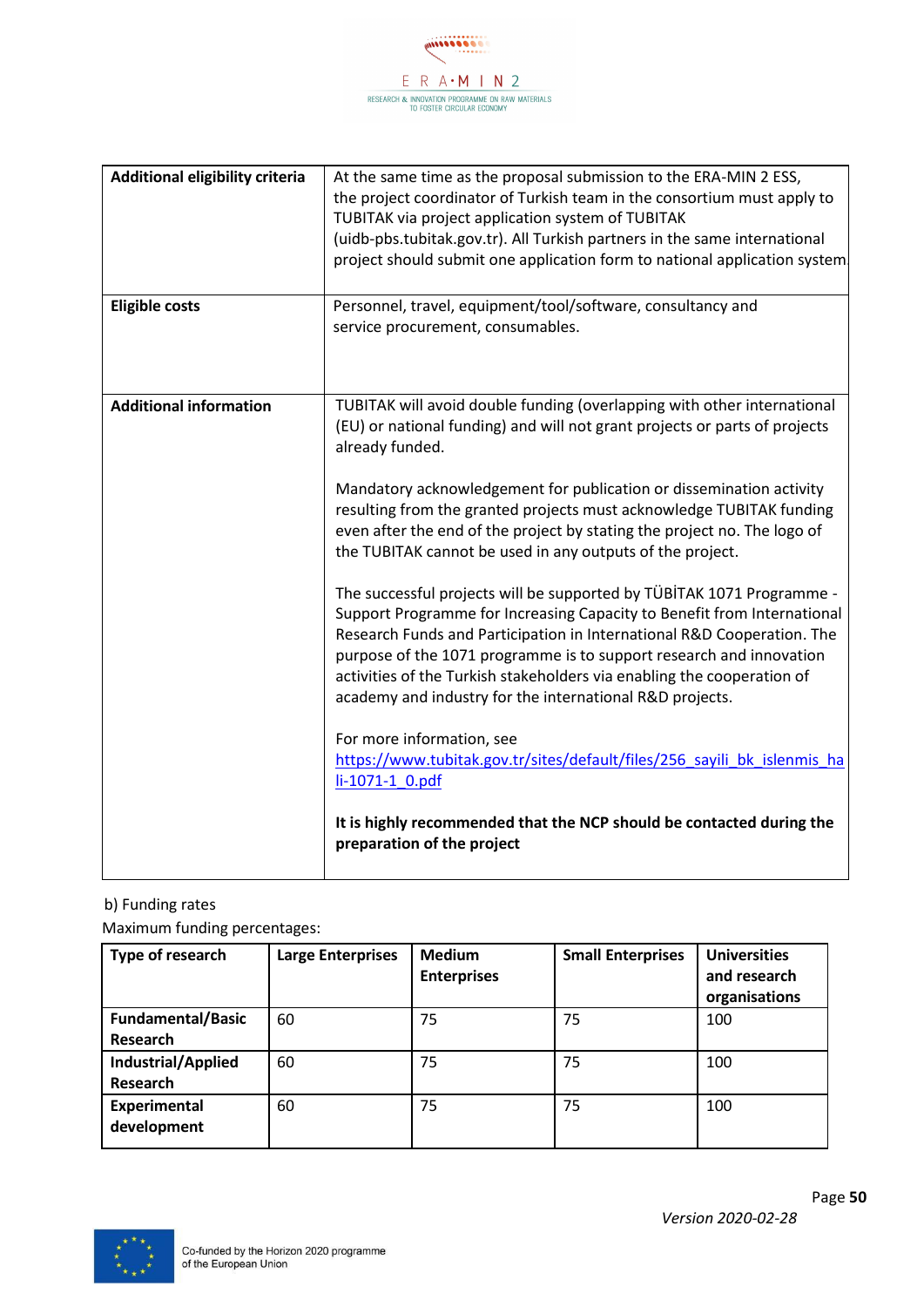| | |
|---|---|
| **Additional eligibility criteria** | At the same time as the proposal submission to the ERA-MIN 2 ESS, the project coordinator of Turkish team in the consortium must apply to TUBITAK via project application system of TUBITAK (uidb-pbs.tubitak.gov.tr). All Turkish partners in the same international project should submit one application form to national application system. |
| **Eligible costs** | Personnel, travel, equipment/tool/software, consultancy and service procurement, consumables. |
| **Additional information** | TUBITAK will avoid double funding (overlapping with other international (EU) or national funding) and will not grant projects or parts of projects already funded.<br><br>Mandatory acknowledgement for publication or dissemination activity resulting from the granted projects must acknowledge TUBITAK funding even after the end of the project by stating the project no. The logo of the TUBITAK cannot be used in any outputs of the project.<br><br>The successful projects will be supported by TÜBİTAK 1071 Programme - Support Programme for Increasing Capacity to Benefit from International Research Funds and Participation in International R&D Cooperation. The purpose of the 1071 programme is to support research and innovation activities of the Turkish stakeholders via enabling the cooperation of academy and industry for the international R&D projects.<br><br>For more information, see https://www.tubitak.gov.tr/sites/default/files/256_sayili_bk_islenmis_hali-1071-1_0.pdf<br><br>**It is highly recommended that the NCP should be contacted during the preparation of the project** |

b) Funding rates

Maximum funding percentages:

| Type of research | Large Enterprises | Medium Enterprises | Small Enterprises | Universities and research organisations |
|---|---|---|---|---|
| **Fundamental/Basic Research** | 60 | 75 | 75 | 100 |
| **Industrial/Applied Research** | 60 | 75 | 75 | 100 |
| **Experimental development** | 60 | 75 | 75 | 100 |

*Version 2020-02-28*

Co-funded by the Horizon 2020 programme of the European Union